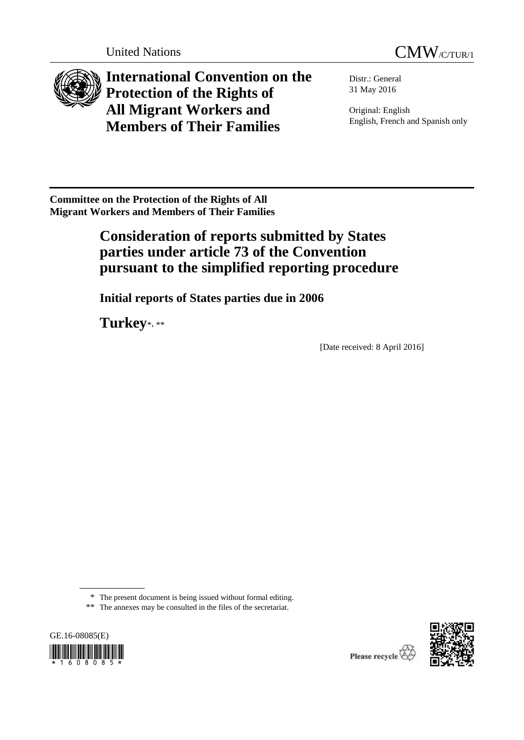United Nations CMW/C/TUR/1

# International Convention on the Protection of the Rights of All Migrant Workers and Members of Their Families

Distr.: General
31 May 2016

Original: English
English, French and Spanish only

**Committee on the Protection of the Rights of All Migrant Workers and Members of Their Families**

## Consideration of reports submitted by States parties under article 73 of the Convention pursuant to the simplified reporting procedure

### Initial reports of States parties due in 2006

### Turkey*, **

[Date received: 8 April 2016]

\* The present document is being issued without formal editing.

\*\* The annexes may be consulted in the files of the secretariat.

GE.16-08085(E)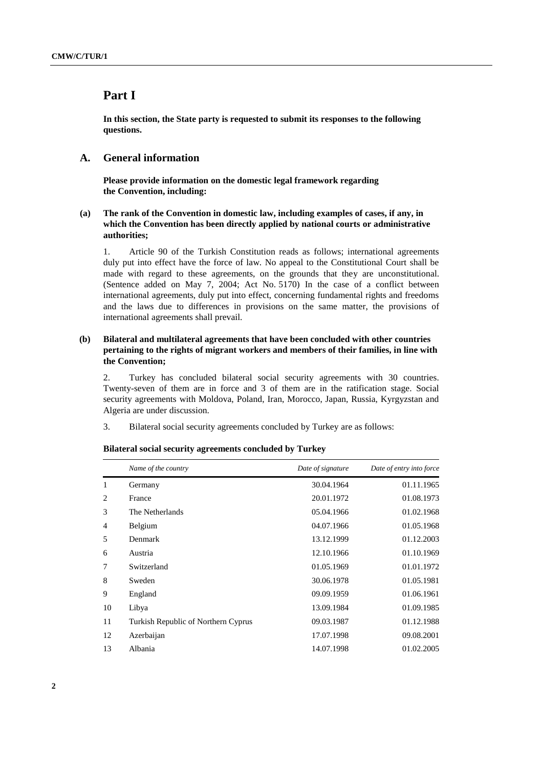# Part I

**In this section, the State party is requested to submit its responses to the following questions.**

## A. General information

**Please provide information on the domestic legal framework regarding the Convention, including:**

**(a) The rank of the Convention in domestic law, including examples of cases, if any, in which the Convention has been directly applied by national courts or administrative authorities;**

1. Article 90 of the Turkish Constitution reads as follows; international agreements duly put into effect have the force of law. No appeal to the Constitutional Court shall be made with regard to these agreements, on the grounds that they are unconstitutional. (Sentence added on May 7, 2004; Act No. 5170) In the case of a conflict between international agreements, duly put into effect, concerning fundamental rights and freedoms and the laws due to differences in provisions on the same matter, the provisions of international agreements shall prevail.

**(b) Bilateral and multilateral agreements that have been concluded with other countries pertaining to the rights of migrant workers and members of their families, in line with the Convention;**

2. Turkey has concluded bilateral social security agreements with 30 countries. Twenty-seven of them are in force and 3 of them are in the ratification stage. Social security agreements with Moldova, Poland, Iran, Morocco, Japan, Russia, Kyrgyzstan and Algeria are under discussion.

3. Bilateral social security agreements concluded by Turkey are as follows:

**Bilateral social security agreements concluded by Turkey**

| | *Name of the country* | *Date of signature* | *Date of entry into force* |
|---|---|---|---|
| 1 | Germany | 30.04.1964 | 01.11.1965 |
| 2 | France | 20.01.1972 | 01.08.1973 |
| 3 | The Netherlands | 05.04.1966 | 01.02.1968 |
| 4 | Belgium | 04.07.1966 | 01.05.1968 |
| 5 | Denmark | 13.12.1999 | 01.12.2003 |
| 6 | Austria | 12.10.1966 | 01.10.1969 |
| 7 | Switzerland | 01.05.1969 | 01.01.1972 |
| 8 | Sweden | 30.06.1978 | 01.05.1981 |
| 9 | England | 09.09.1959 | 01.06.1961 |
| 10 | Libya | 13.09.1984 | 01.09.1985 |
| 11 | Turkish Republic of Northern Cyprus | 09.03.1987 | 01.12.1988 |
| 12 | Azerbaijan | 17.07.1998 | 09.08.2001 |
| 13 | Albania | 14.07.1998 | 01.02.2005 |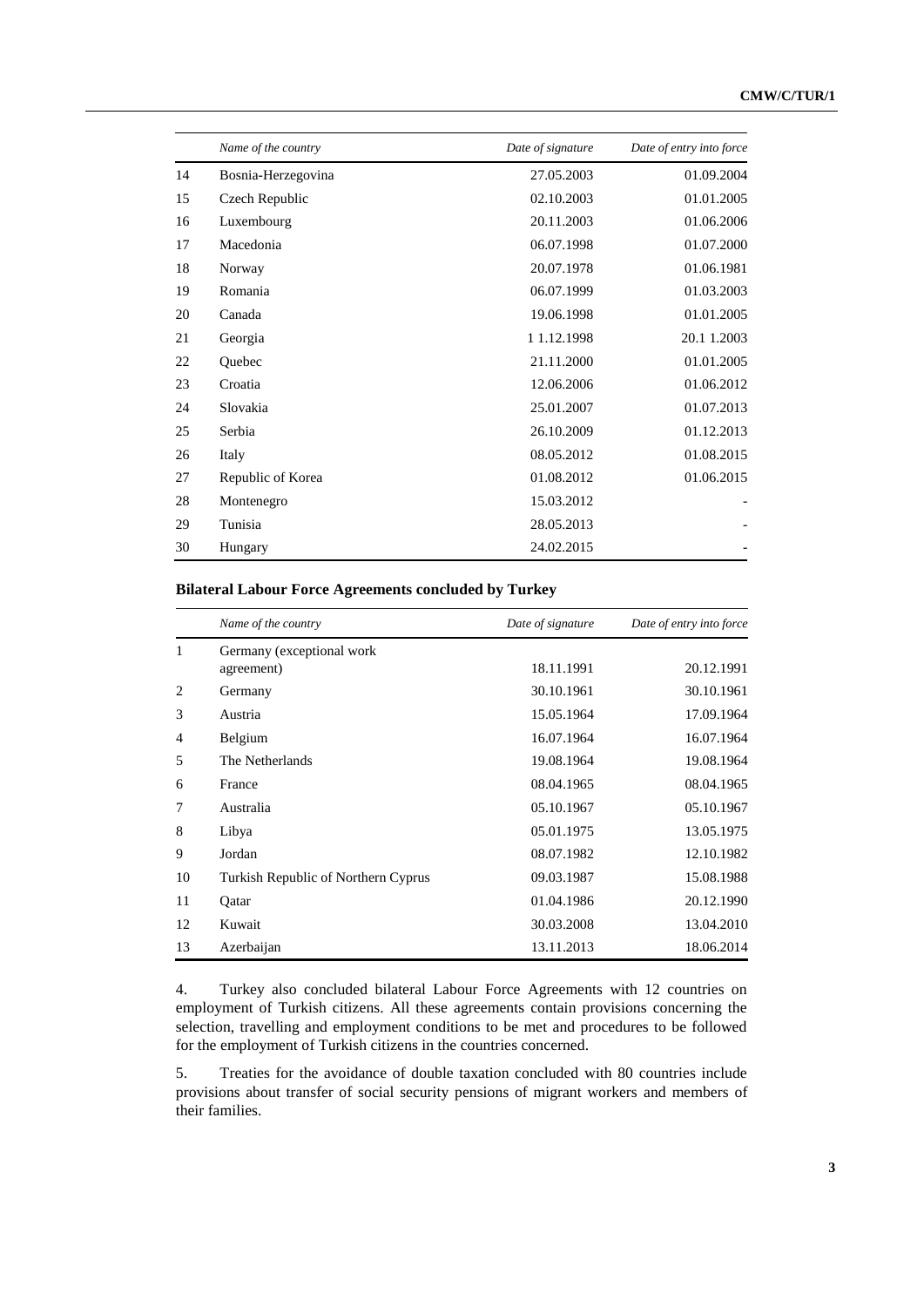|  | Name of the country | Date of signature | Date of entry into force |
| --- | --- | --- | --- |
| 14 | Bosnia-Herzegovina | 27.05.2003 | 01.09.2004 |
| 15 | Czech Republic | 02.10.2003 | 01.01.2005 |
| 16 | Luxembourg | 20.11.2003 | 01.06.2006 |
| 17 | Macedonia | 06.07.1998 | 01.07.2000 |
| 18 | Norway | 20.07.1978 | 01.06.1981 |
| 19 | Romania | 06.07.1999 | 01.03.2003 |
| 20 | Canada | 19.06.1998 | 01.01.2005 |
| 21 | Georgia | 1 1.12.1998 | 20.1 1.2003 |
| 22 | Quebec | 21.11.2000 | 01.01.2005 |
| 23 | Croatia | 12.06.2006 | 01.06.2012 |
| 24 | Slovakia | 25.01.2007 | 01.07.2013 |
| 25 | Serbia | 26.10.2009 | 01.12.2013 |
| 26 | Italy | 08.05.2012 | 01.08.2015 |
| 27 | Republic of Korea | 01.08.2012 | 01.06.2015 |
| 28 | Montenegro | 15.03.2012 | - |
| 29 | Tunisia | 28.05.2013 | - |
| 30 | Hungary | 24.02.2015 | - |

**Bilateral Labour Force Agreements concluded by Turkey**

|  | Name of the country | Date of signature | Date of entry into force |
| --- | --- | --- | --- |
| 1 | Germany (exceptional work agreement) | 18.11.1991 | 20.12.1991 |
| 2 | Germany | 30.10.1961 | 30.10.1961 |
| 3 | Austria | 15.05.1964 | 17.09.1964 |
| 4 | Belgium | 16.07.1964 | 16.07.1964 |
| 5 | The Netherlands | 19.08.1964 | 19.08.1964 |
| 6 | France | 08.04.1965 | 08.04.1965 |
| 7 | Australia | 05.10.1967 | 05.10.1967 |
| 8 | Libya | 05.01.1975 | 13.05.1975 |
| 9 | Jordan | 08.07.1982 | 12.10.1982 |
| 10 | Turkish Republic of Northern Cyprus | 09.03.1987 | 15.08.1988 |
| 11 | Qatar | 01.04.1986 | 20.12.1990 |
| 12 | Kuwait | 30.03.2008 | 13.04.2010 |
| 13 | Azerbaijan | 13.11.2013 | 18.06.2014 |

4. Turkey also concluded bilateral Labour Force Agreements with 12 countries on employment of Turkish citizens. All these agreements contain provisions concerning the selection, travelling and employment conditions to be met and procedures to be followed for the employment of Turkish citizens in the countries concerned.

5. Treaties for the avoidance of double taxation concluded with 80 countries include provisions about transfer of social security pensions of migrant workers and members of their families.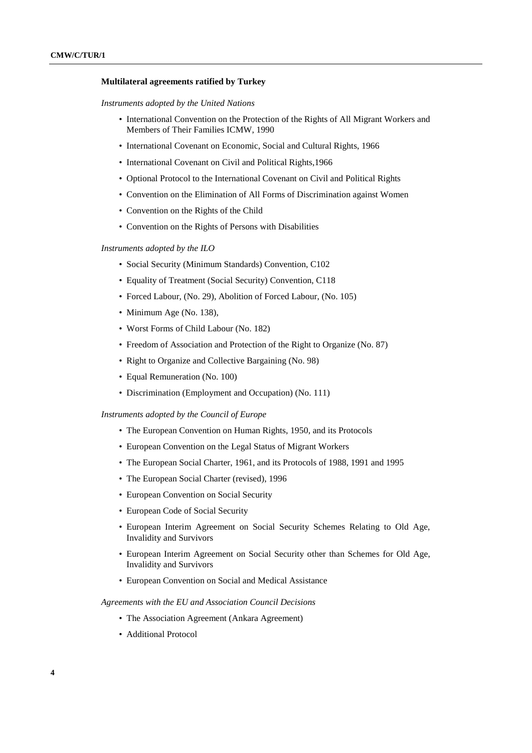**Multilateral agreements ratified by Turkey**

*Instruments adopted by the United Nations*

- International Convention on the Protection of the Rights of All Migrant Workers and Members of Their Families ICMW, 1990
- International Covenant on Economic, Social and Cultural Rights, 1966
- International Covenant on Civil and Political Rights,1966
- Optional Protocol to the International Covenant on Civil and Political Rights
- Convention on the Elimination of All Forms of Discrimination against Women
- Convention on the Rights of the Child
- Convention on the Rights of Persons with Disabilities

*Instruments adopted by the ILO*

- Social Security (Minimum Standards) Convention, C102
- Equality of Treatment (Social Security) Convention, C118
- Forced Labour, (No. 29), Abolition of Forced Labour, (No. 105)
- Minimum Age (No. 138),
- Worst Forms of Child Labour (No. 182)
- Freedom of Association and Protection of the Right to Organize (No. 87)
- Right to Organize and Collective Bargaining (No. 98)
- Equal Remuneration (No. 100)
- Discrimination (Employment and Occupation) (No. 111)

*Instruments adopted by the Council of Europe*

- The European Convention on Human Rights, 1950, and its Protocols
- European Convention on the Legal Status of Migrant Workers
- The European Social Charter, 1961, and its Protocols of 1988, 1991 and 1995
- The European Social Charter (revised), 1996
- European Convention on Social Security
- European Code of Social Security
- European Interim Agreement on Social Security Schemes Relating to Old Age, Invalidity and Survivors
- European Interim Agreement on Social Security other than Schemes for Old Age, Invalidity and Survivors
- European Convention on Social and Medical Assistance

*Agreements with the EU and Association Council Decisions*

- The Association Agreement (Ankara Agreement)
- Additional Protocol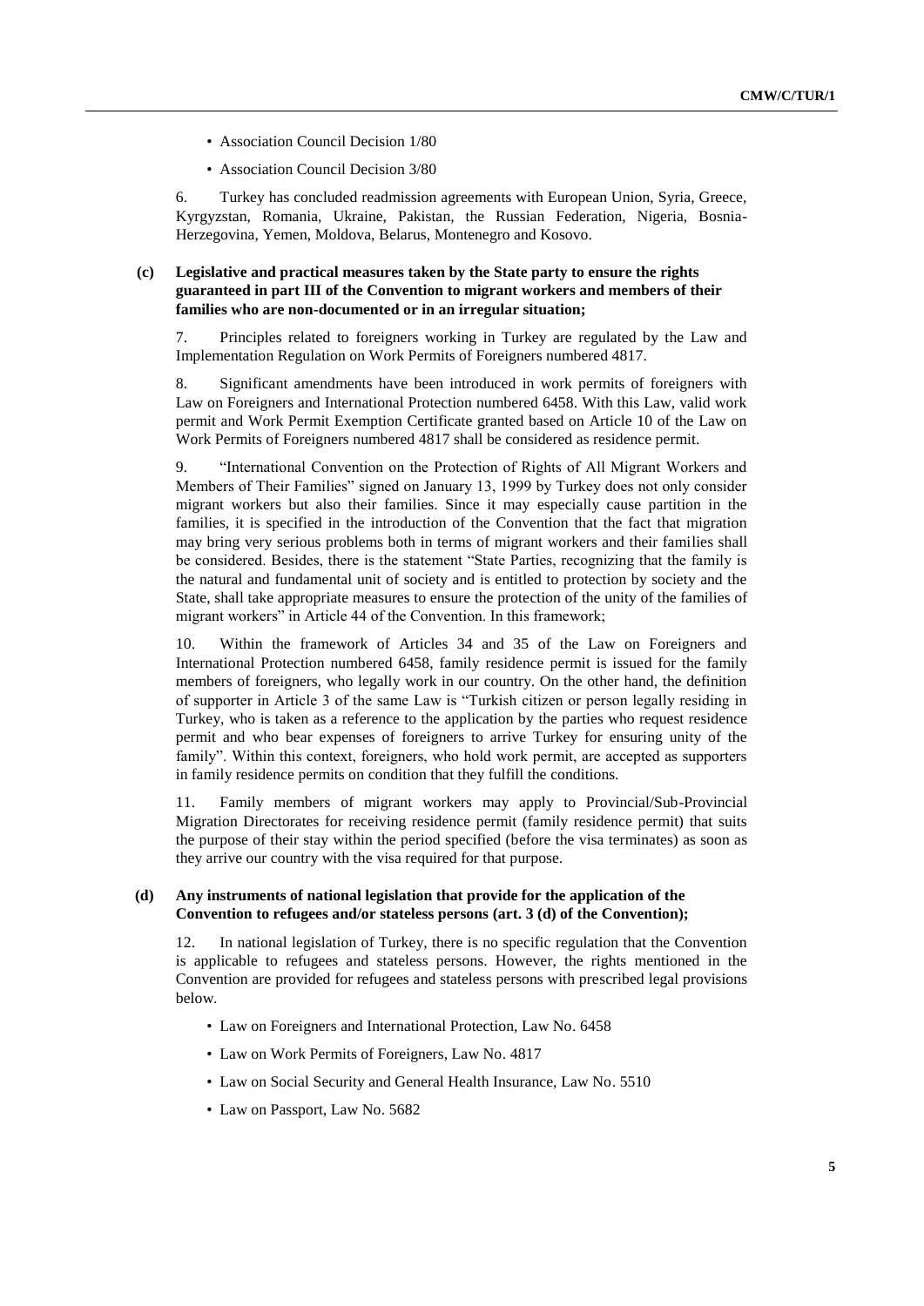- Association Council Decision 1/80
- Association Council Decision 3/80

6. Turkey has concluded readmission agreements with European Union, Syria, Greece, Kyrgyzstan, Romania, Ukraine, Pakistan, the Russian Federation, Nigeria, Bosnia-Herzegovina, Yemen, Moldova, Belarus, Montenegro and Kosovo.

**(c) Legislative and practical measures taken by the State party to ensure the rights guaranteed in part III of the Convention to migrant workers and members of their families who are non-documented or in an irregular situation;**

7. Principles related to foreigners working in Turkey are regulated by the Law and Implementation Regulation on Work Permits of Foreigners numbered 4817.

8. Significant amendments have been introduced in work permits of foreigners with Law on Foreigners and International Protection numbered 6458. With this Law, valid work permit and Work Permit Exemption Certificate granted based on Article 10 of the Law on Work Permits of Foreigners numbered 4817 shall be considered as residence permit.

9. "International Convention on the Protection of Rights of All Migrant Workers and Members of Their Families" signed on January 13, 1999 by Turkey does not only consider migrant workers but also their families. Since it may especially cause partition in the families, it is specified in the introduction of the Convention that the fact that migration may bring very serious problems both in terms of migrant workers and their families shall be considered. Besides, there is the statement "State Parties, recognizing that the family is the natural and fundamental unit of society and is entitled to protection by society and the State, shall take appropriate measures to ensure the protection of the unity of the families of migrant workers" in Article 44 of the Convention. In this framework;

10. Within the framework of Articles 34 and 35 of the Law on Foreigners and International Protection numbered 6458, family residence permit is issued for the family members of foreigners, who legally work in our country. On the other hand, the definition of supporter in Article 3 of the same Law is "Turkish citizen or person legally residing in Turkey, who is taken as a reference to the application by the parties who request residence permit and who bear expenses of foreigners to arrive Turkey for ensuring unity of the family". Within this context, foreigners, who hold work permit, are accepted as supporters in family residence permits on condition that they fulfill the conditions.

11. Family members of migrant workers may apply to Provincial/Sub-Provincial Migration Directorates for receiving residence permit (family residence permit) that suits the purpose of their stay within the period specified (before the visa terminates) as soon as they arrive our country with the visa required for that purpose.

**(d) Any instruments of national legislation that provide for the application of the Convention to refugees and/or stateless persons (art. 3 (d) of the Convention);**

12. In national legislation of Turkey, there is no specific regulation that the Convention is applicable to refugees and stateless persons. However, the rights mentioned in the Convention are provided for refugees and stateless persons with prescribed legal provisions below.

- Law on Foreigners and International Protection, Law No. 6458
- Law on Work Permits of Foreigners, Law No. 4817
- Law on Social Security and General Health Insurance, Law No. 5510
- Law on Passport, Law No. 5682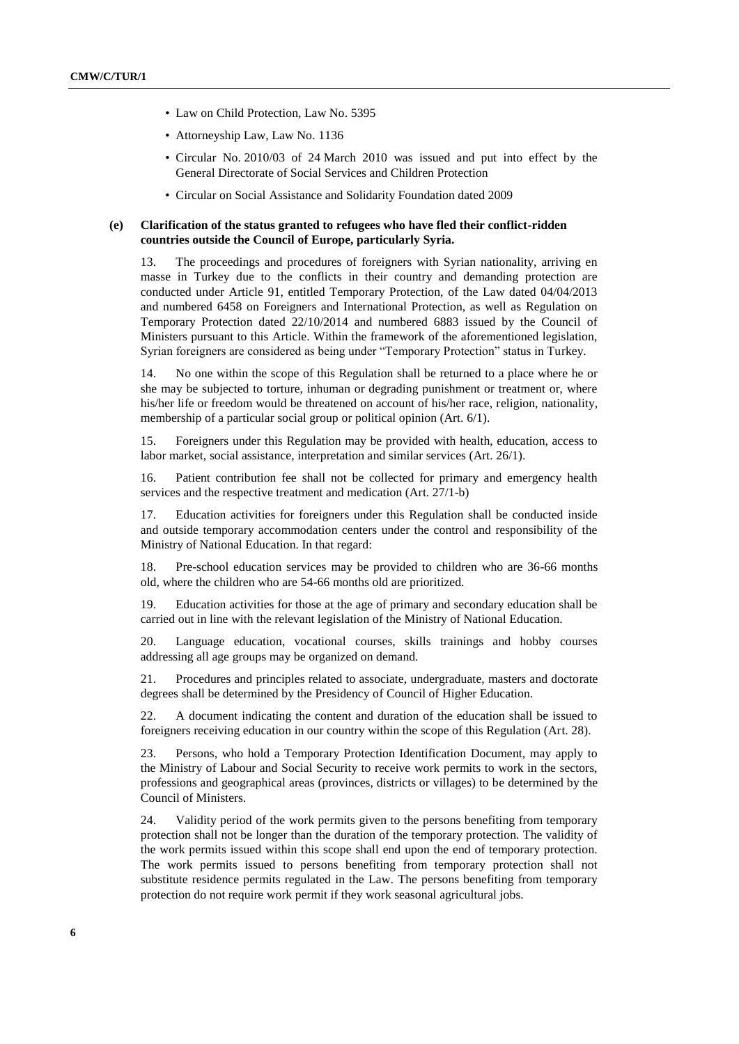- Law on Child Protection, Law No. 5395
- Attorneyship Law, Law No. 1136
- Circular No. 2010/03 of 24 March 2010 was issued and put into effect by the General Directorate of Social Services and Children Protection
- Circular on Social Assistance and Solidarity Foundation dated 2009

**(e) Clarification of the status granted to refugees who have fled their conflict-ridden countries outside the Council of Europe, particularly Syria.**

13. The proceedings and procedures of foreigners with Syrian nationality, arriving en masse in Turkey due to the conflicts in their country and demanding protection are conducted under Article 91, entitled Temporary Protection, of the Law dated 04/04/2013 and numbered 6458 on Foreigners and International Protection, as well as Regulation on Temporary Protection dated 22/10/2014 and numbered 6883 issued by the Council of Ministers pursuant to this Article. Within the framework of the aforementioned legislation, Syrian foreigners are considered as being under "Temporary Protection" status in Turkey.

14. No one within the scope of this Regulation shall be returned to a place where he or she may be subjected to torture, inhuman or degrading punishment or treatment or, where his/her life or freedom would be threatened on account of his/her race, religion, nationality, membership of a particular social group or political opinion (Art. 6/1).

15. Foreigners under this Regulation may be provided with health, education, access to labor market, social assistance, interpretation and similar services (Art. 26/1).

16. Patient contribution fee shall not be collected for primary and emergency health services and the respective treatment and medication (Art. 27/1-b)

17. Education activities for foreigners under this Regulation shall be conducted inside and outside temporary accommodation centers under the control and responsibility of the Ministry of National Education. In that regard:

18. Pre-school education services may be provided to children who are 36-66 months old, where the children who are 54-66 months old are prioritized.

19. Education activities for those at the age of primary and secondary education shall be carried out in line with the relevant legislation of the Ministry of National Education.

20. Language education, vocational courses, skills trainings and hobby courses addressing all age groups may be organized on demand.

21. Procedures and principles related to associate, undergraduate, masters and doctorate degrees shall be determined by the Presidency of Council of Higher Education.

22. A document indicating the content and duration of the education shall be issued to foreigners receiving education in our country within the scope of this Regulation (Art. 28).

23. Persons, who hold a Temporary Protection Identification Document, may apply to the Ministry of Labour and Social Security to receive work permits to work in the sectors, professions and geographical areas (provinces, districts or villages) to be determined by the Council of Ministers.

24. Validity period of the work permits given to the persons benefiting from temporary protection shall not be longer than the duration of the temporary protection. The validity of the work permits issued within this scope shall end upon the end of temporary protection. The work permits issued to persons benefiting from temporary protection shall not substitute residence permits regulated in the Law. The persons benefiting from temporary protection do not require work permit if they work seasonal agricultural jobs.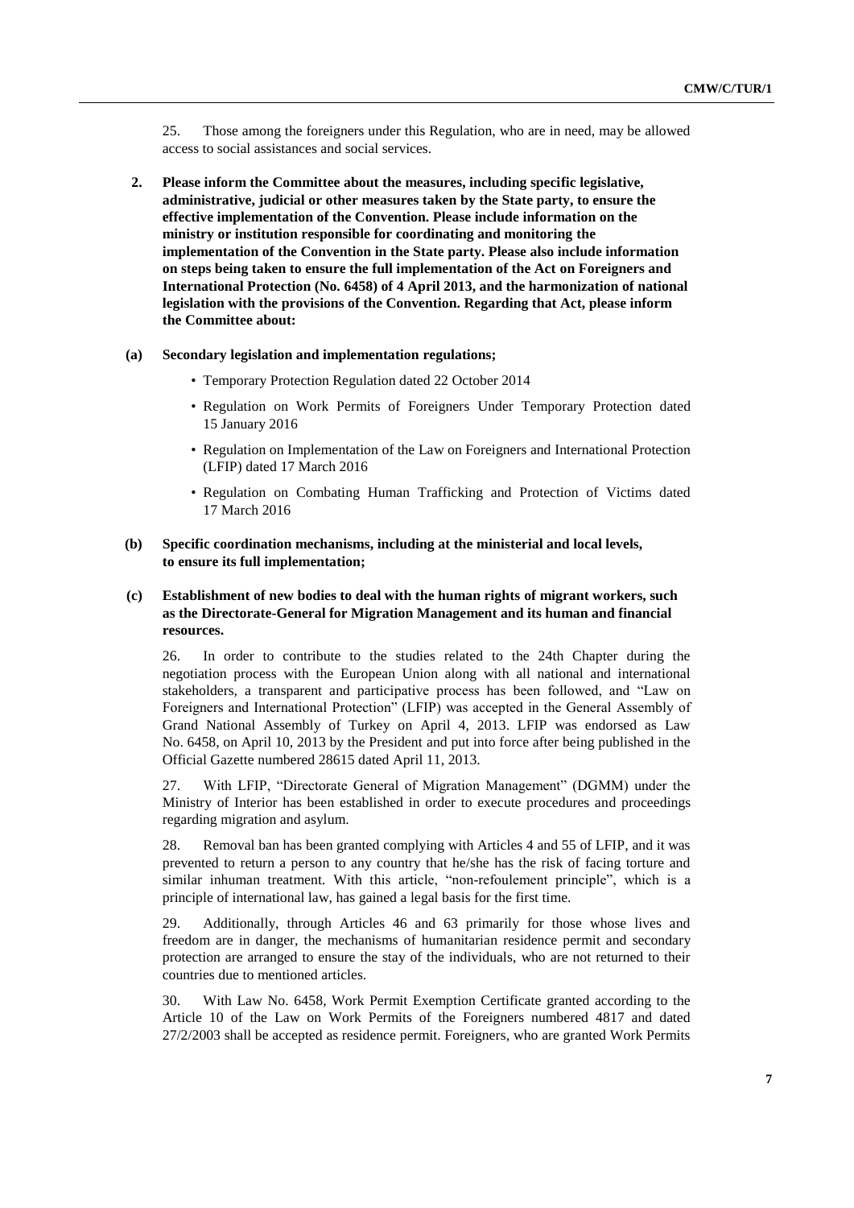25. Those among the foreigners under this Regulation, who are in need, may be allowed access to social assistances and social services.

**2. Please inform the Committee about the measures, including specific legislative, administrative, judicial or other measures taken by the State party, to ensure the effective implementation of the Convention. Please include information on the ministry or institution responsible for coordinating and monitoring the implementation of the Convention in the State party. Please also include information on steps being taken to ensure the full implementation of the Act on Foreigners and International Protection (No. 6458) of 4 April 2013, and the harmonization of national legislation with the provisions of the Convention. Regarding that Act, please inform the Committee about:**

**(a) Secondary legislation and implementation regulations;**

- Temporary Protection Regulation dated 22 October 2014
- Regulation on Work Permits of Foreigners Under Temporary Protection dated 15 January 2016
- Regulation on Implementation of the Law on Foreigners and International Protection (LFIP) dated 17 March 2016
- Regulation on Combating Human Trafficking and Protection of Victims dated 17 March 2016

**(b) Specific coordination mechanisms, including at the ministerial and local levels, to ensure its full implementation;**

**(c) Establishment of new bodies to deal with the human rights of migrant workers, such as the Directorate-General for Migration Management and its human and financial resources.**

26. In order to contribute to the studies related to the 24th Chapter during the negotiation process with the European Union along with all national and international stakeholders, a transparent and participative process has been followed, and "Law on Foreigners and International Protection" (LFIP) was accepted in the General Assembly of Grand National Assembly of Turkey on April 4, 2013. LFIP was endorsed as Law No. 6458, on April 10, 2013 by the President and put into force after being published in the Official Gazette numbered 28615 dated April 11, 2013.

27. With LFIP, "Directorate General of Migration Management" (DGMM) under the Ministry of Interior has been established in order to execute procedures and proceedings regarding migration and asylum.

28. Removal ban has been granted complying with Articles 4 and 55 of LFIP, and it was prevented to return a person to any country that he/she has the risk of facing torture and similar inhuman treatment. With this article, "non-refoulement principle", which is a principle of international law, has gained a legal basis for the first time.

29. Additionally, through Articles 46 and 63 primarily for those whose lives and freedom are in danger, the mechanisms of humanitarian residence permit and secondary protection are arranged to ensure the stay of the individuals, who are not returned to their countries due to mentioned articles.

30. With Law No. 6458, Work Permit Exemption Certificate granted according to the Article 10 of the Law on Work Permits of the Foreigners numbered 4817 and dated 27/2/2003 shall be accepted as residence permit. Foreigners, who are granted Work Permits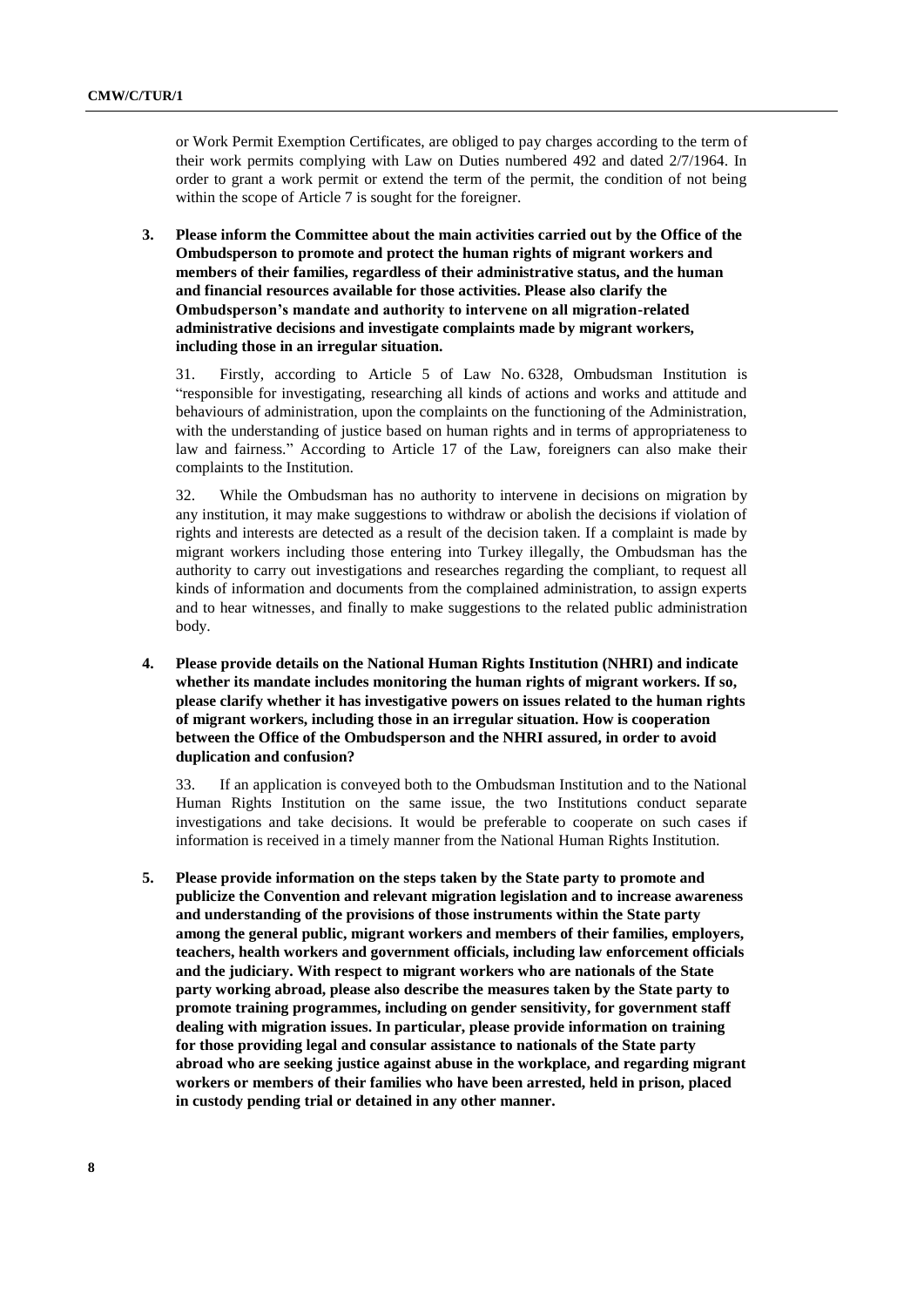or Work Permit Exemption Certificates, are obliged to pay charges according to the term of their work permits complying with Law on Duties numbered 492 and dated 2/7/1964. In order to grant a work permit or extend the term of the permit, the condition of not being within the scope of Article 7 is sought for the foreigner.

**3. Please inform the Committee about the main activities carried out by the Office of the Ombudsperson to promote and protect the human rights of migrant workers and members of their families, regardless of their administrative status, and the human and financial resources available for those activities. Please also clarify the Ombudsperson's mandate and authority to intervene on all migration-related administrative decisions and investigate complaints made by migrant workers, including those in an irregular situation.**

31. Firstly, according to Article 5 of Law No. 6328, Ombudsman Institution is "responsible for investigating, researching all kinds of actions and works and attitude and behaviours of administration, upon the complaints on the functioning of the Administration, with the understanding of justice based on human rights and in terms of appropriateness to law and fairness." According to Article 17 of the Law, foreigners can also make their complaints to the Institution.

32. While the Ombudsman has no authority to intervene in decisions on migration by any institution, it may make suggestions to withdraw or abolish the decisions if violation of rights and interests are detected as a result of the decision taken. If a complaint is made by migrant workers including those entering into Turkey illegally, the Ombudsman has the authority to carry out investigations and researches regarding the compliant, to request all kinds of information and documents from the complained administration, to assign experts and to hear witnesses, and finally to make suggestions to the related public administration body.

**4. Please provide details on the National Human Rights Institution (NHRI) and indicate whether its mandate includes monitoring the human rights of migrant workers. If so, please clarify whether it has investigative powers on issues related to the human rights of migrant workers, including those in an irregular situation. How is cooperation between the Office of the Ombudsperson and the NHRI assured, in order to avoid duplication and confusion?**

33. If an application is conveyed both to the Ombudsman Institution and to the National Human Rights Institution on the same issue, the two Institutions conduct separate investigations and take decisions. It would be preferable to cooperate on such cases if information is received in a timely manner from the National Human Rights Institution.

**5. Please provide information on the steps taken by the State party to promote and publicize the Convention and relevant migration legislation and to increase awareness and understanding of the provisions of those instruments within the State party among the general public, migrant workers and members of their families, employers, teachers, health workers and government officials, including law enforcement officials and the judiciary. With respect to migrant workers who are nationals of the State party working abroad, please also describe the measures taken by the State party to promote training programmes, including on gender sensitivity, for government staff dealing with migration issues. In particular, please provide information on training for those providing legal and consular assistance to nationals of the State party abroad who are seeking justice against abuse in the workplace, and regarding migrant workers or members of their families who have been arrested, held in prison, placed in custody pending trial or detained in any other manner.**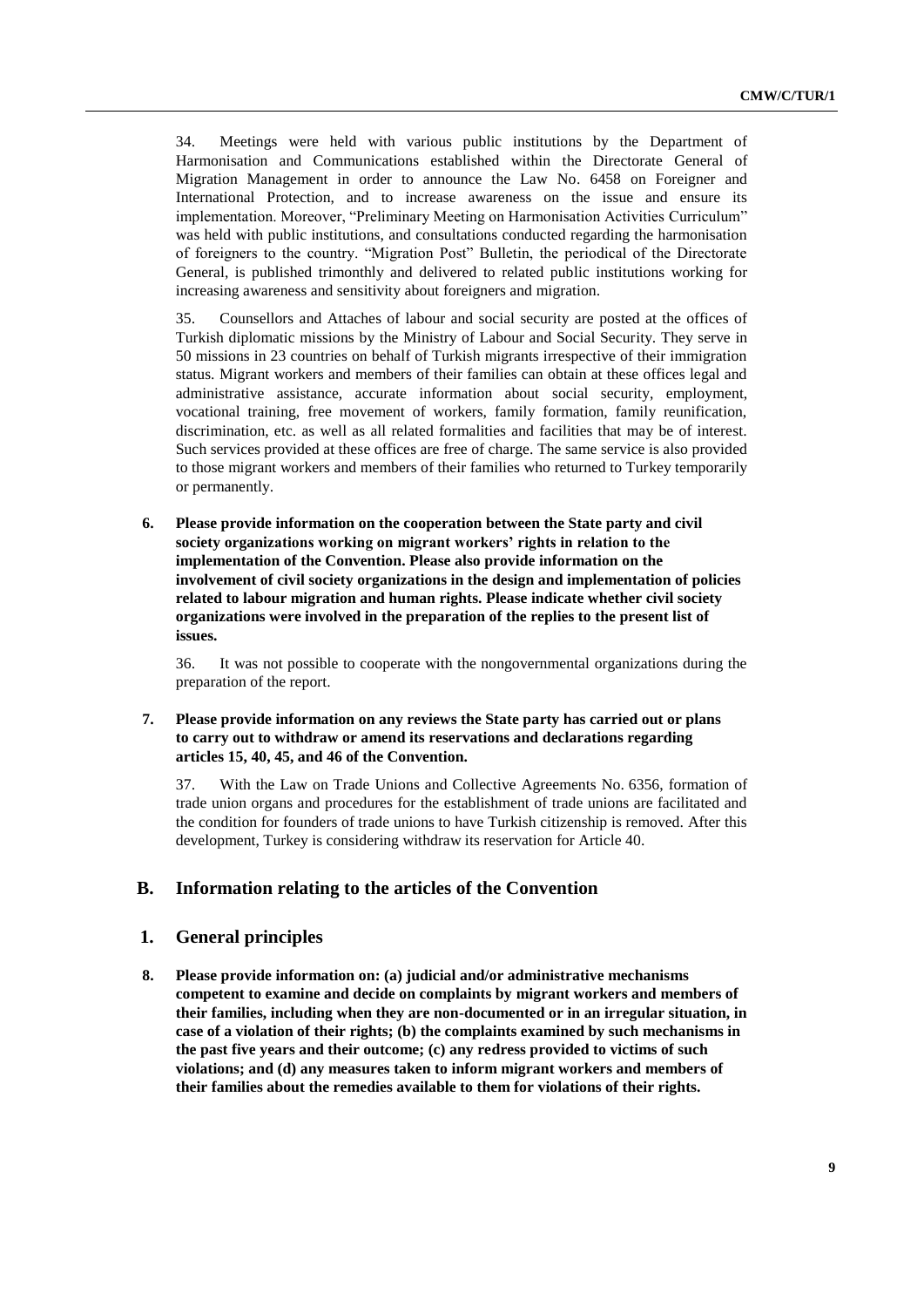34. Meetings were held with various public institutions by the Department of Harmonisation and Communications established within the Directorate General of Migration Management in order to announce the Law No. 6458 on Foreigner and International Protection, and to increase awareness on the issue and ensure its implementation. Moreover, "Preliminary Meeting on Harmonisation Activities Curriculum" was held with public institutions, and consultations conducted regarding the harmonisation of foreigners to the country. "Migration Post" Bulletin, the periodical of the Directorate General, is published trimonthly and delivered to related public institutions working for increasing awareness and sensitivity about foreigners and migration.

35. Counsellors and Attaches of labour and social security are posted at the offices of Turkish diplomatic missions by the Ministry of Labour and Social Security. They serve in 50 missions in 23 countries on behalf of Turkish migrants irrespective of their immigration status. Migrant workers and members of their families can obtain at these offices legal and administrative assistance, accurate information about social security, employment, vocational training, free movement of workers, family formation, family reunification, discrimination, etc. as well as all related formalities and facilities that may be of interest. Such services provided at these offices are free of charge. The same service is also provided to those migrant workers and members of their families who returned to Turkey temporarily or permanently.

**6. Please provide information on the cooperation between the State party and civil society organizations working on migrant workers' rights in relation to the implementation of the Convention. Please also provide information on the involvement of civil society organizations in the design and implementation of policies related to labour migration and human rights. Please indicate whether civil society organizations were involved in the preparation of the replies to the present list of issues.**

36. It was not possible to cooperate with the nongovernmental organizations during the preparation of the report.

**7. Please provide information on any reviews the State party has carried out or plans to carry out to withdraw or amend its reservations and declarations regarding articles 15, 40, 45, and 46 of the Convention.**

37. With the Law on Trade Unions and Collective Agreements No. 6356, formation of trade union organs and procedures for the establishment of trade unions are facilitated and the condition for founders of trade unions to have Turkish citizenship is removed. After this development, Turkey is considering withdraw its reservation for Article 40.

## B. Information relating to the articles of the Convention

### 1. General principles

**8. Please provide information on: (a) judicial and/or administrative mechanisms competent to examine and decide on complaints by migrant workers and members of their families, including when they are non-documented or in an irregular situation, in case of a violation of their rights; (b) the complaints examined by such mechanisms in the past five years and their outcome; (c) any redress provided to victims of such violations; and (d) any measures taken to inform migrant workers and members of their families about the remedies available to them for violations of their rights.**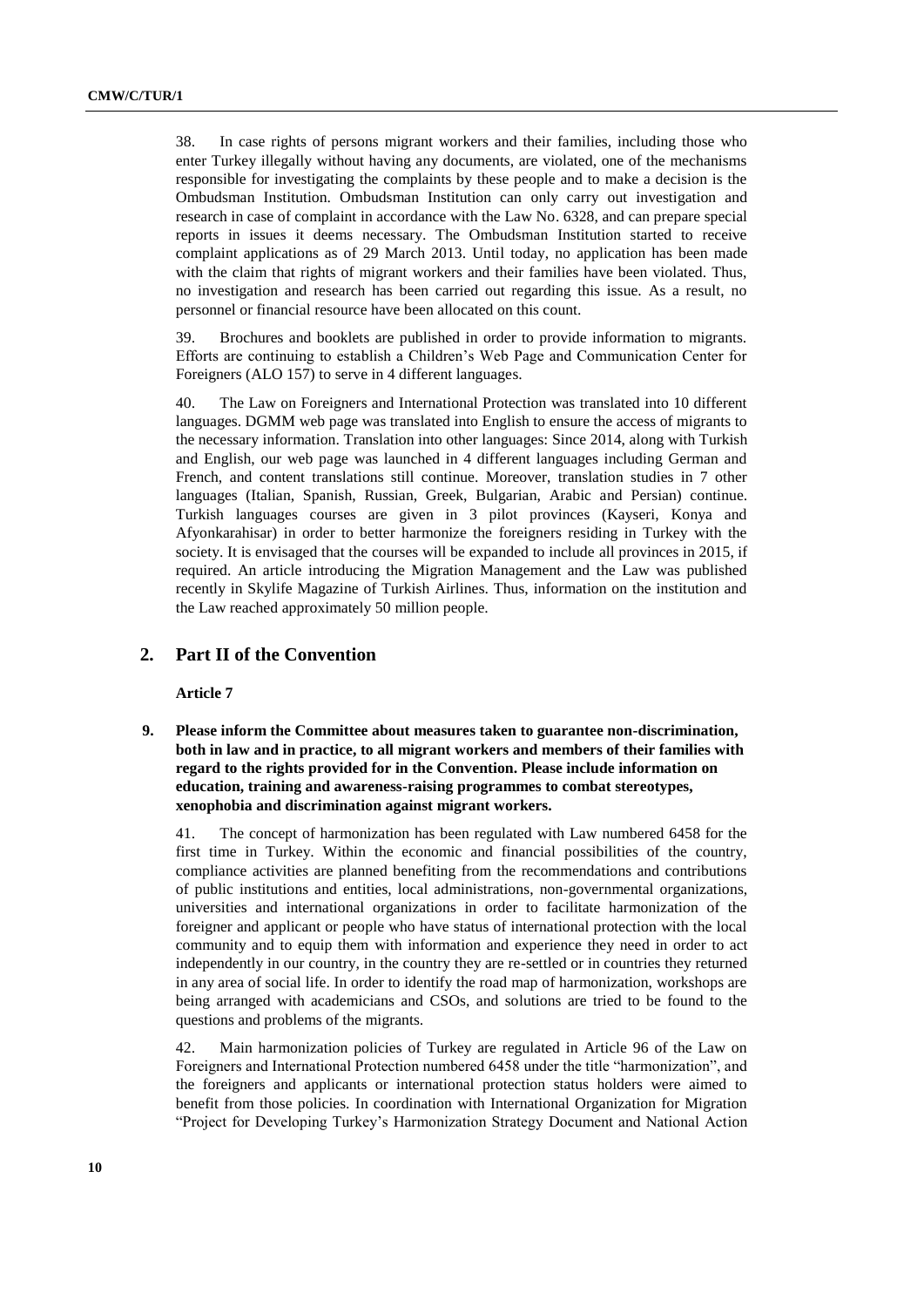38. In case rights of persons migrant workers and their families, including those who enter Turkey illegally without having any documents, are violated, one of the mechanisms responsible for investigating the complaints by these people and to make a decision is the Ombudsman Institution. Ombudsman Institution can only carry out investigation and research in case of complaint in accordance with the Law No. 6328, and can prepare special reports in issues it deems necessary. The Ombudsman Institution started to receive complaint applications as of 29 March 2013. Until today, no application has been made with the claim that rights of migrant workers and their families have been violated. Thus, no investigation and research has been carried out regarding this issue. As a result, no personnel or financial resource have been allocated on this count.

39. Brochures and booklets are published in order to provide information to migrants. Efforts are continuing to establish a Children's Web Page and Communication Center for Foreigners (ALO 157) to serve in 4 different languages.

40. The Law on Foreigners and International Protection was translated into 10 different languages. DGMM web page was translated into English to ensure the access of migrants to the necessary information. Translation into other languages: Since 2014, along with Turkish and English, our web page was launched in 4 different languages including German and French, and content translations still continue. Moreover, translation studies in 7 other languages (Italian, Spanish, Russian, Greek, Bulgarian, Arabic and Persian) continue. Turkish languages courses are given in 3 pilot provinces (Kayseri, Konya and Afyonkarahisar) in order to better harmonize the foreigners residing in Turkey with the society. It is envisaged that the courses will be expanded to include all provinces in 2015, if required. An article introducing the Migration Management and the Law was published recently in Skylife Magazine of Turkish Airlines. Thus, information on the institution and the Law reached approximately 50 million people.

## 2. Part II of the Convention

**Article 7**

**9. Please inform the Committee about measures taken to guarantee non-discrimination, both in law and in practice, to all migrant workers and members of their families with regard to the rights provided for in the Convention. Please include information on education, training and awareness-raising programmes to combat stereotypes, xenophobia and discrimination against migrant workers.**

41. The concept of harmonization has been regulated with Law numbered 6458 for the first time in Turkey. Within the economic and financial possibilities of the country, compliance activities are planned benefiting from the recommendations and contributions of public institutions and entities, local administrations, non-governmental organizations, universities and international organizations in order to facilitate harmonization of the foreigner and applicant or people who have status of international protection with the local community and to equip them with information and experience they need in order to act independently in our country, in the country they are re-settled or in countries they returned in any area of social life. In order to identify the road map of harmonization, workshops are being arranged with academicians and CSOs, and solutions are tried to be found to the questions and problems of the migrants.

42. Main harmonization policies of Turkey are regulated in Article 96 of the Law on Foreigners and International Protection numbered 6458 under the title "harmonization", and the foreigners and applicants or international protection status holders were aimed to benefit from those policies. In coordination with International Organization for Migration "Project for Developing Turkey's Harmonization Strategy Document and National Action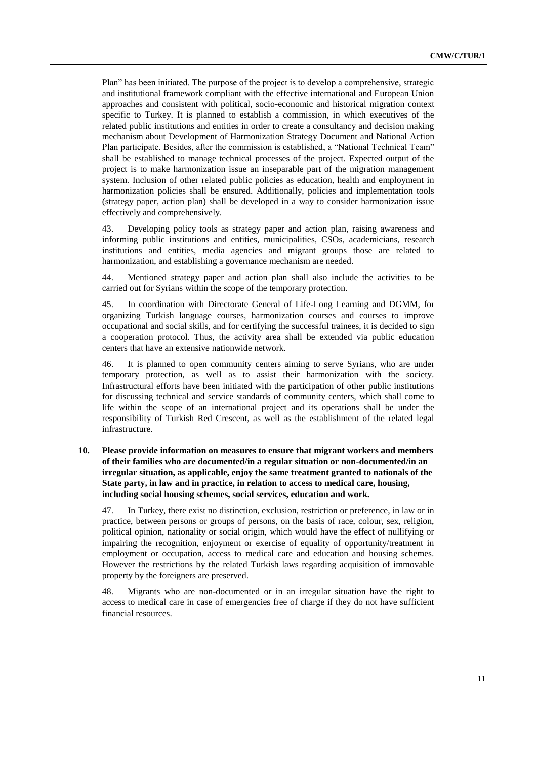Plan" has been initiated. The purpose of the project is to develop a comprehensive, strategic and institutional framework compliant with the effective international and European Union approaches and consistent with political, socio-economic and historical migration context specific to Turkey. It is planned to establish a commission, in which executives of the related public institutions and entities in order to create a consultancy and decision making mechanism about Development of Harmonization Strategy Document and National Action Plan participate. Besides, after the commission is established, a "National Technical Team" shall be established to manage technical processes of the project. Expected output of the project is to make harmonization issue an inseparable part of the migration management system. Inclusion of other related public policies as education, health and employment in harmonization policies shall be ensured. Additionally, policies and implementation tools (strategy paper, action plan) shall be developed in a way to consider harmonization issue effectively and comprehensively.

43. Developing policy tools as strategy paper and action plan, raising awareness and informing public institutions and entities, municipalities, CSOs, academicians, research institutions and entities, media agencies and migrant groups those are related to harmonization, and establishing a governance mechanism are needed.

44. Mentioned strategy paper and action plan shall also include the activities to be carried out for Syrians within the scope of the temporary protection.

45. In coordination with Directorate General of Life-Long Learning and DGMM, for organizing Turkish language courses, harmonization courses and courses to improve occupational and social skills, and for certifying the successful trainees, it is decided to sign a cooperation protocol. Thus, the activity area shall be extended via public education centers that have an extensive nationwide network.

46. It is planned to open community centers aiming to serve Syrians, who are under temporary protection, as well as to assist their harmonization with the society. Infrastructural efforts have been initiated with the participation of other public institutions for discussing technical and service standards of community centers, which shall come to life within the scope of an international project and its operations shall be under the responsibility of Turkish Red Crescent, as well as the establishment of the related legal infrastructure.

**10. Please provide information on measures to ensure that migrant workers and members of their families who are documented/in a regular situation or non-documented/in an irregular situation, as applicable, enjoy the same treatment granted to nationals of the State party, in law and in practice, in relation to access to medical care, housing, including social housing schemes, social services, education and work.**

47. In Turkey, there exist no distinction, exclusion, restriction or preference, in law or in practice, between persons or groups of persons, on the basis of race, colour, sex, religion, political opinion, nationality or social origin, which would have the effect of nullifying or impairing the recognition, enjoyment or exercise of equality of opportunity/treatment in employment or occupation, access to medical care and education and housing schemes. However the restrictions by the related Turkish laws regarding acquisition of immovable property by the foreigners are preserved.

48. Migrants who are non-documented or in an irregular situation have the right to access to medical care in case of emergencies free of charge if they do not have sufficient financial resources.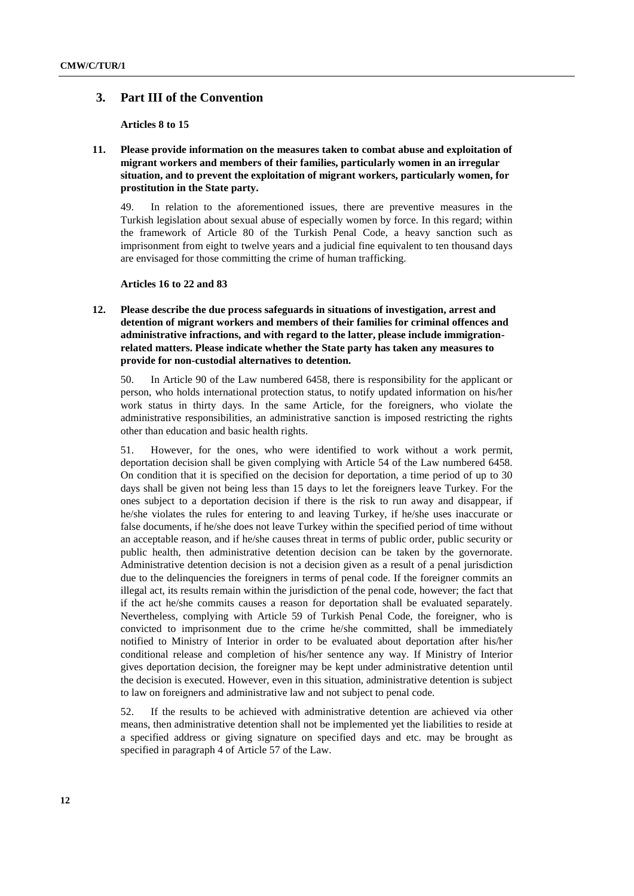## 3. Part III of the Convention

**Articles 8 to 15**

**11. Please provide information on the measures taken to combat abuse and exploitation of migrant workers and members of their families, particularly women in an irregular situation, and to prevent the exploitation of migrant workers, particularly women, for prostitution in the State party.**

49. In relation to the aforementioned issues, there are preventive measures in the Turkish legislation about sexual abuse of especially women by force. In this regard; within the framework of Article 80 of the Turkish Penal Code, a heavy sanction such as imprisonment from eight to twelve years and a judicial fine equivalent to ten thousand days are envisaged for those committing the crime of human trafficking.

**Articles 16 to 22 and 83**

**12. Please describe the due process safeguards in situations of investigation, arrest and detention of migrant workers and members of their families for criminal offences and administrative infractions, and with regard to the latter, please include immigration-related matters. Please indicate whether the State party has taken any measures to provide for non-custodial alternatives to detention.**

50. In Article 90 of the Law numbered 6458, there is responsibility for the applicant or person, who holds international protection status, to notify updated information on his/her work status in thirty days. In the same Article, for the foreigners, who violate the administrative responsibilities, an administrative sanction is imposed restricting the rights other than education and basic health rights.

51. However, for the ones, who were identified to work without a work permit, deportation decision shall be given complying with Article 54 of the Law numbered 6458. On condition that it is specified on the decision for deportation, a time period of up to 30 days shall be given not being less than 15 days to let the foreigners leave Turkey. For the ones subject to a deportation decision if there is the risk to run away and disappear, if he/she violates the rules for entering to and leaving Turkey, if he/she uses inaccurate or false documents, if he/she does not leave Turkey within the specified period of time without an acceptable reason, and if he/she causes threat in terms of public order, public security or public health, then administrative detention decision can be taken by the governorate. Administrative detention decision is not a decision given as a result of a penal jurisdiction due to the delinquencies the foreigners in terms of penal code. If the foreigner commits an illegal act, its results remain within the jurisdiction of the penal code, however; the fact that if the act he/she commits causes a reason for deportation shall be evaluated separately. Nevertheless, complying with Article 59 of Turkish Penal Code, the foreigner, who is convicted to imprisonment due to the crime he/she committed, shall be immediately notified to Ministry of Interior in order to be evaluated about deportation after his/her conditional release and completion of his/her sentence any way. If Ministry of Interior gives deportation decision, the foreigner may be kept under administrative detention until the decision is executed. However, even in this situation, administrative detention is subject to law on foreigners and administrative law and not subject to penal code.

52. If the results to be achieved with administrative detention are achieved via other means, then administrative detention shall not be implemented yet the liabilities to reside at a specified address or giving signature on specified days and etc. may be brought as specified in paragraph 4 of Article 57 of the Law.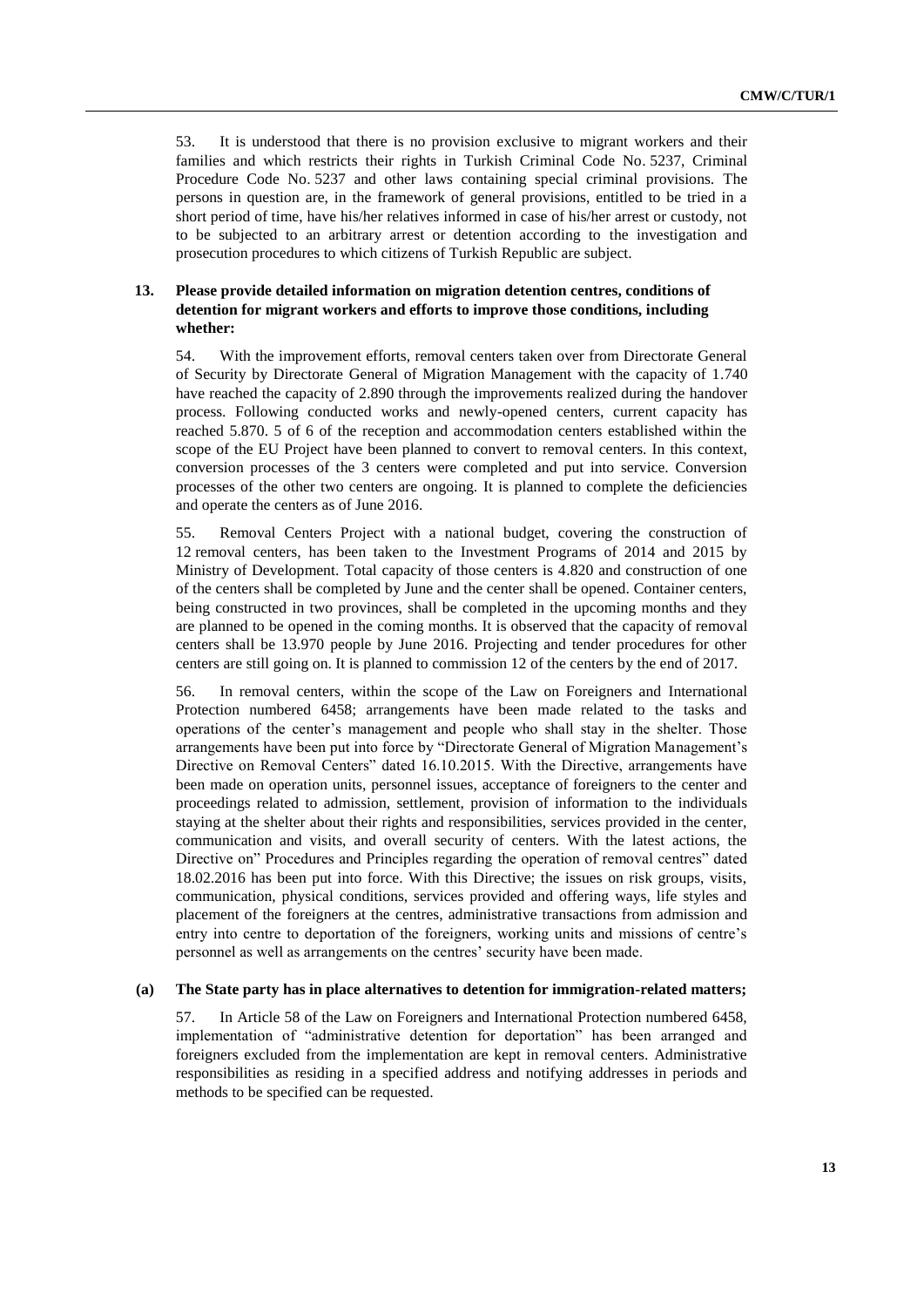53. It is understood that there is no provision exclusive to migrant workers and their families and which restricts their rights in Turkish Criminal Code No. 5237, Criminal Procedure Code No. 5237 and other laws containing special criminal provisions. The persons in question are, in the framework of general provisions, entitled to be tried in a short period of time, have his/her relatives informed in case of his/her arrest or custody, not to be subjected to an arbitrary arrest or detention according to the investigation and prosecution procedures to which citizens of Turkish Republic are subject.

**13. Please provide detailed information on migration detention centres, conditions of detention for migrant workers and efforts to improve those conditions, including whether:**

54. With the improvement efforts, removal centers taken over from Directorate General of Security by Directorate General of Migration Management with the capacity of 1.740 have reached the capacity of 2.890 through the improvements realized during the handover process. Following conducted works and newly-opened centers, current capacity has reached 5.870. 5 of 6 of the reception and accommodation centers established within the scope of the EU Project have been planned to convert to removal centers. In this context, conversion processes of the 3 centers were completed and put into service. Conversion processes of the other two centers are ongoing. It is planned to complete the deficiencies and operate the centers as of June 2016.

55. Removal Centers Project with a national budget, covering the construction of 12 removal centers, has been taken to the Investment Programs of 2014 and 2015 by Ministry of Development. Total capacity of those centers is 4.820 and construction of one of the centers shall be completed by June and the center shall be opened. Container centers, being constructed in two provinces, shall be completed in the upcoming months and they are planned to be opened in the coming months. It is observed that the capacity of removal centers shall be 13.970 people by June 2016. Projecting and tender procedures for other centers are still going on. It is planned to commission 12 of the centers by the end of 2017.

56. In removal centers, within the scope of the Law on Foreigners and International Protection numbered 6458; arrangements have been made related to the tasks and operations of the center's management and people who shall stay in the shelter. Those arrangements have been put into force by "Directorate General of Migration Management's Directive on Removal Centers" dated 16.10.2015. With the Directive, arrangements have been made on operation units, personnel issues, acceptance of foreigners to the center and proceedings related to admission, settlement, provision of information to the individuals staying at the shelter about their rights and responsibilities, services provided in the center, communication and visits, and overall security of centers. With the latest actions, the Directive on" Procedures and Principles regarding the operation of removal centres" dated 18.02.2016 has been put into force. With this Directive; the issues on risk groups, visits, communication, physical conditions, services provided and offering ways, life styles and placement of the foreigners at the centres, administrative transactions from admission and entry into centre to deportation of the foreigners, working units and missions of centre's personnel as well as arrangements on the centres' security have been made.

**(a) The State party has in place alternatives to detention for immigration-related matters;**

57. In Article 58 of the Law on Foreigners and International Protection numbered 6458, implementation of "administrative detention for deportation" has been arranged and foreigners excluded from the implementation are kept in removal centers. Administrative responsibilities as residing in a specified address and notifying addresses in periods and methods to be specified can be requested.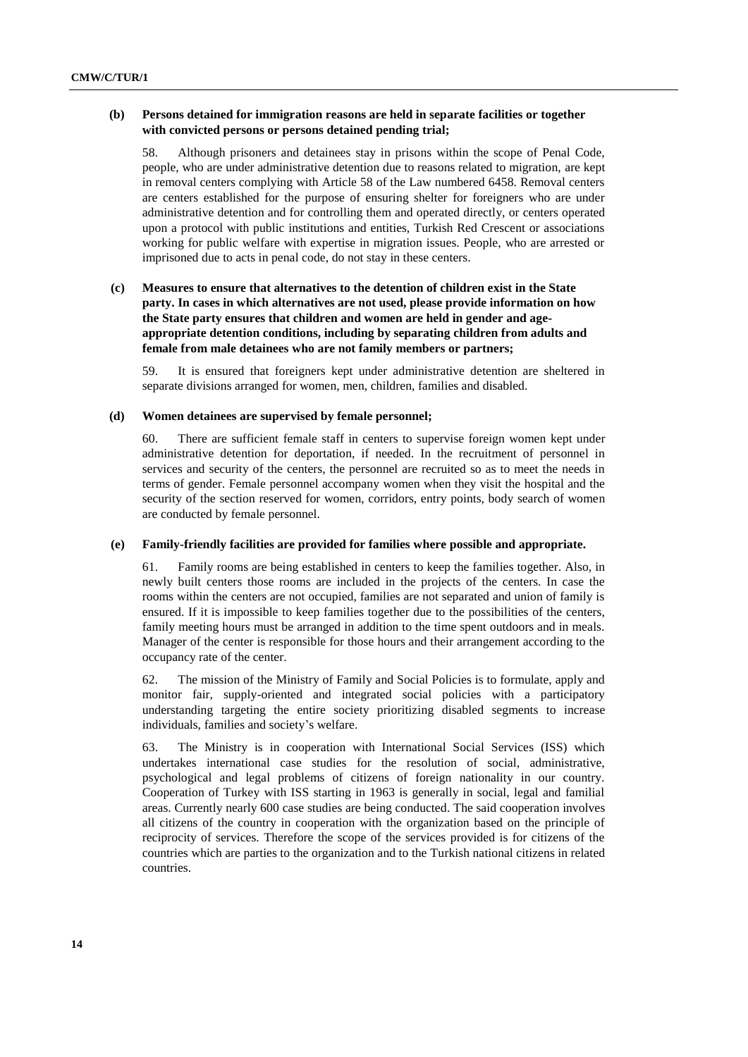**(b) Persons detained for immigration reasons are held in separate facilities or together with convicted persons or persons detained pending trial;**

58. Although prisoners and detainees stay in prisons within the scope of Penal Code, people, who are under administrative detention due to reasons related to migration, are kept in removal centers complying with Article 58 of the Law numbered 6458. Removal centers are centers established for the purpose of ensuring shelter for foreigners who are under administrative detention and for controlling them and operated directly, or centers operated upon a protocol with public institutions and entities, Turkish Red Crescent or associations working for public welfare with expertise in migration issues. People, who are arrested or imprisoned due to acts in penal code, do not stay in these centers.

**(c) Measures to ensure that alternatives to the detention of children exist in the State party. In cases in which alternatives are not used, please provide information on how the State party ensures that children and women are held in gender and age-appropriate detention conditions, including by separating children from adults and female from male detainees who are not family members or partners;**

59. It is ensured that foreigners kept under administrative detention are sheltered in separate divisions arranged for women, men, children, families and disabled.

**(d) Women detainees are supervised by female personnel;**

60. There are sufficient female staff in centers to supervise foreign women kept under administrative detention for deportation, if needed. In the recruitment of personnel in services and security of the centers, the personnel are recruited so as to meet the needs in terms of gender. Female personnel accompany women when they visit the hospital and the security of the section reserved for women, corridors, entry points, body search of women are conducted by female personnel.

**(e) Family-friendly facilities are provided for families where possible and appropriate.**

61. Family rooms are being established in centers to keep the families together. Also, in newly built centers those rooms are included in the projects of the centers. In case the rooms within the centers are not occupied, families are not separated and union of family is ensured. If it is impossible to keep families together due to the possibilities of the centers, family meeting hours must be arranged in addition to the time spent outdoors and in meals. Manager of the center is responsible for those hours and their arrangement according to the occupancy rate of the center.

62. The mission of the Ministry of Family and Social Policies is to formulate, apply and monitor fair, supply-oriented and integrated social policies with a participatory understanding targeting the entire society prioritizing disabled segments to increase individuals, families and society's welfare.

63. The Ministry is in cooperation with International Social Services (ISS) which undertakes international case studies for the resolution of social, administrative, psychological and legal problems of citizens of foreign nationality in our country. Cooperation of Turkey with ISS starting in 1963 is generally in social, legal and familial areas. Currently nearly 600 case studies are being conducted. The said cooperation involves all citizens of the country in cooperation with the organization based on the principle of reciprocity of services. Therefore the scope of the services provided is for citizens of the countries which are parties to the organization and to the Turkish national citizens in related countries.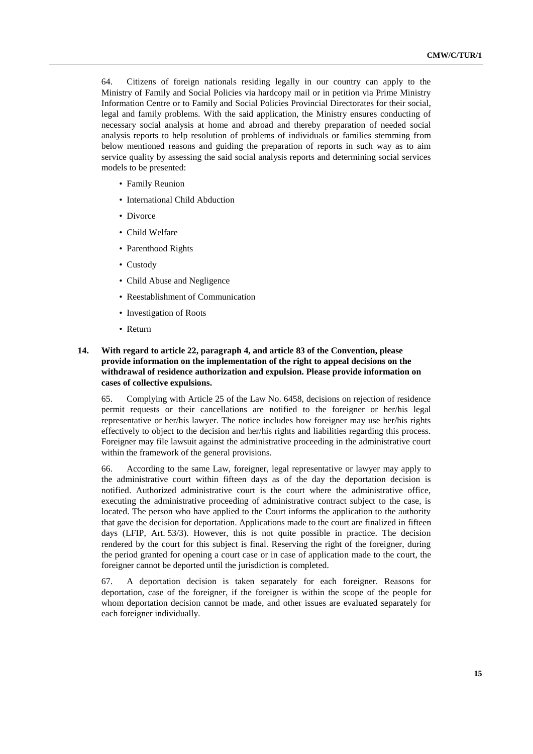64. Citizens of foreign nationals residing legally in our country can apply to the Ministry of Family and Social Policies via hardcopy mail or in petition via Prime Ministry Information Centre or to Family and Social Policies Provincial Directorates for their social, legal and family problems. With the said application, the Ministry ensures conducting of necessary social analysis at home and abroad and thereby preparation of needed social analysis reports to help resolution of problems of individuals or families stemming from below mentioned reasons and guiding the preparation of reports in such way as to aim service quality by assessing the said social analysis reports and determining social services models to be presented:

- Family Reunion
- International Child Abduction
- Divorce
- Child Welfare
- Parenthood Rights
- Custody
- Child Abuse and Negligence
- Reestablishment of Communication
- Investigation of Roots
- Return

**14. With regard to article 22, paragraph 4, and article 83 of the Convention, please provide information on the implementation of the right to appeal decisions on the withdrawal of residence authorization and expulsion. Please provide information on cases of collective expulsions.**

65. Complying with Article 25 of the Law No. 6458, decisions on rejection of residence permit requests or their cancellations are notified to the foreigner or her/his legal representative or her/his lawyer. The notice includes how foreigner may use her/his rights effectively to object to the decision and her/his rights and liabilities regarding this process. Foreigner may file lawsuit against the administrative proceeding in the administrative court within the framework of the general provisions.

66. According to the same Law, foreigner, legal representative or lawyer may apply to the administrative court within fifteen days as of the day the deportation decision is notified. Authorized administrative court is the court where the administrative office, executing the administrative proceeding of administrative contract subject to the case, is located. The person who have applied to the Court informs the application to the authority that gave the decision for deportation. Applications made to the court are finalized in fifteen days (LFIP, Art. 53/3). However, this is not quite possible in practice. The decision rendered by the court for this subject is final. Reserving the right of the foreigner, during the period granted for opening a court case or in case of application made to the court, the foreigner cannot be deported until the jurisdiction is completed.

67. A deportation decision is taken separately for each foreigner. Reasons for deportation, case of the foreigner, if the foreigner is within the scope of the people for whom deportation decision cannot be made, and other issues are evaluated separately for each foreigner individually.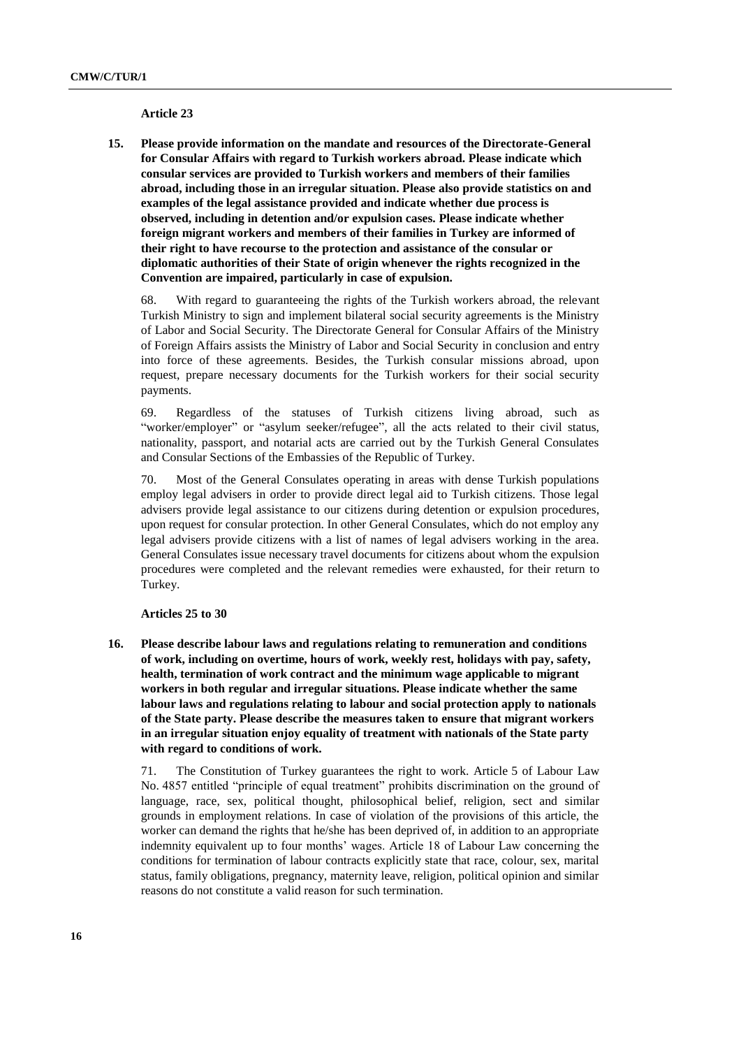**Article 23**

**15. Please provide information on the mandate and resources of the Directorate-General for Consular Affairs with regard to Turkish workers abroad. Please indicate which consular services are provided to Turkish workers and members of their families abroad, including those in an irregular situation. Please also provide statistics on and examples of the legal assistance provided and indicate whether due process is observed, including in detention and/or expulsion cases. Please indicate whether foreign migrant workers and members of their families in Turkey are informed of their right to have recourse to the protection and assistance of the consular or diplomatic authorities of their State of origin whenever the rights recognized in the Convention are impaired, particularly in case of expulsion.**

68. With regard to guaranteeing the rights of the Turkish workers abroad, the relevant Turkish Ministry to sign and implement bilateral social security agreements is the Ministry of Labor and Social Security. The Directorate General for Consular Affairs of the Ministry of Foreign Affairs assists the Ministry of Labor and Social Security in conclusion and entry into force of these agreements. Besides, the Turkish consular missions abroad, upon request, prepare necessary documents for the Turkish workers for their social security payments.

69. Regardless of the statuses of Turkish citizens living abroad, such as "worker/employer" or "asylum seeker/refugee", all the acts related to their civil status, nationality, passport, and notarial acts are carried out by the Turkish General Consulates and Consular Sections of the Embassies of the Republic of Turkey.

70. Most of the General Consulates operating in areas with dense Turkish populations employ legal advisers in order to provide direct legal aid to Turkish citizens. Those legal advisers provide legal assistance to our citizens during detention or expulsion procedures, upon request for consular protection. In other General Consulates, which do not employ any legal advisers provide citizens with a list of names of legal advisers working in the area. General Consulates issue necessary travel documents for citizens about whom the expulsion procedures were completed and the relevant remedies were exhausted, for their return to Turkey.

**Articles 25 to 30**

**16. Please describe labour laws and regulations relating to remuneration and conditions of work, including on overtime, hours of work, weekly rest, holidays with pay, safety, health, termination of work contract and the minimum wage applicable to migrant workers in both regular and irregular situations. Please indicate whether the same labour laws and regulations relating to labour and social protection apply to nationals of the State party. Please describe the measures taken to ensure that migrant workers in an irregular situation enjoy equality of treatment with nationals of the State party with regard to conditions of work.**

71. The Constitution of Turkey guarantees the right to work. Article 5 of Labour Law No. 4857 entitled "principle of equal treatment" prohibits discrimination on the ground of language, race, sex, political thought, philosophical belief, religion, sect and similar grounds in employment relations. In case of violation of the provisions of this article, the worker can demand the rights that he/she has been deprived of, in addition to an appropriate indemnity equivalent up to four months' wages. Article 18 of Labour Law concerning the conditions for termination of labour contracts explicitly state that race, colour, sex, marital status, family obligations, pregnancy, maternity leave, religion, political opinion and similar reasons do not constitute a valid reason for such termination.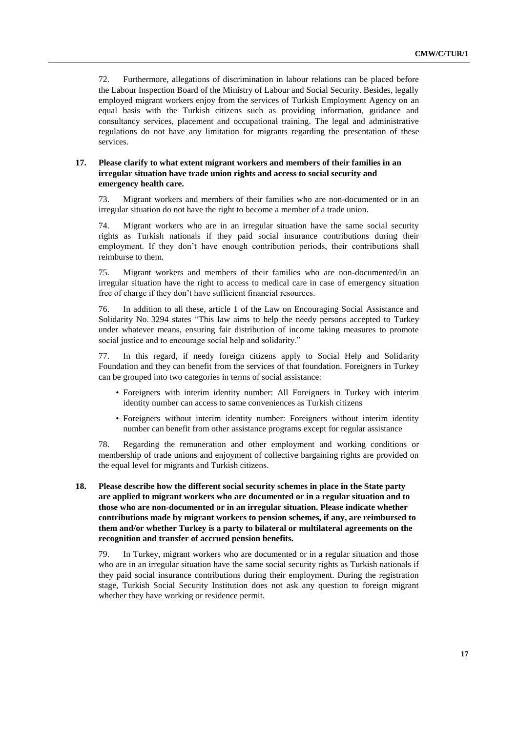72. Furthermore, allegations of discrimination in labour relations can be placed before the Labour Inspection Board of the Ministry of Labour and Social Security. Besides, legally employed migrant workers enjoy from the services of Turkish Employment Agency on an equal basis with the Turkish citizens such as providing information, guidance and consultancy services, placement and occupational training. The legal and administrative regulations do not have any limitation for migrants regarding the presentation of these services.

**17. Please clarify to what extent migrant workers and members of their families in an irregular situation have trade union rights and access to social security and emergency health care.**

73. Migrant workers and members of their families who are non-documented or in an irregular situation do not have the right to become a member of a trade union.

74. Migrant workers who are in an irregular situation have the same social security rights as Turkish nationals if they paid social insurance contributions during their employment. If they don't have enough contribution periods, their contributions shall reimburse to them.

75. Migrant workers and members of their families who are non-documented/in an irregular situation have the right to access to medical care in case of emergency situation free of charge if they don't have sufficient financial resources.

76. In addition to all these, article 1 of the Law on Encouraging Social Assistance and Solidarity No. 3294 states "This law aims to help the needy persons accepted to Turkey under whatever means, ensuring fair distribution of income taking measures to promote social justice and to encourage social help and solidarity."

77. In this regard, if needy foreign citizens apply to Social Help and Solidarity Foundation and they can benefit from the services of that foundation. Foreigners in Turkey can be grouped into two categories in terms of social assistance:

- Foreigners with interim identity number: All Foreigners in Turkey with interim identity number can access to same conveniences as Turkish citizens
- Foreigners without interim identity number: Foreigners without interim identity number can benefit from other assistance programs except for regular assistance

78. Regarding the remuneration and other employment and working conditions or membership of trade unions and enjoyment of collective bargaining rights are provided on the equal level for migrants and Turkish citizens.

**18. Please describe how the different social security schemes in place in the State party are applied to migrant workers who are documented or in a regular situation and to those who are non-documented or in an irregular situation. Please indicate whether contributions made by migrant workers to pension schemes, if any, are reimbursed to them and/or whether Turkey is a party to bilateral or multilateral agreements on the recognition and transfer of accrued pension benefits.**

79. In Turkey, migrant workers who are documented or in a regular situation and those who are in an irregular situation have the same social security rights as Turkish nationals if they paid social insurance contributions during their employment. During the registration stage, Turkish Social Security Institution does not ask any question to foreign migrant whether they have working or residence permit.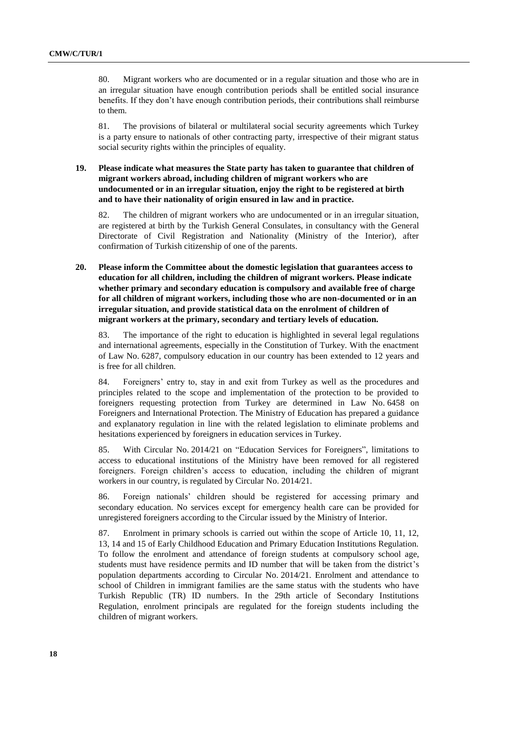80. Migrant workers who are documented or in a regular situation and those who are in an irregular situation have enough contribution periods shall be entitled social insurance benefits. If they don't have enough contribution periods, their contributions shall reimburse to them.

81. The provisions of bilateral or multilateral social security agreements which Turkey is a party ensure to nationals of other contracting party, irrespective of their migrant status social security rights within the principles of equality.

**19. Please indicate what measures the State party has taken to guarantee that children of migrant workers abroad, including children of migrant workers who are undocumented or in an irregular situation, enjoy the right to be registered at birth and to have their nationality of origin ensured in law and in practice.**

82. The children of migrant workers who are undocumented or in an irregular situation, are registered at birth by the Turkish General Consulates, in consultancy with the General Directorate of Civil Registration and Nationality (Ministry of the Interior), after confirmation of Turkish citizenship of one of the parents.

**20. Please inform the Committee about the domestic legislation that guarantees access to education for all children, including the children of migrant workers. Please indicate whether primary and secondary education is compulsory and available free of charge for all children of migrant workers, including those who are non-documented or in an irregular situation, and provide statistical data on the enrolment of children of migrant workers at the primary, secondary and tertiary levels of education.**

83. The importance of the right to education is highlighted in several legal regulations and international agreements, especially in the Constitution of Turkey. With the enactment of Law No. 6287, compulsory education in our country has been extended to 12 years and is free for all children.

84. Foreigners' entry to, stay in and exit from Turkey as well as the procedures and principles related to the scope and implementation of the protection to be provided to foreigners requesting protection from Turkey are determined in Law No. 6458 on Foreigners and International Protection. The Ministry of Education has prepared a guidance and explanatory regulation in line with the related legislation to eliminate problems and hesitations experienced by foreigners in education services in Turkey.

85. With Circular No. 2014/21 on "Education Services for Foreigners", limitations to access to educational institutions of the Ministry have been removed for all registered foreigners. Foreign children's access to education, including the children of migrant workers in our country, is regulated by Circular No. 2014/21.

86. Foreign nationals' children should be registered for accessing primary and secondary education. No services except for emergency health care can be provided for unregistered foreigners according to the Circular issued by the Ministry of Interior.

87. Enrolment in primary schools is carried out within the scope of Article 10, 11, 12, 13, 14 and 15 of Early Childhood Education and Primary Education Institutions Regulation. To follow the enrolment and attendance of foreign students at compulsory school age, students must have residence permits and ID number that will be taken from the district's population departments according to Circular No. 2014/21. Enrolment and attendance to school of Children in immigrant families are the same status with the students who have Turkish Republic (TR) ID numbers. In the 29th article of Secondary Institutions Regulation, enrolment principals are regulated for the foreign students including the children of migrant workers.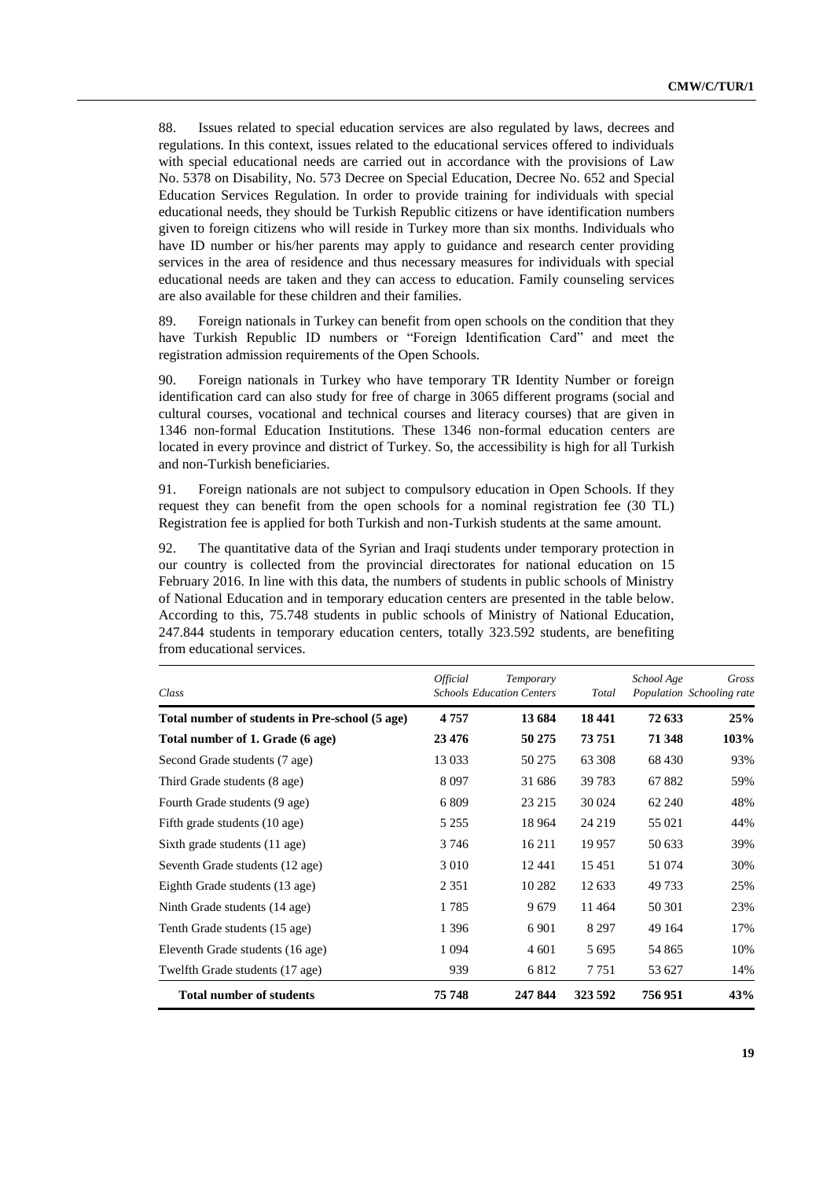88. Issues related to special education services are also regulated by laws, decrees and regulations. In this context, issues related to the educational services offered to individuals with special educational needs are carried out in accordance with the provisions of Law No. 5378 on Disability, No. 573 Decree on Special Education, Decree No. 652 and Special Education Services Regulation. In order to provide training for individuals with special educational needs, they should be Turkish Republic citizens or have identification numbers given to foreign citizens who will reside in Turkey more than six months. Individuals who have ID number or his/her parents may apply to guidance and research center providing services in the area of residence and thus necessary measures for individuals with special educational needs are taken and they can access to education. Family counseling services are also available for these children and their families.

89. Foreign nationals in Turkey can benefit from open schools on the condition that they have Turkish Republic ID numbers or "Foreign Identification Card" and meet the registration admission requirements of the Open Schools.

90. Foreign nationals in Turkey who have temporary TR Identity Number or foreign identification card can also study for free of charge in 3065 different programs (social and cultural courses, vocational and technical courses and literacy courses) that are given in 1346 non-formal Education Institutions. These 1346 non-formal education centers are located in every province and district of Turkey. So, the accessibility is high for all Turkish and non-Turkish beneficiaries.

91. Foreign nationals are not subject to compulsory education in Open Schools. If they request they can benefit from the open schools for a nominal registration fee (30 TL) Registration fee is applied for both Turkish and non-Turkish students at the same amount.

92. The quantitative data of the Syrian and Iraqi students under temporary protection in our country is collected from the provincial directorates for national education on 15 February 2016. In line with this data, the numbers of students in public schools of Ministry of National Education and in temporary education centers are presented in the table below. According to this, 75.748 students in public schools of Ministry of National Education, 247.844 students in temporary education centers, totally 323.592 students, are benefiting from educational services.

| *Class* | *Official Schools* | *Temporary Education Centers* | *Total* | *School Age Population* | *Gross Schooling rate* |
|---|---|---|---|---|---|
| **Total number of students in Pre-school (5 age)** | **4 757** | **13 684** | **18 441** | **72 633** | **25%** |
| **Total number of 1. Grade (6 age)** | **23 476** | **50 275** | **73 751** | **71 348** | **103%** |
| Second Grade students (7 age) | 13 033 | 50 275 | 63 308 | 68 430 | 93% |
| Third Grade students (8 age) | 8 097 | 31 686 | 39 783 | 67 882 | 59% |
| Fourth Grade students (9 age) | 6 809 | 23 215 | 30 024 | 62 240 | 48% |
| Fifth grade students (10 age) | 5 255 | 18 964 | 24 219 | 55 021 | 44% |
| Sixth grade students (11 age) | 3 746 | 16 211 | 19 957 | 50 633 | 39% |
| Seventh Grade students (12 age) | 3 010 | 12 441 | 15 451 | 51 074 | 30% |
| Eighth Grade students (13 age) | 2 351 | 10 282 | 12 633 | 49 733 | 25% |
| Ninth Grade students (14 age) | 1 785 | 9 679 | 11 464 | 50 301 | 23% |
| Tenth Grade students (15 age) | 1 396 | 6 901 | 8 297 | 49 164 | 17% |
| Eleventh Grade students (16 age) | 1 094 | 4 601 | 5 695 | 54 865 | 10% |
| Twelfth Grade students (17 age) | 939 | 6 812 | 7 751 | 53 627 | 14% |
| **Total number of students** | **75 748** | **247 844** | **323 592** | **756 951** | **43%** |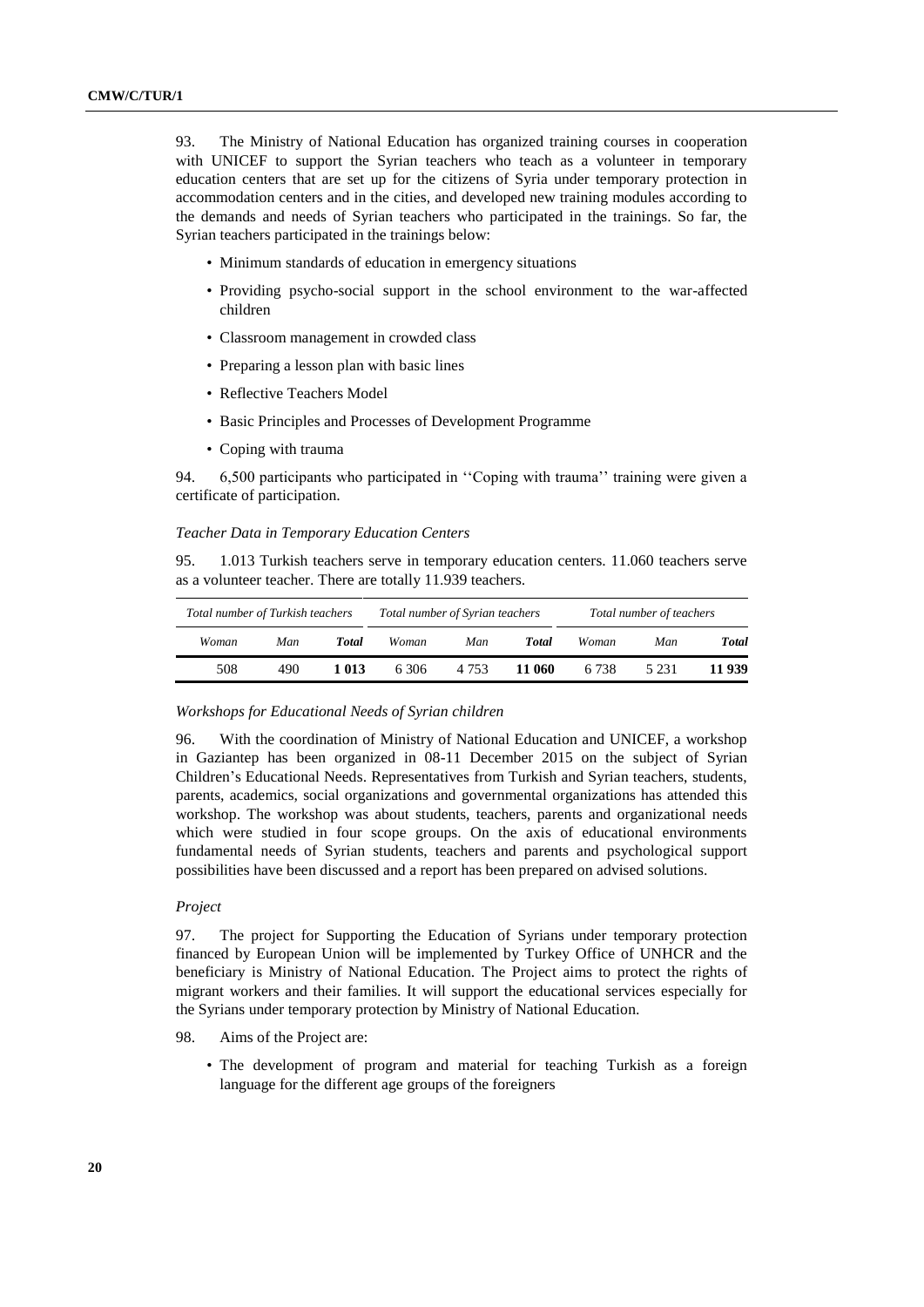93. The Ministry of National Education has organized training courses in cooperation with UNICEF to support the Syrian teachers who teach as a volunteer in temporary education centers that are set up for the citizens of Syria under temporary protection in accommodation centers and in the cities, and developed new training modules according to the demands and needs of Syrian teachers who participated in the trainings. So far, the Syrian teachers participated in the trainings below:

- Minimum standards of education in emergency situations
- Providing psycho-social support in the school environment to the war-affected children
- Classroom management in crowded class
- Preparing a lesson plan with basic lines
- Reflective Teachers Model
- Basic Principles and Processes of Development Programme
- Coping with trauma

94. 6,500 participants who participated in ''Coping with trauma'' training were given a certificate of participation.

*Teacher Data in Temporary Education Centers*

95. 1.013 Turkish teachers serve in temporary education centers. 11.060 teachers serve as a volunteer teacher. There are totally 11.939 teachers.

| *Total number of Turkish teachers* | | | *Total number of Syrian teachers* | | | *Total number of teachers* | | |
|---|---|---|---|---|---|---|---|---|
| *Woman* | *Man* | ***Total*** | *Woman* | *Man* | ***Total*** | *Woman* | *Man* | ***Total*** |
| 508 | 490 | **1 013** | 6 306 | 4 753 | **11 060** | 6 738 | 5 231 | **11 939** |

*Workshops for Educational Needs of Syrian children*

96. With the coordination of Ministry of National Education and UNICEF, a workshop in Gaziantep has been organized in 08-11 December 2015 on the subject of Syrian Children's Educational Needs. Representatives from Turkish and Syrian teachers, students, parents, academics, social organizations and governmental organizations has attended this workshop. The workshop was about students, teachers, parents and organizational needs which were studied in four scope groups. On the axis of educational environments fundamental needs of Syrian students, teachers and parents and psychological support possibilities have been discussed and a report has been prepared on advised solutions.

*Project*

97. The project for Supporting the Education of Syrians under temporary protection financed by European Union will be implemented by Turkey Office of UNHCR and the beneficiary is Ministry of National Education. The Project aims to protect the rights of migrant workers and their families. It will support the educational services especially for the Syrians under temporary protection by Ministry of National Education.

98. Aims of the Project are:

- The development of program and material for teaching Turkish as a foreign language for the different age groups of the foreigners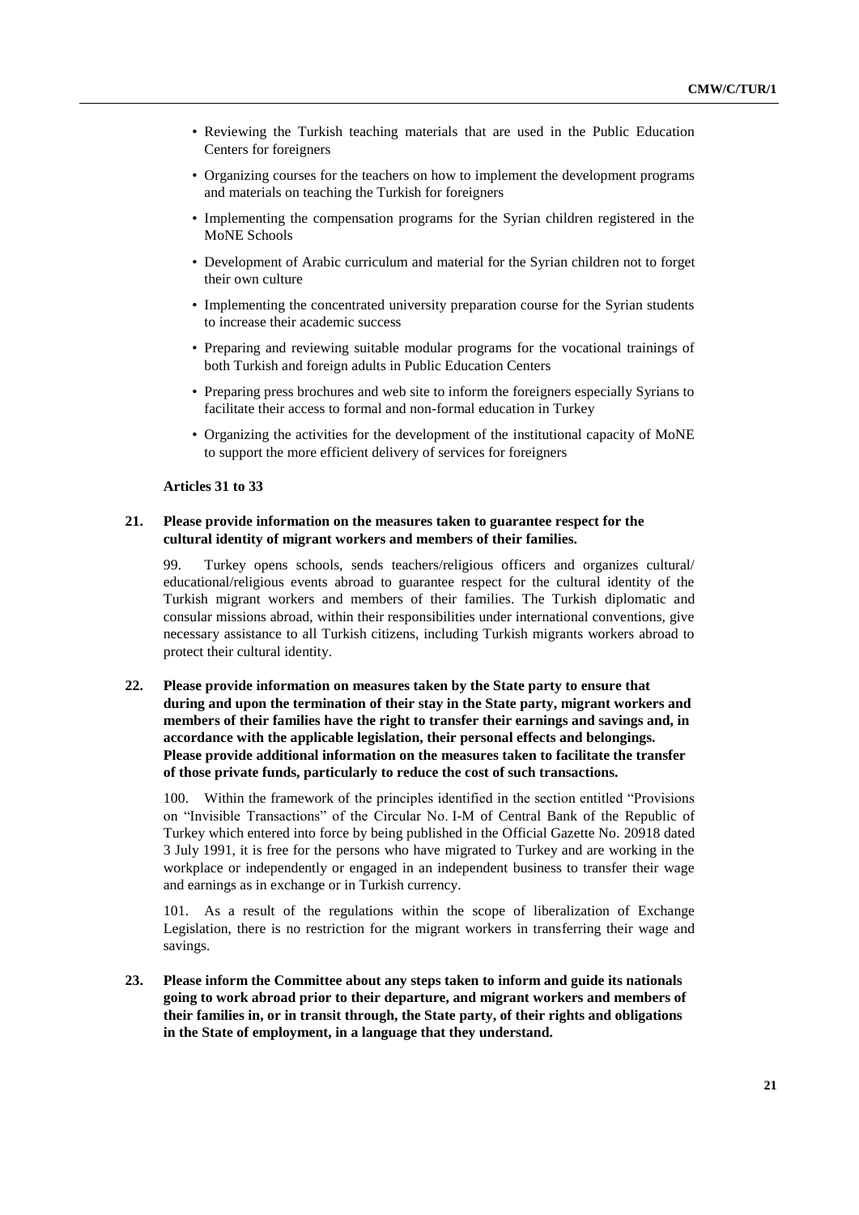- Reviewing the Turkish teaching materials that are used in the Public Education Centers for foreigners
- Organizing courses for the teachers on how to implement the development programs and materials on teaching the Turkish for foreigners
- Implementing the compensation programs for the Syrian children registered in the MoNE Schools
- Development of Arabic curriculum and material for the Syrian children not to forget their own culture
- Implementing the concentrated university preparation course for the Syrian students to increase their academic success
- Preparing and reviewing suitable modular programs for the vocational trainings of both Turkish and foreign adults in Public Education Centers
- Preparing press brochures and web site to inform the foreigners especially Syrians to facilitate their access to formal and non-formal education in Turkey
- Organizing the activities for the development of the institutional capacity of MoNE to support the more efficient delivery of services for foreigners

**Articles 31 to 33**

**21. Please provide information on the measures taken to guarantee respect for the cultural identity of migrant workers and members of their families.**

99. Turkey opens schools, sends teachers/religious officers and organizes cultural/ educational/religious events abroad to guarantee respect for the cultural identity of the Turkish migrant workers and members of their families. The Turkish diplomatic and consular missions abroad, within their responsibilities under international conventions, give necessary assistance to all Turkish citizens, including Turkish migrants workers abroad to protect their cultural identity.

**22. Please provide information on measures taken by the State party to ensure that during and upon the termination of their stay in the State party, migrant workers and members of their families have the right to transfer their earnings and savings and, in accordance with the applicable legislation, their personal effects and belongings. Please provide additional information on the measures taken to facilitate the transfer of those private funds, particularly to reduce the cost of such transactions.**

100. Within the framework of the principles identified in the section entitled "Provisions on "Invisible Transactions" of the Circular No. I-M of Central Bank of the Republic of Turkey which entered into force by being published in the Official Gazette No. 20918 dated 3 July 1991, it is free for the persons who have migrated to Turkey and are working in the workplace or independently or engaged in an independent business to transfer their wage and earnings as in exchange or in Turkish currency.

101. As a result of the regulations within the scope of liberalization of Exchange Legislation, there is no restriction for the migrant workers in transferring their wage and savings.

**23. Please inform the Committee about any steps taken to inform and guide its nationals going to work abroad prior to their departure, and migrant workers and members of their families in, or in transit through, the State party, of their rights and obligations in the State of employment, in a language that they understand.**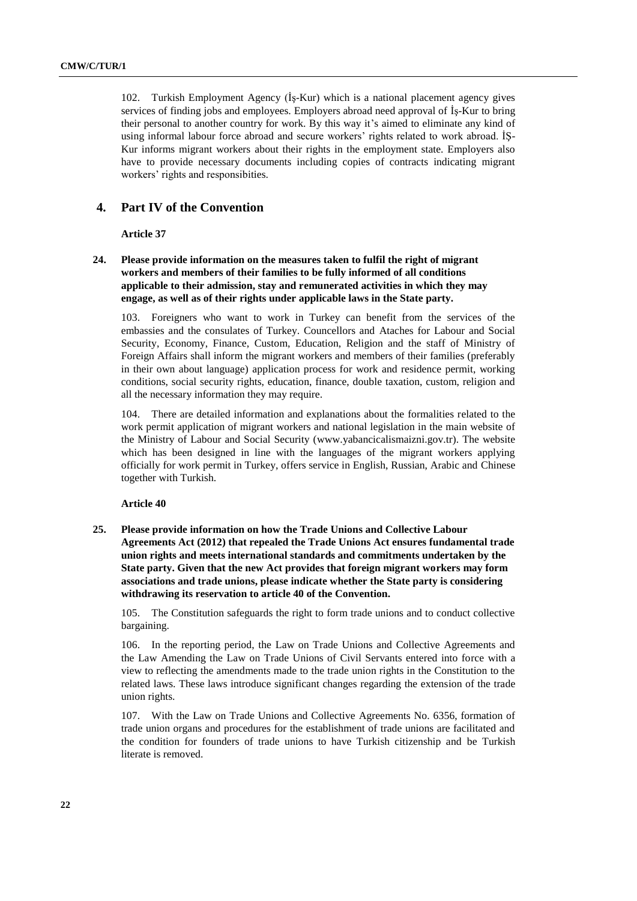102. Turkish Employment Agency (İş-Kur) which is a national placement agency gives services of finding jobs and employees. Employers abroad need approval of İş-Kur to bring their personal to another country for work. By this way it's aimed to eliminate any kind of using informal labour force abroad and secure workers' rights related to work abroad. İŞ-Kur informs migrant workers about their rights in the employment state. Employers also have to provide necessary documents including copies of contracts indicating migrant workers' rights and responsibities.

## 4. Part IV of the Convention

**Article 37**

**24. Please provide information on the measures taken to fulfil the right of migrant workers and members of their families to be fully informed of all conditions applicable to their admission, stay and remunerated activities in which they may engage, as well as of their rights under applicable laws in the State party.**

103. Foreigners who want to work in Turkey can benefit from the services of the embassies and the consulates of Turkey. Councellors and Ataches for Labour and Social Security, Economy, Finance, Custom, Education, Religion and the staff of Ministry of Foreign Affairs shall inform the migrant workers and members of their families (preferably in their own about language) application process for work and residence permit, working conditions, social security rights, education, finance, double taxation, custom, religion and all the necessary information they may require.

104. There are detailed information and explanations about the formalities related to the work permit application of migrant workers and national legislation in the main website of the Ministry of Labour and Social Security (www.yabancicalismaizni.gov.tr). The website which has been designed in line with the languages of the migrant workers applying officially for work permit in Turkey, offers service in English, Russian, Arabic and Chinese together with Turkish.

**Article 40**

**25. Please provide information on how the Trade Unions and Collective Labour Agreements Act (2012) that repealed the Trade Unions Act ensures fundamental trade union rights and meets international standards and commitments undertaken by the State party. Given that the new Act provides that foreign migrant workers may form associations and trade unions, please indicate whether the State party is considering withdrawing its reservation to article 40 of the Convention.**

105. The Constitution safeguards the right to form trade unions and to conduct collective bargaining.

106. In the reporting period, the Law on Trade Unions and Collective Agreements and the Law Amending the Law on Trade Unions of Civil Servants entered into force with a view to reflecting the amendments made to the trade union rights in the Constitution to the related laws. These laws introduce significant changes regarding the extension of the trade union rights.

107. With the Law on Trade Unions and Collective Agreements No. 6356, formation of trade union organs and procedures for the establishment of trade unions are facilitated and the condition for founders of trade unions to have Turkish citizenship and be Turkish literate is removed.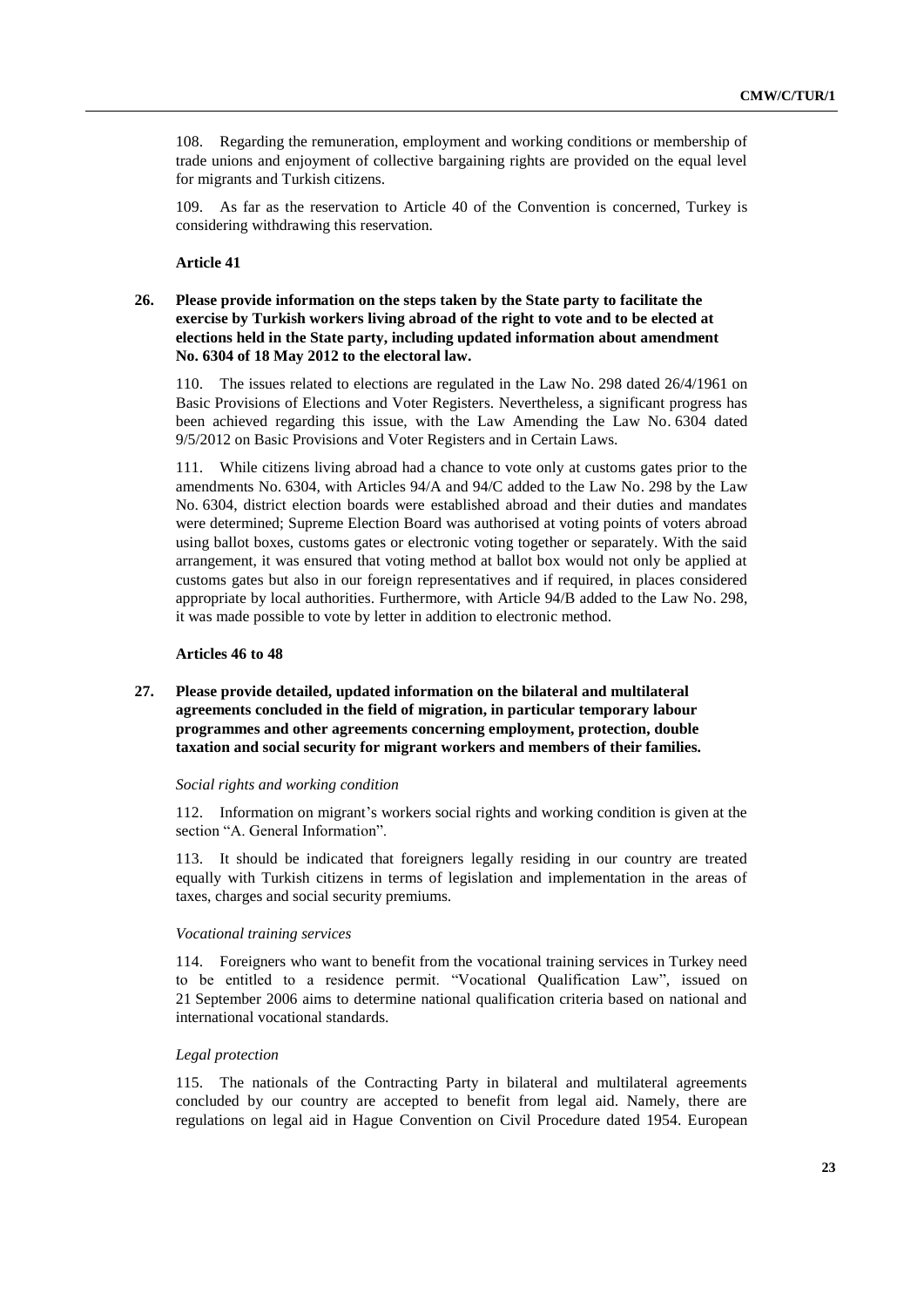108. Regarding the remuneration, employment and working conditions or membership of trade unions and enjoyment of collective bargaining rights are provided on the equal level for migrants and Turkish citizens.

109. As far as the reservation to Article 40 of the Convention is concerned, Turkey is considering withdrawing this reservation.

**Article 41**

**26. Please provide information on the steps taken by the State party to facilitate the exercise by Turkish workers living abroad of the right to vote and to be elected at elections held in the State party, including updated information about amendment No. 6304 of 18 May 2012 to the electoral law.**

110. The issues related to elections are regulated in the Law No. 298 dated 26/4/1961 on Basic Provisions of Elections and Voter Registers. Nevertheless, a significant progress has been achieved regarding this issue, with the Law Amending the Law No. 6304 dated 9/5/2012 on Basic Provisions and Voter Registers and in Certain Laws.

111. While citizens living abroad had a chance to vote only at customs gates prior to the amendments No. 6304, with Articles 94/A and 94/C added to the Law No. 298 by the Law No. 6304, district election boards were established abroad and their duties and mandates were determined; Supreme Election Board was authorised at voting points of voters abroad using ballot boxes, customs gates or electronic voting together or separately. With the said arrangement, it was ensured that voting method at ballot box would not only be applied at customs gates but also in our foreign representatives and if required, in places considered appropriate by local authorities. Furthermore, with Article 94/B added to the Law No. 298, it was made possible to vote by letter in addition to electronic method.

**Articles 46 to 48**

**27. Please provide detailed, updated information on the bilateral and multilateral agreements concluded in the field of migration, in particular temporary labour programmes and other agreements concerning employment, protection, double taxation and social security for migrant workers and members of their families.**

*Social rights and working condition*

112. Information on migrant's workers social rights and working condition is given at the section "A. General Information".

113. It should be indicated that foreigners legally residing in our country are treated equally with Turkish citizens in terms of legislation and implementation in the areas of taxes, charges and social security premiums.

*Vocational training services*

114. Foreigners who want to benefit from the vocational training services in Turkey need to be entitled to a residence permit. "Vocational Qualification Law", issued on 21 September 2006 aims to determine national qualification criteria based on national and international vocational standards.

*Legal protection*

115. The nationals of the Contracting Party in bilateral and multilateral agreements concluded by our country are accepted to benefit from legal aid. Namely, there are regulations on legal aid in Hague Convention on Civil Procedure dated 1954. European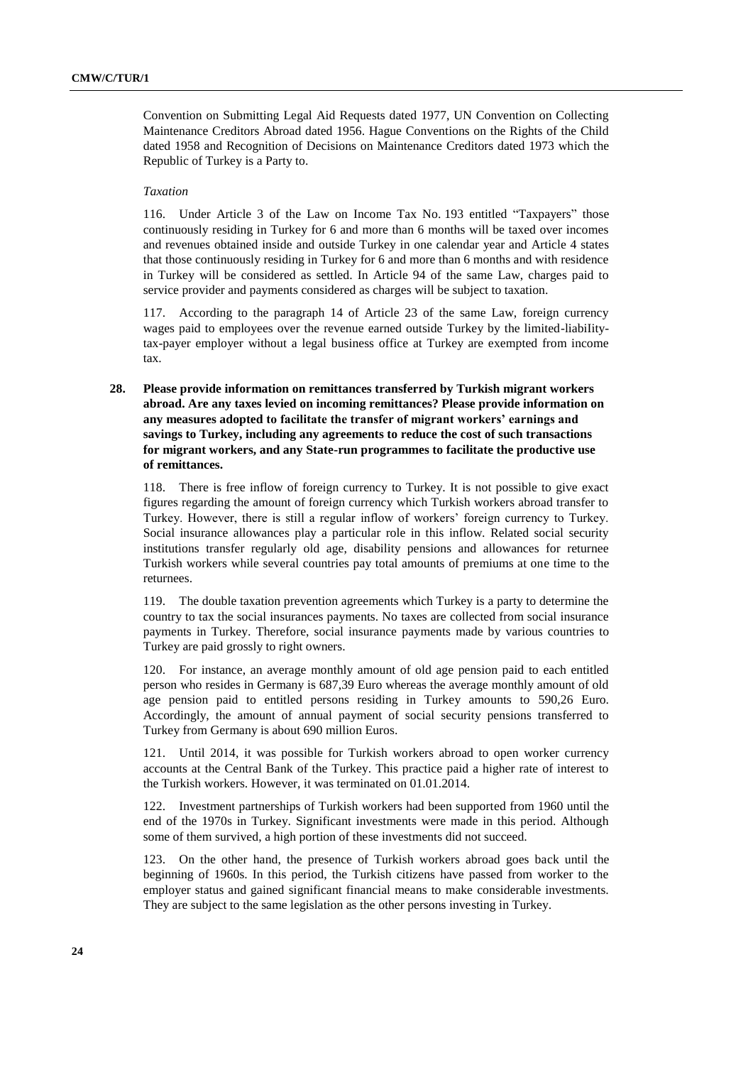Convention on Submitting Legal Aid Requests dated 1977, UN Convention on Collecting Maintenance Creditors Abroad dated 1956. Hague Conventions on the Rights of the Child dated 1958 and Recognition of Decisions on Maintenance Creditors dated 1973 which the Republic of Turkey is a Party to.

*Taxation*

116. Under Article 3 of the Law on Income Tax No. 193 entitled “Taxpayers” those continuously residing in Turkey for 6 and more than 6 months will be taxed over incomes and revenues obtained inside and outside Turkey in one calendar year and Article 4 states that those continuously residing in Turkey for 6 and more than 6 months and with residence in Turkey will be considered as settled. In Article 94 of the same Law, charges paid to service provider and payments considered as charges will be subject to taxation.

117. According to the paragraph 14 of Article 23 of the same Law, foreign currency wages paid to employees over the revenue earned outside Turkey by the limited-liabiIity-tax-payer employer without a legal business office at Turkey are exempted from income tax.

**28. Please provide information on remittances transferred by Turkish migrant workers abroad. Are any taxes levied on incoming remittances? Please provide information on any measures adopted to facilitate the transfer of migrant workers’ earnings and savings to Turkey, including any agreements to reduce the cost of such transactions for migrant workers, and any State-run programmes to facilitate the productive use of remittances.**

118. There is free inflow of foreign currency to Turkey. It is not possible to give exact figures regarding the amount of foreign currency which Turkish workers abroad transfer to Turkey. However, there is still a regular inflow of workers’ foreign currency to Turkey. Social insurance allowances play a particular role in this inflow. Related social security institutions transfer regularly old age, disability pensions and allowances for returnee Turkish workers while several countries pay total amounts of premiums at one time to the returnees.

119. The double taxation prevention agreements which Turkey is a party to determine the country to tax the social insurances payments. No taxes are collected from social insurance payments in Turkey. Therefore, social insurance payments made by various countries to Turkey are paid grossly to right owners.

120. For instance, an average monthly amount of old age pension paid to each entitled person who resides in Germany is 687,39 Euro whereas the average monthly amount of old age pension paid to entitled persons residing in Turkey amounts to 590,26 Euro. Accordingly, the amount of annual payment of social security pensions transferred to Turkey from Germany is about 690 million Euros.

121. Until 2014, it was possible for Turkish workers abroad to open worker currency accounts at the Central Bank of the Turkey. This practice paid a higher rate of interest to the Turkish workers. However, it was terminated on 01.01.2014.

122. Investment partnerships of Turkish workers had been supported from 1960 until the end of the 1970s in Turkey. Significant investments were made in this period. Although some of them survived, a high portion of these investments did not succeed.

123. On the other hand, the presence of Turkish workers abroad goes back until the beginning of 1960s. In this period, the Turkish citizens have passed from worker to the employer status and gained significant financial means to make considerable investments. They are subject to the same legislation as the other persons investing in Turkey.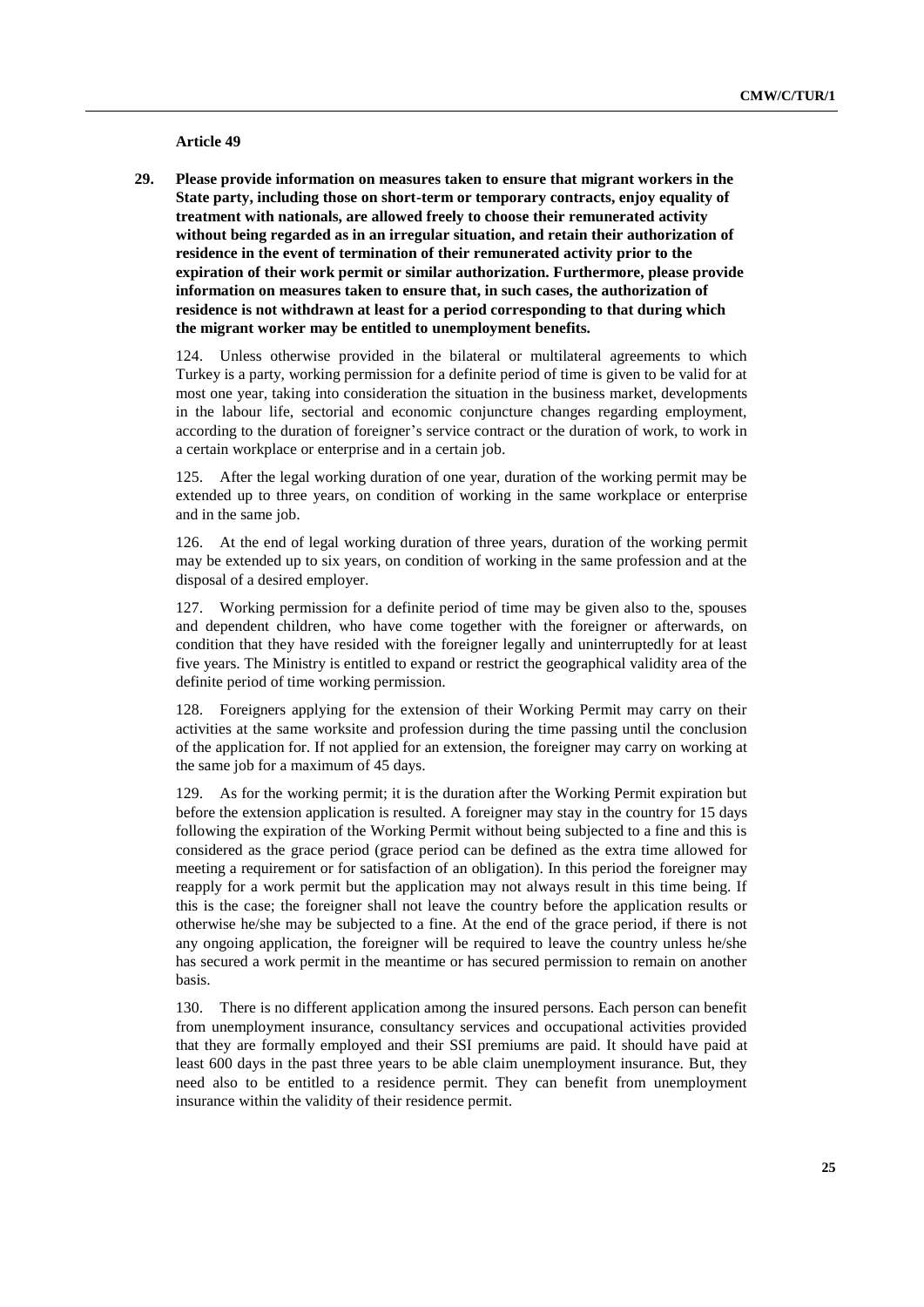### Article 49

**29. Please provide information on measures taken to ensure that migrant workers in the State party, including those on short-term or temporary contracts, enjoy equality of treatment with nationals, are allowed freely to choose their remunerated activity without being regarded as in an irregular situation, and retain their authorization of residence in the event of termination of their remunerated activity prior to the expiration of their work permit or similar authorization. Furthermore, please provide information on measures taken to ensure that, in such cases, the authorization of residence is not withdrawn at least for a period corresponding to that during which the migrant worker may be entitled to unemployment benefits.**

124. Unless otherwise provided in the bilateral or multilateral agreements to which Turkey is a party, working permission for a definite period of time is given to be valid for at most one year, taking into consideration the situation in the business market, developments in the labour life, sectorial and economic conjuncture changes regarding employment, according to the duration of foreigner's service contract or the duration of work, to work in a certain workplace or enterprise and in a certain job.

125. After the legal working duration of one year, duration of the working permit may be extended up to three years, on condition of working in the same workplace or enterprise and in the same job.

126. At the end of legal working duration of three years, duration of the working permit may be extended up to six years, on condition of working in the same profession and at the disposal of a desired employer.

127. Working permission for a definite period of time may be given also to the, spouses and dependent children, who have come together with the foreigner or afterwards, on condition that they have resided with the foreigner legally and uninterruptedly for at least five years. The Ministry is entitled to expand or restrict the geographical validity area of the definite period of time working permission.

128. Foreigners applying for the extension of their Working Permit may carry on their activities at the same worksite and profession during the time passing until the conclusion of the application for. If not applied for an extension, the foreigner may carry on working at the same job for a maximum of 45 days.

129. As for the working permit; it is the duration after the Working Permit expiration but before the extension application is resulted. A foreigner may stay in the country for 15 days following the expiration of the Working Permit without being subjected to a fine and this is considered as the grace period (grace period can be defined as the extra time allowed for meeting a requirement or for satisfaction of an obligation). In this period the foreigner may reapply for a work permit but the application may not always result in this time being. If this is the case; the foreigner shall not leave the country before the application results or otherwise he/she may be subjected to a fine. At the end of the grace period, if there is not any ongoing application, the foreigner will be required to leave the country unless he/she has secured a work permit in the meantime or has secured permission to remain on another basis.

130. There is no different application among the insured persons. Each person can benefit from unemployment insurance, consultancy services and occupational activities provided that they are formally employed and their SSI premiums are paid. It should have paid at least 600 days in the past three years to be able claim unemployment insurance. But, they need also to be entitled to a residence permit. They can benefit from unemployment insurance within the validity of their residence permit.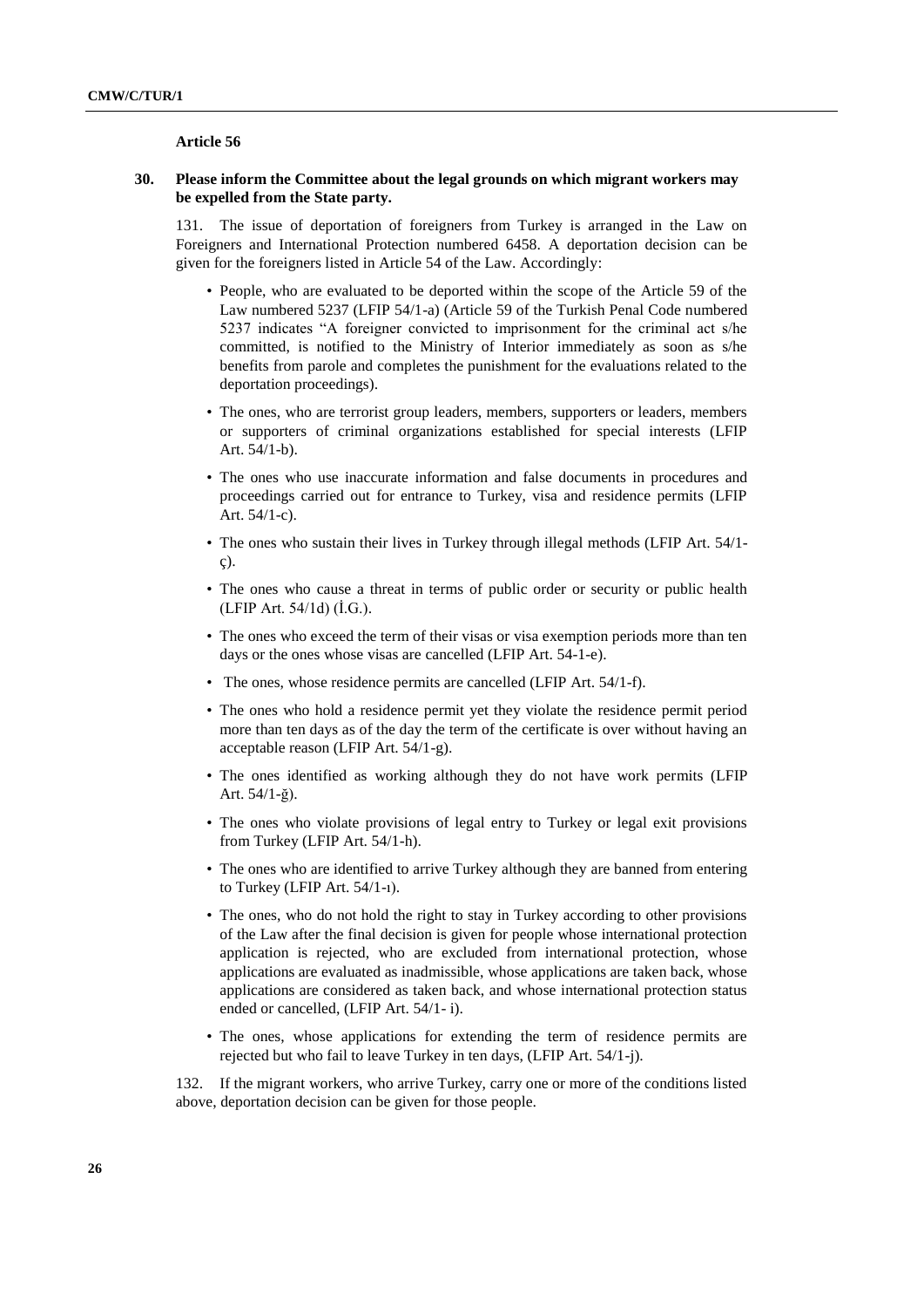### Article 56

**30. Please inform the Committee about the legal grounds on which migrant workers may be expelled from the State party.**

131. The issue of deportation of foreigners from Turkey is arranged in the Law on Foreigners and International Protection numbered 6458. A deportation decision can be given for the foreigners listed in Article 54 of the Law. Accordingly:

- People, who are evaluated to be deported within the scope of the Article 59 of the Law numbered 5237 (LFIP 54/1-a) (Article 59 of the Turkish Penal Code numbered 5237 indicates "A foreigner convicted to imprisonment for the criminal act s/he committed, is notified to the Ministry of Interior immediately as soon as s/he benefits from parole and completes the punishment for the evaluations related to the deportation proceedings).
- The ones, who are terrorist group leaders, members, supporters or leaders, members or supporters of criminal organizations established for special interests (LFIP Art. 54/1-b).
- The ones who use inaccurate information and false documents in procedures and proceedings carried out for entrance to Turkey, visa and residence permits (LFIP Art. 54/1-c).
- The ones who sustain their lives in Turkey through illegal methods (LFIP Art. 54/1-ç).
- The ones who cause a threat in terms of public order or security or public health (LFIP Art. 54/1d) (İ.G.).
- The ones who exceed the term of their visas or visa exemption periods more than ten days or the ones whose visas are cancelled (LFIP Art. 54-1-e).
- The ones, whose residence permits are cancelled (LFIP Art. 54/1-f).
- The ones who hold a residence permit yet they violate the residence permit period more than ten days as of the day the term of the certificate is over without having an acceptable reason (LFIP Art. 54/1-g).
- The ones identified as working although they do not have work permits (LFIP Art. 54/1-ğ).
- The ones who violate provisions of legal entry to Turkey or legal exit provisions from Turkey (LFIP Art. 54/1-h).
- The ones who are identified to arrive Turkey although they are banned from entering to Turkey (LFIP Art. 54/1-ı).
- The ones, who do not hold the right to stay in Turkey according to other provisions of the Law after the final decision is given for people whose international protection application is rejected, who are excluded from international protection, whose applications are evaluated as inadmissible, whose applications are taken back, whose applications are considered as taken back, and whose international protection status ended or cancelled, (LFIP Art. 54/1- i).
- The ones, whose applications for extending the term of residence permits are rejected but who fail to leave Turkey in ten days, (LFIP Art. 54/1-j).

132. If the migrant workers, who arrive Turkey, carry one or more of the conditions listed above, deportation decision can be given for those people.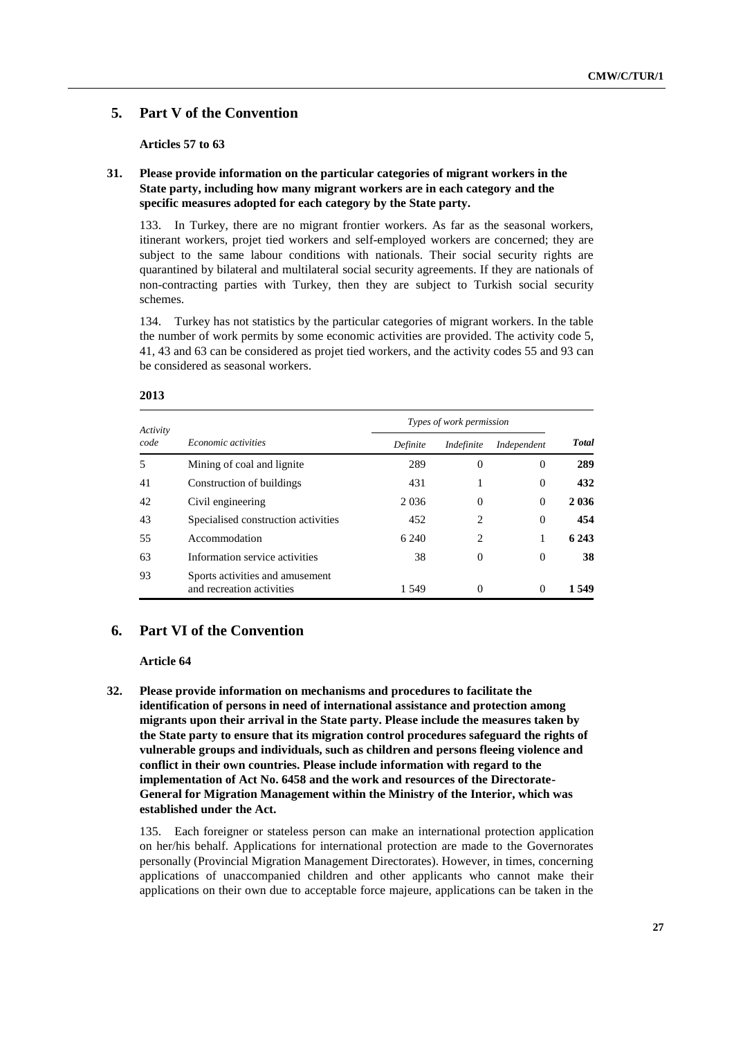## 5. Part V of the Convention

**Articles 57 to 63**

**31. Please provide information on the particular categories of migrant workers in the State party, including how many migrant workers are in each category and the specific measures adopted for each category by the State party.**

133. In Turkey, there are no migrant frontier workers. As far as the seasonal workers, itinerant workers, projet tied workers and self-employed workers are concerned; they are subject to the same labour conditions with nationals. Their social security rights are quarantined by bilateral and multilateral social security agreements. If they are nationals of non-contracting parties with Turkey, then they are subject to Turkish social security schemes.

134. Turkey has not statistics by the particular categories of migrant workers. In the table the number of work permits by some economic activities are provided. The activity code 5, 41, 43 and 63 can be considered as projet tied workers, and the activity codes 55 and 93 can be considered as seasonal workers.

**2013**

| *Activity code* | *Economic activities* | *Types of work permission* | | | ***Total*** |
|---|---|---|---|---|---|
| | | *Definite* | *Indefinite* | *Independent* | |
| 5 | Mining of coal and lignite | 289 | 0 | 0 | **289** |
| 41 | Construction of buildings | 431 | 1 | 0 | **432** |
| 42 | Civil engineering | 2 036 | 0 | 0 | **2 036** |
| 43 | Specialised construction activities | 452 | 2 | 0 | **454** |
| 55 | Accommodation | 6 240 | 2 | 1 | **6 243** |
| 63 | Information service activities | 38 | 0 | 0 | **38** |
| 93 | Sports activities and amusement and recreation activities | 1 549 | 0 | 0 | **1 549** |

## 6. Part VI of the Convention

**Article 64**

**32. Please provide information on mechanisms and procedures to facilitate the identification of persons in need of international assistance and protection among migrants upon their arrival in the State party. Please include the measures taken by the State party to ensure that its migration control procedures safeguard the rights of vulnerable groups and individuals, such as children and persons fleeing violence and conflict in their own countries. Please include information with regard to the implementation of Act No. 6458 and the work and resources of the Directorate-General for Migration Management within the Ministry of the Interior, which was established under the Act.**

135. Each foreigner or stateless person can make an international protection application on her/his behalf. Applications for international protection are made to the Governorates personally (Provincial Migration Management Directorates). However, in times, concerning applications of unaccompanied children and other applicants who cannot make their applications on their own due to acceptable force majeure, applications can be taken in the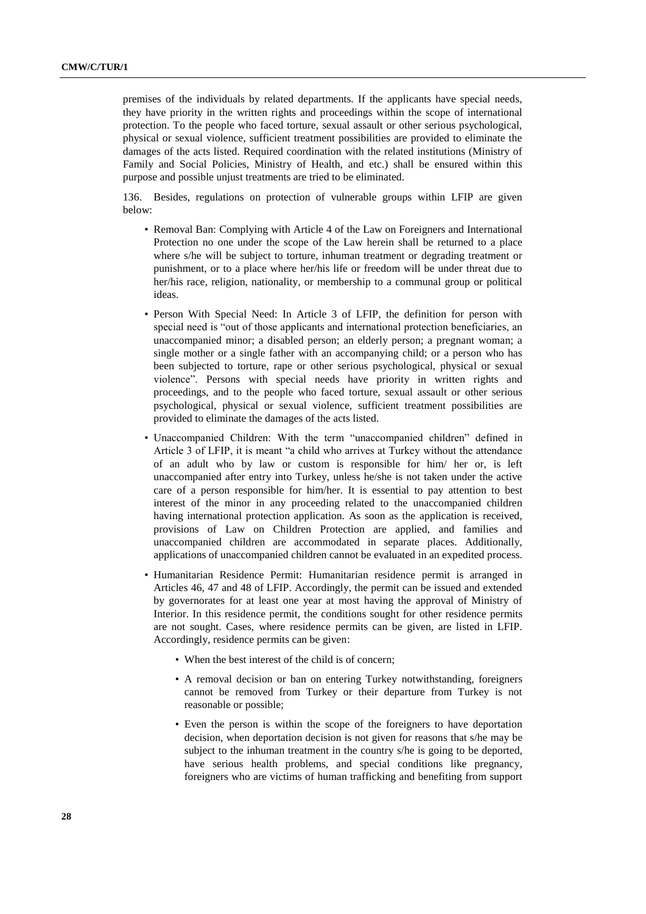premises of the individuals by related departments. If the applicants have special needs, they have priority in the written rights and proceedings within the scope of international protection. To the people who faced torture, sexual assault or other serious psychological, physical or sexual violence, sufficient treatment possibilities are provided to eliminate the damages of the acts listed. Required coordination with the related institutions (Ministry of Family and Social Policies, Ministry of Health, and etc.) shall be ensured within this purpose and possible unjust treatments are tried to be eliminated.

136. Besides, regulations on protection of vulnerable groups within LFIP are given below:

- Removal Ban: Complying with Article 4 of the Law on Foreigners and International Protection no one under the scope of the Law herein shall be returned to a place where s/he will be subject to torture, inhuman treatment or degrading treatment or punishment, or to a place where her/his life or freedom will be under threat due to her/his race, religion, nationality, or membership to a communal group or political ideas.
- Person With Special Need: In Article 3 of LFIP, the definition for person with special need is "out of those applicants and international protection beneficiaries, an unaccompanied minor; a disabled person; an elderly person; a pregnant woman; a single mother or a single father with an accompanying child; or a person who has been subjected to torture, rape or other serious psychological, physical or sexual violence". Persons with special needs have priority in written rights and proceedings, and to the people who faced torture, sexual assault or other serious psychological, physical or sexual violence, sufficient treatment possibilities are provided to eliminate the damages of the acts listed.
- Unaccompanied Children: With the term "unaccompanied children" defined in Article 3 of LFIP, it is meant "a child who arrives at Turkey without the attendance of an adult who by law or custom is responsible for him/ her or, is left unaccompanied after entry into Turkey, unless he/she is not taken under the active care of a person responsible for him/her. It is essential to pay attention to best interest of the minor in any proceeding related to the unaccompanied children having international protection application. As soon as the application is received, provisions of Law on Children Protection are applied, and families and unaccompanied children are accommodated in separate places. Additionally, applications of unaccompanied children cannot be evaluated in an expedited process.
- Humanitarian Residence Permit: Humanitarian residence permit is arranged in Articles 46, 47 and 48 of LFIP. Accordingly, the permit can be issued and extended by governorates for at least one year at most having the approval of Ministry of Interior. In this residence permit, the conditions sought for other residence permits are not sought. Cases, where residence permits can be given, are listed in LFIP. Accordingly, residence permits can be given:
    - When the best interest of the child is of concern;
    - A removal decision or ban on entering Turkey notwithstanding, foreigners cannot be removed from Turkey or their departure from Turkey is not reasonable or possible;
    - Even the person is within the scope of the foreigners to have deportation decision, when deportation decision is not given for reasons that s/he may be subject to the inhuman treatment in the country s/he is going to be deported, have serious health problems, and special conditions like pregnancy, foreigners who are victims of human trafficking and benefiting from support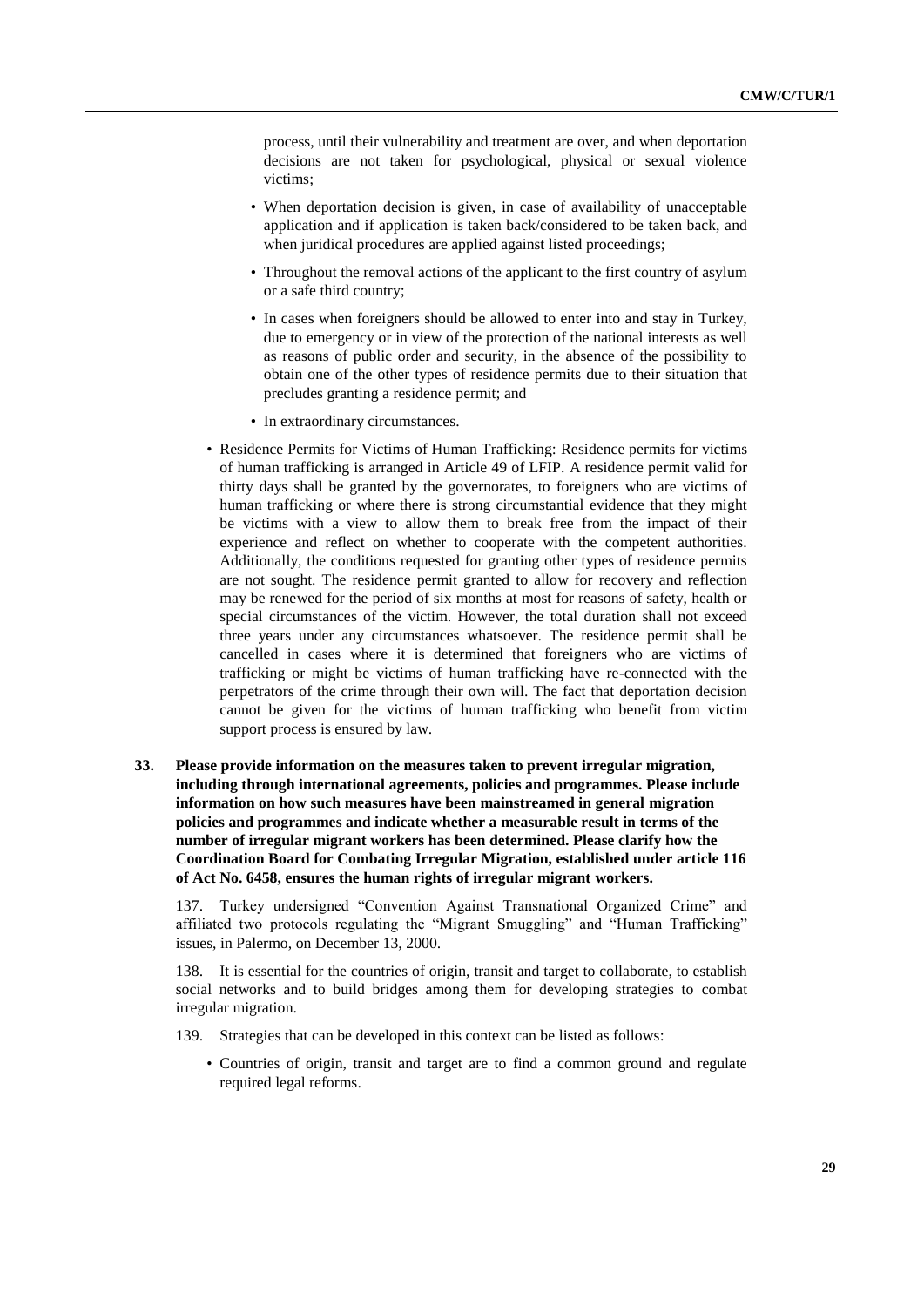process, until their vulnerability and treatment are over, and when deportation decisions are not taken for psychological, physical or sexual violence victims;

- When deportation decision is given, in case of availability of unacceptable application and if application is taken back/considered to be taken back, and when juridical procedures are applied against listed proceedings;
- Throughout the removal actions of the applicant to the first country of asylum or a safe third country;
- In cases when foreigners should be allowed to enter into and stay in Turkey, due to emergency or in view of the protection of the national interests as well as reasons of public order and security, in the absence of the possibility to obtain one of the other types of residence permits due to their situation that precludes granting a residence permit; and
- In extraordinary circumstances.

- Residence Permits for Victims of Human Trafficking: Residence permits for victims of human trafficking is arranged in Article 49 of LFIP. A residence permit valid for thirty days shall be granted by the governorates, to foreigners who are victims of human trafficking or where there is strong circumstantial evidence that they might be victims with a view to allow them to break free from the impact of their experience and reflect on whether to cooperate with the competent authorities. Additionally, the conditions requested for granting other types of residence permits are not sought. The residence permit granted to allow for recovery and reflection may be renewed for the period of six months at most for reasons of safety, health or special circumstances of the victim. However, the total duration shall not exceed three years under any circumstances whatsoever. The residence permit shall be cancelled in cases where it is determined that foreigners who are victims of trafficking or might be victims of human trafficking have re-connected with the perpetrators of the crime through their own will. The fact that deportation decision cannot be given for the victims of human trafficking who benefit from victim support process is ensured by law.

**33. Please provide information on the measures taken to prevent irregular migration, including through international agreements, policies and programmes. Please include information on how such measures have been mainstreamed in general migration policies and programmes and indicate whether a measurable result in terms of the number of irregular migrant workers has been determined. Please clarify how the Coordination Board for Combating Irregular Migration, established under article 116 of Act No. 6458, ensures the human rights of irregular migrant workers.**

137. Turkey undersigned "Convention Against Transnational Organized Crime" and affiliated two protocols regulating the "Migrant Smuggling" and "Human Trafficking" issues, in Palermo, on December 13, 2000.

138. It is essential for the countries of origin, transit and target to collaborate, to establish social networks and to build bridges among them for developing strategies to combat irregular migration.

139. Strategies that can be developed in this context can be listed as follows:

- Countries of origin, transit and target are to find a common ground and regulate required legal reforms.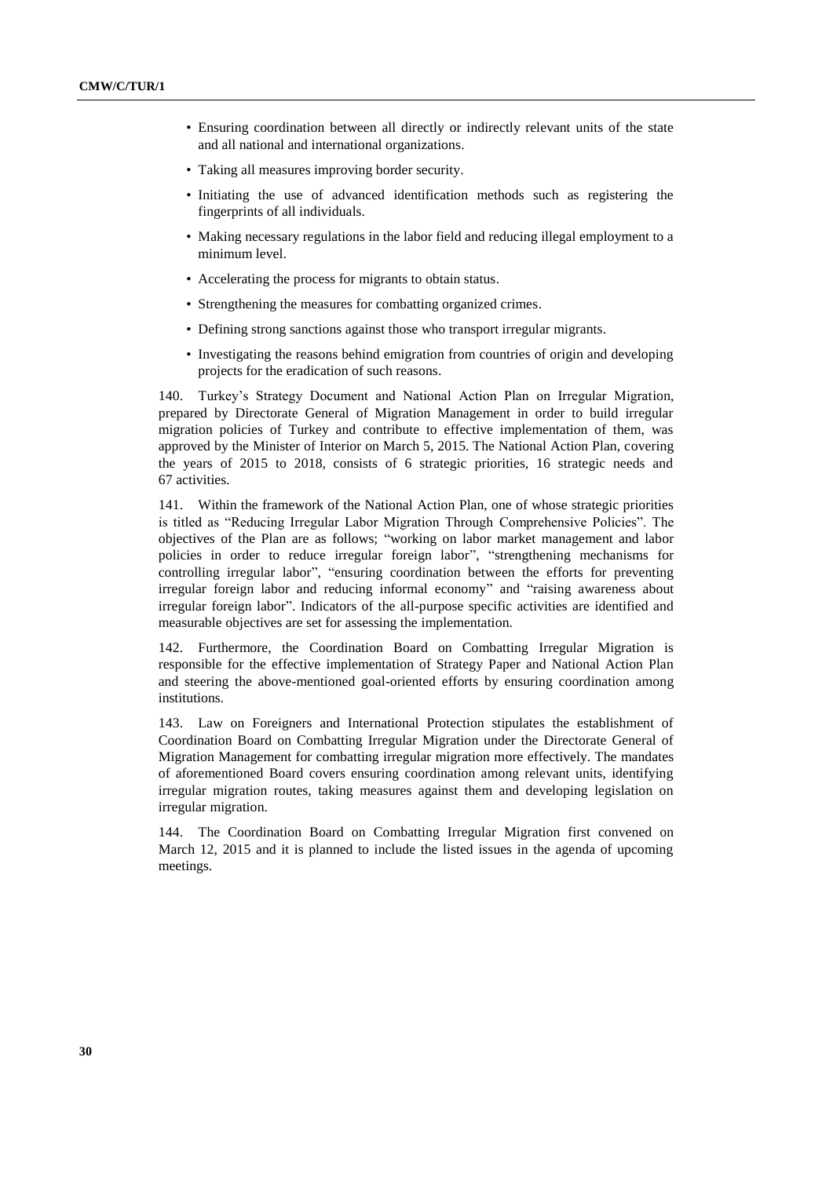- Ensuring coordination between all directly or indirectly relevant units of the state and all national and international organizations.
- Taking all measures improving border security.
- Initiating the use of advanced identification methods such as registering the fingerprints of all individuals.
- Making necessary regulations in the labor field and reducing illegal employment to a minimum level.
- Accelerating the process for migrants to obtain status.
- Strengthening the measures for combatting organized crimes.
- Defining strong sanctions against those who transport irregular migrants.
- Investigating the reasons behind emigration from countries of origin and developing projects for the eradication of such reasons.

140. Turkey's Strategy Document and National Action Plan on Irregular Migration, prepared by Directorate General of Migration Management in order to build irregular migration policies of Turkey and contribute to effective implementation of them, was approved by the Minister of Interior on March 5, 2015. The National Action Plan, covering the years of 2015 to 2018, consists of 6 strategic priorities, 16 strategic needs and 67 activities.

141. Within the framework of the National Action Plan, one of whose strategic priorities is titled as "Reducing Irregular Labor Migration Through Comprehensive Policies". The objectives of the Plan are as follows; "working on labor market management and labor policies in order to reduce irregular foreign labor", "strengthening mechanisms for controlling irregular labor", "ensuring coordination between the efforts for preventing irregular foreign labor and reducing informal economy" and "raising awareness about irregular foreign labor". Indicators of the all-purpose specific activities are identified and measurable objectives are set for assessing the implementation.

142. Furthermore, the Coordination Board on Combatting Irregular Migration is responsible for the effective implementation of Strategy Paper and National Action Plan and steering the above-mentioned goal-oriented efforts by ensuring coordination among institutions.

143. Law on Foreigners and International Protection stipulates the establishment of Coordination Board on Combatting Irregular Migration under the Directorate General of Migration Management for combatting irregular migration more effectively. The mandates of aforementioned Board covers ensuring coordination among relevant units, identifying irregular migration routes, taking measures against them and developing legislation on irregular migration.

144. The Coordination Board on Combatting Irregular Migration first convened on March 12, 2015 and it is planned to include the listed issues in the agenda of upcoming meetings.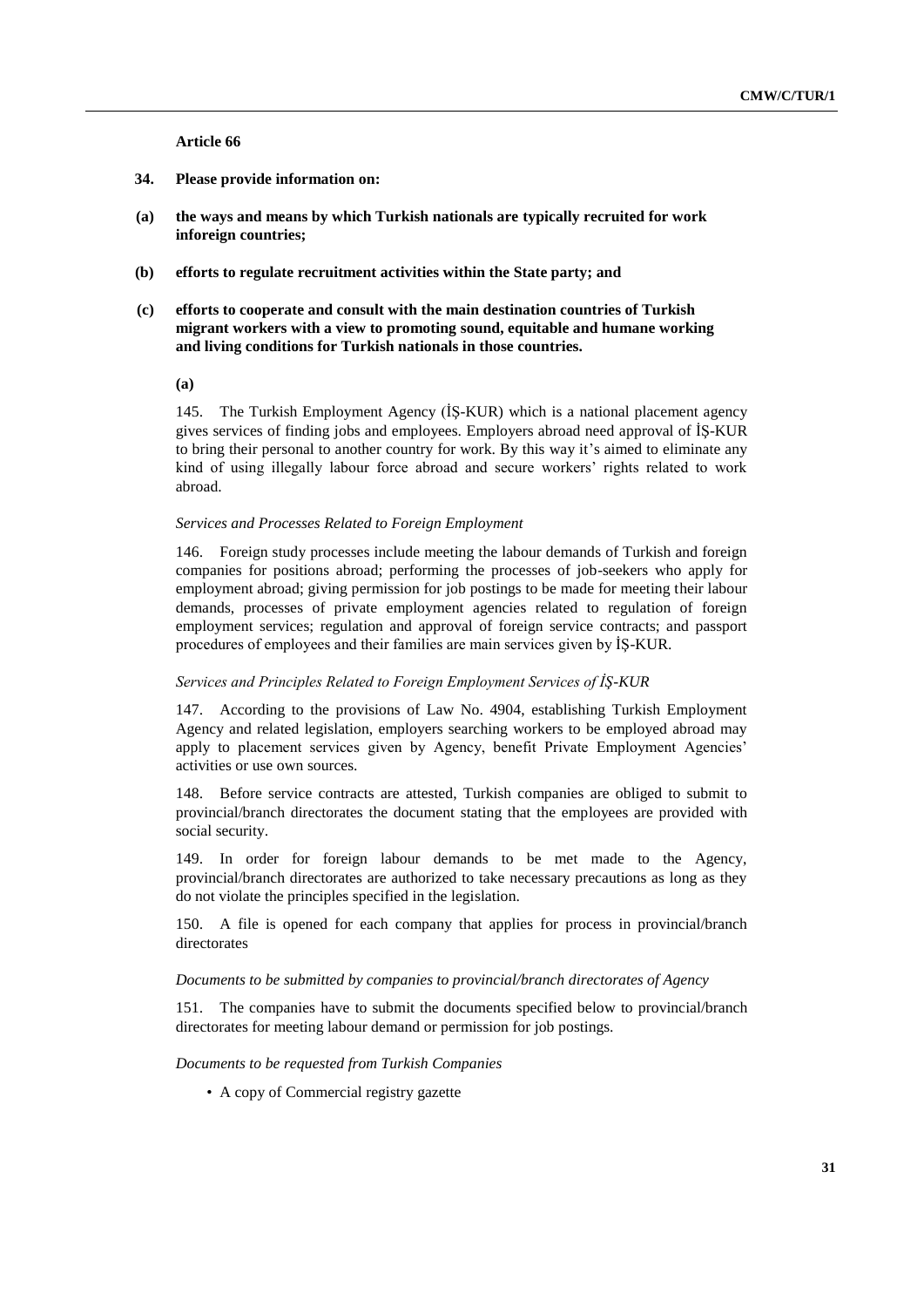**Article 66**

**34. Please provide information on:**

**(a) the ways and means by which Turkish nationals are typically recruited for work inforeign countries;**

**(b) efforts to regulate recruitment activities within the State party; and**

**(c) efforts to cooperate and consult with the main destination countries of Turkish migrant workers with a view to promoting sound, equitable and humane working and living conditions for Turkish nationals in those countries.**

**(a)**

145. The Turkish Employment Agency (İŞ-KUR) which is a national placement agency gives services of finding jobs and employees. Employers abroad need approval of İŞ-KUR to bring their personal to another country for work. By this way it's aimed to eliminate any kind of using illegally labour force abroad and secure workers' rights related to work abroad.

*Services and Processes Related to Foreign Employment*

146. Foreign study processes include meeting the labour demands of Turkish and foreign companies for positions abroad; performing the processes of job-seekers who apply for employment abroad; giving permission for job postings to be made for meeting their labour demands, processes of private employment agencies related to regulation of foreign employment services; regulation and approval of foreign service contracts; and passport procedures of employees and their families are main services given by İŞ-KUR.

*Services and Principles Related to Foreign Employment Services of İŞ-KUR*

147. According to the provisions of Law No. 4904, establishing Turkish Employment Agency and related legislation, employers searching workers to be employed abroad may apply to placement services given by Agency, benefit Private Employment Agencies' activities or use own sources.

148. Before service contracts are attested, Turkish companies are obliged to submit to provincial/branch directorates the document stating that the employees are provided with social security.

149. In order for foreign labour demands to be met made to the Agency, provincial/branch directorates are authorized to take necessary precautions as long as they do not violate the principles specified in the legislation.

150. A file is opened for each company that applies for process in provincial/branch directorates

*Documents to be submitted by companies to provincial/branch directorates of Agency*

151. The companies have to submit the documents specified below to provincial/branch directorates for meeting labour demand or permission for job postings.

*Documents to be requested from Turkish Companies*

- A copy of Commercial registry gazette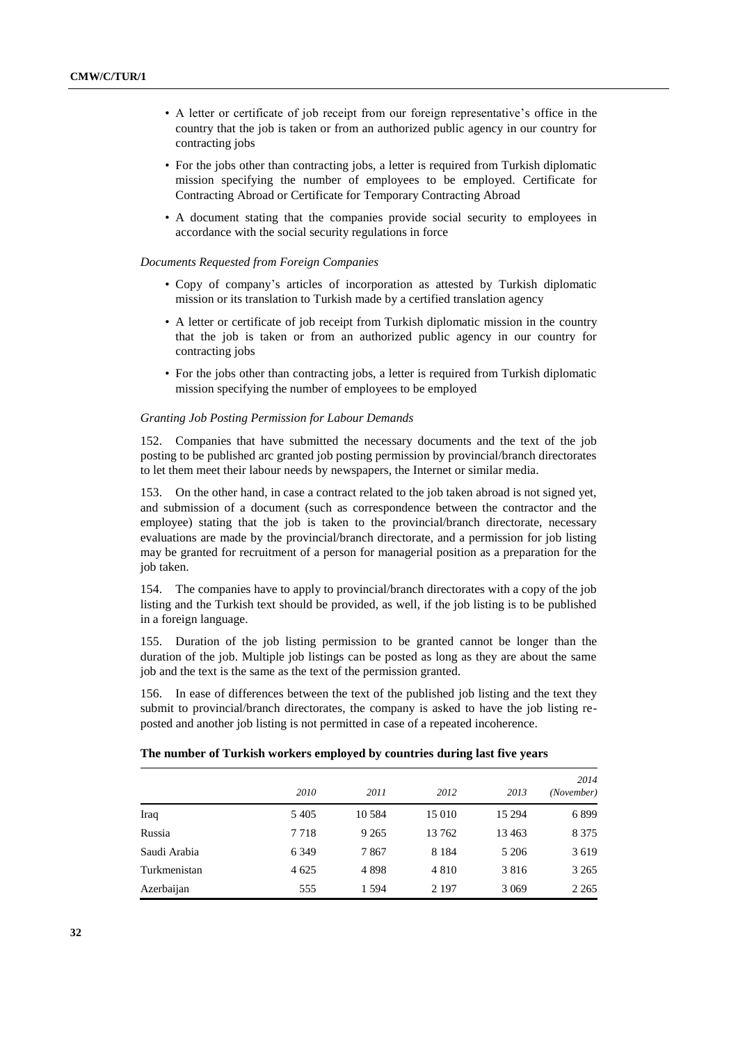- A letter or certificate of job receipt from our foreign representative's office in the country that the job is taken or from an authorized public agency in our country for contracting jobs
- For the jobs other than contracting jobs, a letter is required from Turkish diplomatic mission specifying the number of employees to be employed. Certificate for Contracting Abroad or Certificate for Temporary Contracting Abroad
- A document stating that the companies provide social security to employees in accordance with the social security regulations in force

*Documents Requested from Foreign Companies*

- Copy of company's articles of incorporation as attested by Turkish diplomatic mission or its translation to Turkish made by a certified translation agency
- A letter or certificate of job receipt from Turkish diplomatic mission in the country that the job is taken or from an authorized public agency in our country for contracting jobs
- For the jobs other than contracting jobs, a letter is required from Turkish diplomatic mission specifying the number of employees to be employed

*Granting Job Posting Permission for Labour Demands*

152. Companies that have submitted the necessary documents and the text of the job posting to be published arc granted job posting permission by provincial/branch directorates to let them meet their labour needs by newspapers, the Internet or similar media.

153. On the other hand, in case a contract related to the job taken abroad is not signed yet, and submission of a document (such as correspondence between the contractor and the employee) stating that the job is taken to the provincial/branch directorate, necessary evaluations are made by the provincial/branch directorate, and a permission for job listing may be granted for recruitment of a person for managerial position as a preparation for the job taken.

154. The companies have to apply to provincial/branch directorates with a copy of the job listing and the Turkish text should be provided, as well, if the job listing is to be published in a foreign language.

155. Duration of the job listing permission to be granted cannot be longer than the duration of the job. Multiple job listings can be posted as long as they are about the same job and the text is the same as the text of the permission granted.

156. In ease of differences between the text of the published job listing and the text they submit to provincial/branch directorates, the company is asked to have the job listing re-posted and another job listing is not permitted in case of a repeated incoherence.

**The number of Turkish workers employed by countries during last five years**

| | *2010* | *2011* | *2012* | *2013* | *2014 (November)* |
|---|---|---|---|---|---|
| Iraq | 5 405 | 10 584 | 15 010 | 15 294 | 6 899 |
| Russia | 7 718 | 9 265 | 13 762 | 13 463 | 8 375 |
| Saudi Arabia | 6 349 | 7 867 | 8 184 | 5 206 | 3 619 |
| Turkmenistan | 4 625 | 4 898 | 4 810 | 3 816 | 3 265 |
| Azerbaijan | 555 | 1 594 | 2 197 | 3 069 | 2 265 |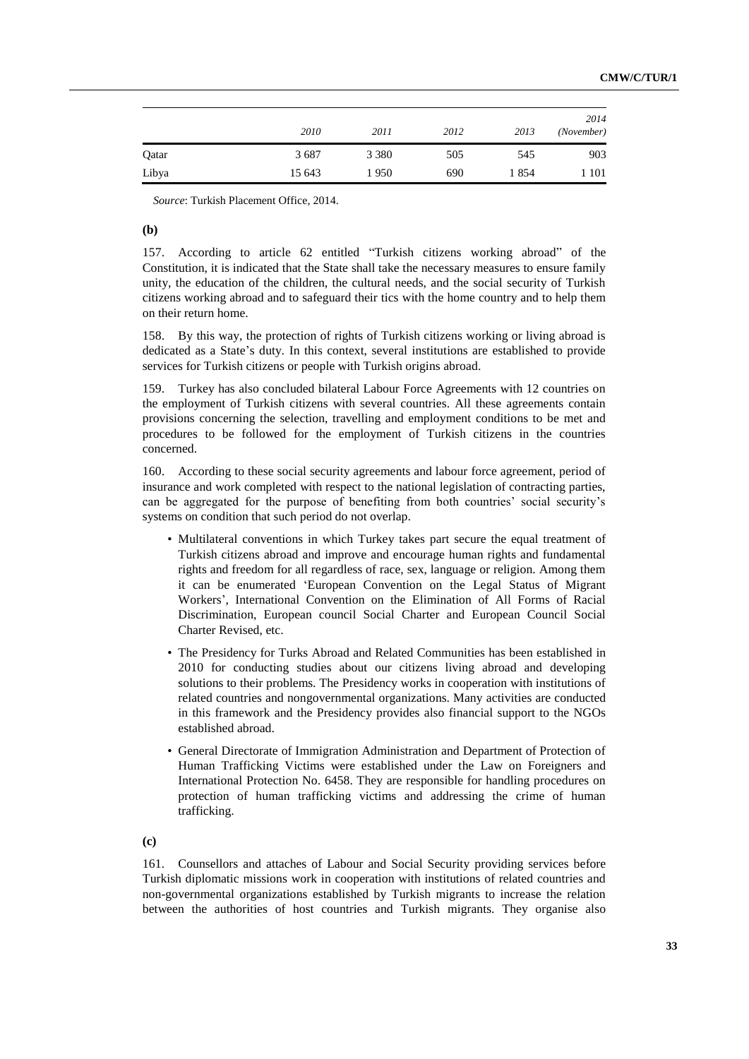|  | *2010* | *2011* | *2012* | *2013* | *2014 (November)* |
|---|---|---|---|---|---|
| Qatar | 3 687 | 3 380 | 505 | 545 | 903 |
| Libya | 15 643 | 1 950 | 690 | 1 854 | 1 101 |

*Source*: Turkish Placement Office, 2014.

**(b)**

157. According to article 62 entitled "Turkish citizens working abroad" of the Constitution, it is indicated that the State shall take the necessary measures to ensure family unity, the education of the children, the cultural needs, and the social security of Turkish citizens working abroad and to safeguard their tics with the home country and to help them on their return home.

158. By this way, the protection of rights of Turkish citizens working or living abroad is dedicated as a State's duty. In this context, several institutions are established to provide services for Turkish citizens or people with Turkish origins abroad.

159. Turkey has also concluded bilateral Labour Force Agreements with 12 countries on the employment of Turkish citizens with several countries. All these agreements contain provisions concerning the selection, travelling and employment conditions to be met and procedures to be followed for the employment of Turkish citizens in the countries concerned.

160. According to these social security agreements and labour force agreement, period of insurance and work completed with respect to the national legislation of contracting parties, can be aggregated for the purpose of benefiting from both countries' social security's systems on condition that such period do not overlap.

- Multilateral conventions in which Turkey takes part secure the equal treatment of Turkish citizens abroad and improve and encourage human rights and fundamental rights and freedom for all regardless of race, sex, language or religion. Among them it can be enumerated 'European Convention on the Legal Status of Migrant Workers', International Convention on the Elimination of All Forms of Racial Discrimination, European council Social Charter and European Council Social Charter Revised, etc.
- The Presidency for Turks Abroad and Related Communities has been established in 2010 for conducting studies about our citizens living abroad and developing solutions to their problems. The Presidency works in cooperation with institutions of related countries and nongovernmental organizations. Many activities are conducted in this framework and the Presidency provides also financial support to the NGOs established abroad.
- General Directorate of Immigration Administration and Department of Protection of Human Trafficking Victims were established under the Law on Foreigners and International Protection No. 6458. They are responsible for handling procedures on protection of human trafficking victims and addressing the crime of human trafficking.

**(c)**

161. Counsellors and attaches of Labour and Social Security providing services before Turkish diplomatic missions work in cooperation with institutions of related countries and non-governmental organizations established by Turkish migrants to increase the relation between the authorities of host countries and Turkish migrants. They organise also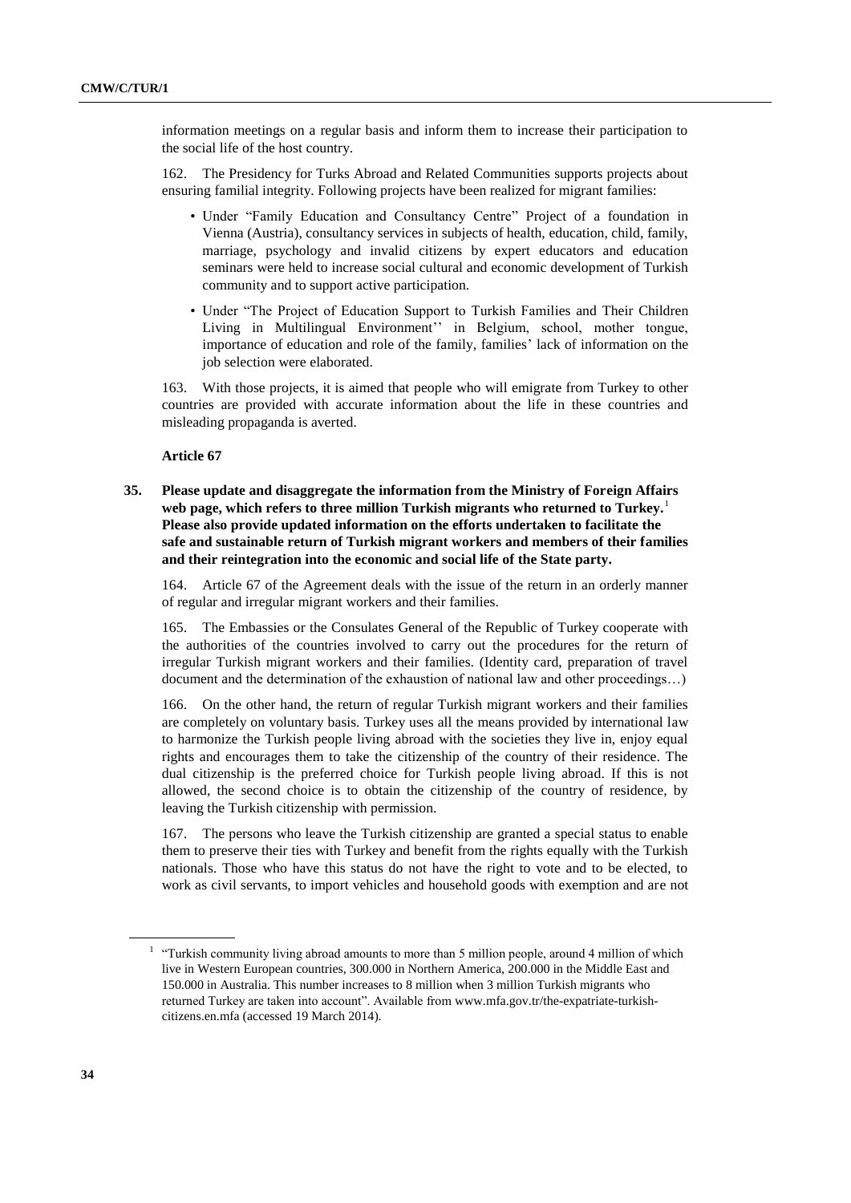information meetings on a regular basis and inform them to increase their participation to the social life of the host country.

162. The Presidency for Turks Abroad and Related Communities supports projects about ensuring familial integrity. Following projects have been realized for migrant families:

- Under "Family Education and Consultancy Centre" Project of a foundation in Vienna (Austria), consultancy services in subjects of health, education, child, family, marriage, psychology and invalid citizens by expert educators and education seminars were held to increase social cultural and economic development of Turkish community and to support active participation.
- Under "The Project of Education Support to Turkish Families and Their Children Living in Multilingual Environment'' in Belgium, school, mother tongue, importance of education and role of the family, families' lack of information on the job selection were elaborated.

163. With those projects, it is aimed that people who will emigrate from Turkey to other countries are provided with accurate information about the life in these countries and misleading propaganda is averted.

**Article 67**

**35. Please update and disaggregate the information from the Ministry of Foreign Affairs web page, which refers to three million Turkish migrants who returned to Turkey.**[1] **Please also provide updated information on the efforts undertaken to facilitate the safe and sustainable return of Turkish migrant workers and members of their families and their reintegration into the economic and social life of the State party.**

164. Article 67 of the Agreement deals with the issue of the return in an orderly manner of regular and irregular migrant workers and their families.

165. The Embassies or the Consulates General of the Republic of Turkey cooperate with the authorities of the countries involved to carry out the procedures for the return of irregular Turkish migrant workers and their families. (Identity card, preparation of travel document and the determination of the exhaustion of national law and other proceedings…)

166. On the other hand, the return of regular Turkish migrant workers and their families are completely on voluntary basis. Turkey uses all the means provided by international law to harmonize the Turkish people living abroad with the societies they live in, enjoy equal rights and encourages them to take the citizenship of the country of their residence. The dual citizenship is the preferred choice for Turkish people living abroad. If this is not allowed, the second choice is to obtain the citizenship of the country of residence, by leaving the Turkish citizenship with permission.

167. The persons who leave the Turkish citizenship are granted a special status to enable them to preserve their ties with Turkey and benefit from the rights equally with the Turkish nationals. Those who have this status do not have the right to vote and to be elected, to work as civil servants, to import vehicles and household goods with exemption and are not

---

[1] "Turkish community living abroad amounts to more than 5 million people, around 4 million of which live in Western European countries, 300.000 in Northern America, 200.000 in the Middle East and 150.000 in Australia. This number increases to 8 million when 3 million Turkish migrants who returned Turkey are taken into account". Available from www.mfa.gov.tr/the-expatriate-turkish-citizens.en.mfa (accessed 19 March 2014).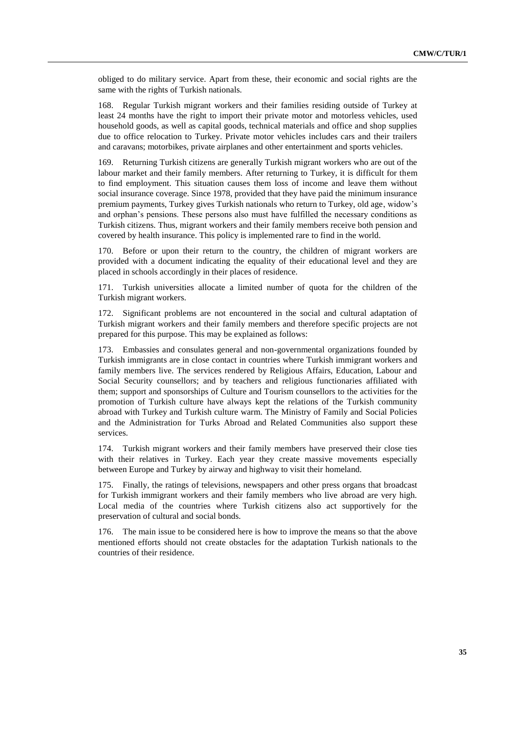obliged to do military service. Apart from these, their economic and social rights are the same with the rights of Turkish nationals.

168. Regular Turkish migrant workers and their families residing outside of Turkey at least 24 months have the right to import their private motor and motorless vehicles, used household goods, as well as capital goods, technical materials and office and shop supplies due to office relocation to Turkey. Private motor vehicles includes cars and their trailers and caravans; motorbikes, private airplanes and other entertainment and sports vehicles.

169. Returning Turkish citizens are generally Turkish migrant workers who are out of the labour market and their family members. After returning to Turkey, it is difficult for them to find employment. This situation causes them loss of income and leave them without social insurance coverage. Since 1978, provided that they have paid the minimum insurance premium payments, Turkey gives Turkish nationals who return to Turkey, old age, widow's and orphan's pensions. These persons also must have fulfilled the necessary conditions as Turkish citizens. Thus, migrant workers and their family members receive both pension and covered by health insurance. This policy is implemented rare to find in the world.

170. Before or upon their return to the country, the children of migrant workers are provided with a document indicating the equality of their educational level and they are placed in schools accordingly in their places of residence.

171. Turkish universities allocate a limited number of quota for the children of the Turkish migrant workers.

172. Significant problems are not encountered in the social and cultural adaptation of Turkish migrant workers and their family members and therefore specific projects are not prepared for this purpose. This may be explained as follows:

173. Embassies and consulates general and non-governmental organizations founded by Turkish immigrants are in close contact in countries where Turkish immigrant workers and family members live. The services rendered by Religious Affairs, Education, Labour and Social Security counsellors; and by teachers and religious functionaries affiliated with them; support and sponsorships of Culture and Tourism counsellors to the activities for the promotion of Turkish culture have always kept the relations of the Turkish community abroad with Turkey and Turkish culture warm. The Ministry of Family and Social Policies and the Administration for Turks Abroad and Related Communities also support these services.

174. Turkish migrant workers and their family members have preserved their close ties with their relatives in Turkey. Each year they create massive movements especially between Europe and Turkey by airway and highway to visit their homeland.

175. Finally, the ratings of televisions, newspapers and other press organs that broadcast for Turkish immigrant workers and their family members who live abroad are very high. Local media of the countries where Turkish citizens also act supportively for the preservation of cultural and social bonds.

176. The main issue to be considered here is how to improve the means so that the above mentioned efforts should not create obstacles for the adaptation Turkish nationals to the countries of their residence.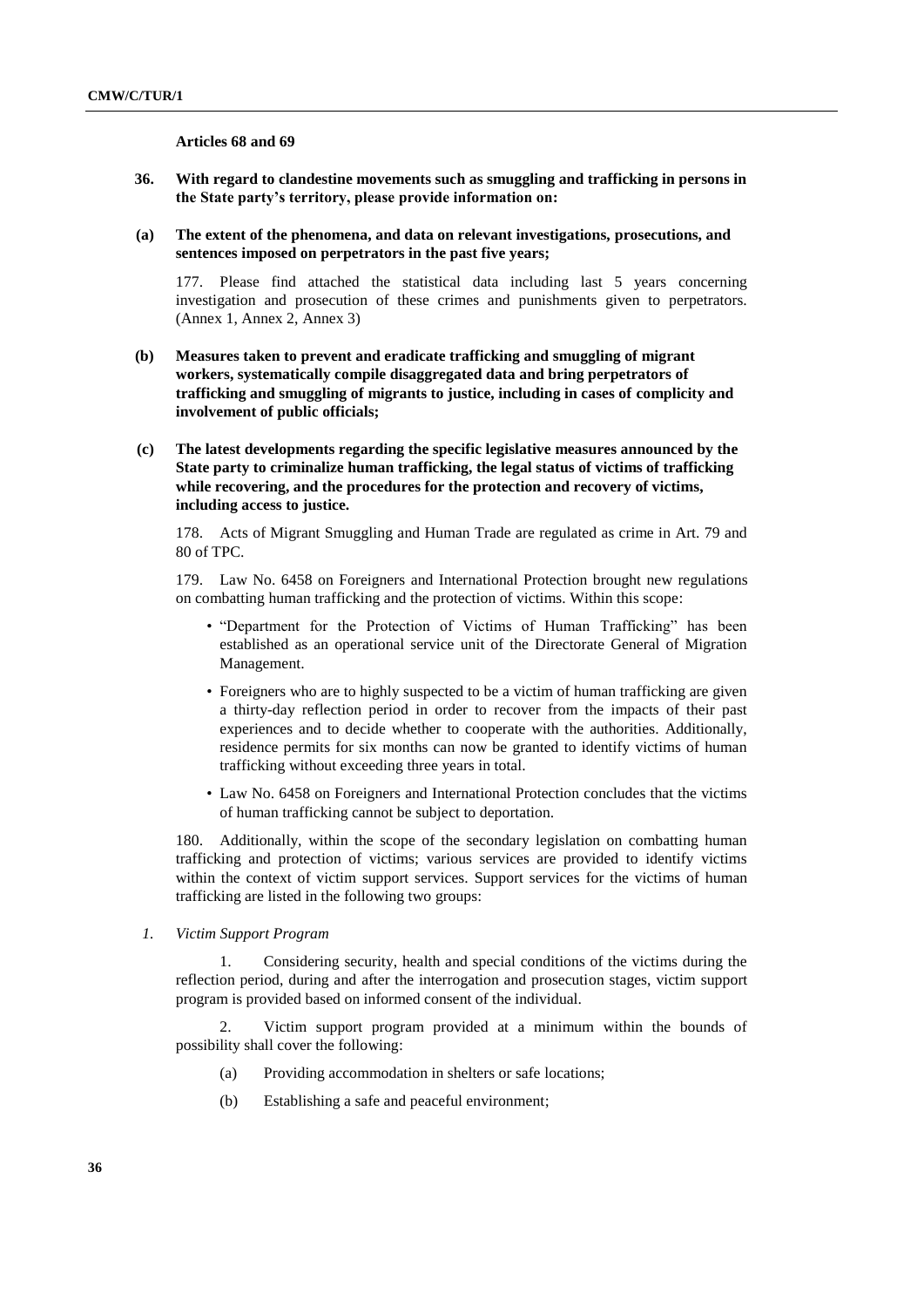**Articles 68 and 69**

**36. With regard to clandestine movements such as smuggling and trafficking in persons in the State party's territory, please provide information on:**

**(a) The extent of the phenomena, and data on relevant investigations, prosecutions, and sentences imposed on perpetrators in the past five years;**

177. Please find attached the statistical data including last 5 years concerning investigation and prosecution of these crimes and punishments given to perpetrators. (Annex 1, Annex 2, Annex 3)

**(b) Measures taken to prevent and eradicate trafficking and smuggling of migrant workers, systematically compile disaggregated data and bring perpetrators of trafficking and smuggling of migrants to justice, including in cases of complicity and involvement of public officials;**

**(c) The latest developments regarding the specific legislative measures announced by the State party to criminalize human trafficking, the legal status of victims of trafficking while recovering, and the procedures for the protection and recovery of victims, including access to justice.**

178. Acts of Migrant Smuggling and Human Trade are regulated as crime in Art. 79 and 80 of TPC.

179. Law No. 6458 on Foreigners and International Protection brought new regulations on combatting human trafficking and the protection of victims. Within this scope:

- "Department for the Protection of Victims of Human Trafficking" has been established as an operational service unit of the Directorate General of Migration Management.
- Foreigners who are to highly suspected to be a victim of human trafficking are given a thirty-day reflection period in order to recover from the impacts of their past experiences and to decide whether to cooperate with the authorities. Additionally, residence permits for six months can now be granted to identify victims of human trafficking without exceeding three years in total.
- Law No. 6458 on Foreigners and International Protection concludes that the victims of human trafficking cannot be subject to deportation.

180. Additionally, within the scope of the secondary legislation on combatting human trafficking and protection of victims; various services are provided to identify victims within the context of victim support services. Support services for the victims of human trafficking are listed in the following two groups:

*1. Victim Support Program*

1. Considering security, health and special conditions of the victims during the reflection period, during and after the interrogation and prosecution stages, victim support program is provided based on informed consent of the individual.

2. Victim support program provided at a minimum within the bounds of possibility shall cover the following:

   (a) Providing accommodation in shelters or safe locations;

   (b) Establishing a safe and peaceful environment;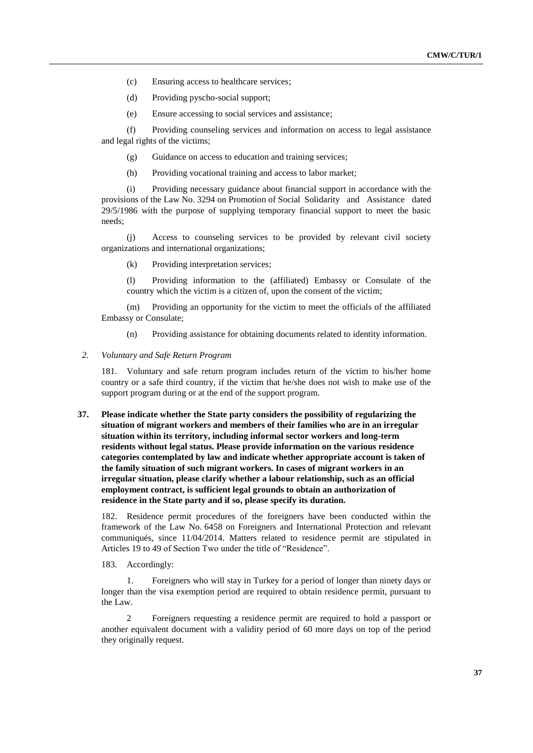(c) Ensuring access to healthcare services;

(d) Providing pyscho-social support;

(e) Ensure accessing to social services and assistance;

(f) Providing counseling services and information on access to legal assistance and legal rights of the victims;

(g) Guidance on access to education and training services;

(h) Providing vocational training and access to labor market;

(i) Providing necessary guidance about financial support in accordance with the provisions of the Law No. 3294 on Promotion of Social Solidarity and Assistance dated 29/5/1986 with the purpose of supplying temporary financial support to meet the basic needs;

(j) Access to counseling services to be provided by relevant civil society organizations and international organizations;

(k) Providing interpretation services;

(l) Providing information to the (affiliated) Embassy or Consulate of the country which the victim is a citizen of, upon the consent of the victim;

(m) Providing an opportunity for the victim to meet the officials of the affiliated Embassy or Consulate;

(n) Providing assistance for obtaining documents related to identity information.

*2. Voluntary and Safe Return Program*

181. Voluntary and safe return program includes return of the victim to his/her home country or a safe third country, if the victim that he/she does not wish to make use of the support program during or at the end of the support program.

**37. Please indicate whether the State party considers the possibility of regularizing the situation of migrant workers and members of their families who are in an irregular situation within its territory, including informal sector workers and long-term residents without legal status. Please provide information on the various residence categories contemplated by law and indicate whether appropriate account is taken of the family situation of such migrant workers. In cases of migrant workers in an irregular situation, please clarify whether a labour relationship, such as an official employment contract, is sufficient legal grounds to obtain an authorization of residence in the State party and if so, please specify its duration.**

182. Residence permit procedures of the foreigners have been conducted within the framework of the Law No. 6458 on Foreigners and International Protection and relevant communiqués, since 11/04/2014. Matters related to residence permit are stipulated in Articles 19 to 49 of Section Two under the title of "Residence".

183. Accordingly:

1. Foreigners who will stay in Turkey for a period of longer than ninety days or longer than the visa exemption period are required to obtain residence permit, pursuant to the Law.

2 Foreigners requesting a residence permit are required to hold a passport or another equivalent document with a validity period of 60 more days on top of the period they originally request.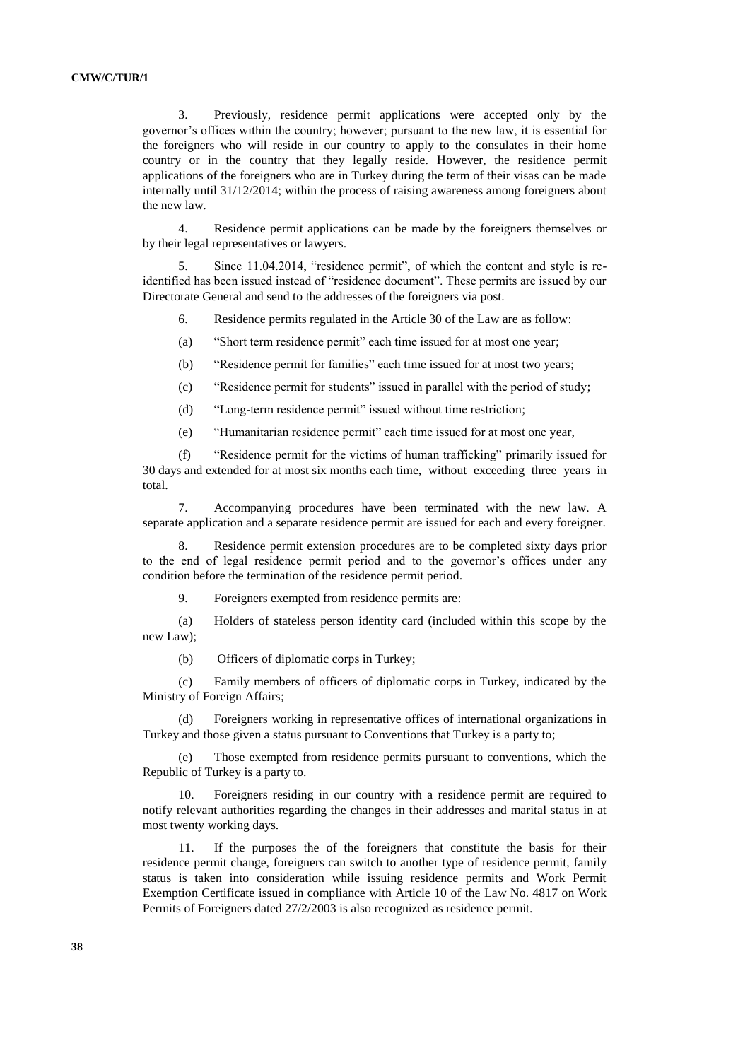3. Previously, residence permit applications were accepted only by the governor's offices within the country; however; pursuant to the new law, it is essential for the foreigners who will reside in our country to apply to the consulates in their home country or in the country that they legally reside. However, the residence permit applications of the foreigners who are in Turkey during the term of their visas can be made internally until 31/12/2014; within the process of raising awareness among foreigners about the new law.

4. Residence permit applications can be made by the foreigners themselves or by their legal representatives or lawyers.

5. Since 11.04.2014, "residence permit", of which the content and style is re-identified has been issued instead of "residence document". These permits are issued by our Directorate General and send to the addresses of the foreigners via post.

6. Residence permits regulated in the Article 30 of the Law are as follow:

(a) "Short term residence permit" each time issued for at most one year;

(b) "Residence permit for families" each time issued for at most two years;

(c) "Residence permit for students" issued in parallel with the period of study;

(d) "Long-term residence permit" issued without time restriction;

(e) "Humanitarian residence permit" each time issued for at most one year,

(f) "Residence permit for the victims of human trafficking" primarily issued for 30 days and extended for at most six months each time, without exceeding three years in total.

7. Accompanying procedures have been terminated with the new law. A separate application and a separate residence permit are issued for each and every foreigner.

8. Residence permit extension procedures are to be completed sixty days prior to the end of legal residence permit period and to the governor's offices under any condition before the termination of the residence permit period.

9. Foreigners exempted from residence permits are:

(a) Holders of stateless person identity card (included within this scope by the new Law);

(b) Officers of diplomatic corps in Turkey;

(c) Family members of officers of diplomatic corps in Turkey, indicated by the Ministry of Foreign Affairs;

(d) Foreigners working in representative offices of international organizations in Turkey and those given a status pursuant to Conventions that Turkey is a party to;

(e) Those exempted from residence permits pursuant to conventions, which the Republic of Turkey is a party to.

10. Foreigners residing in our country with a residence permit are required to notify relevant authorities regarding the changes in their addresses and marital status in at most twenty working days.

11. If the purposes the of the foreigners that constitute the basis for their residence permit change, foreigners can switch to another type of residence permit, family status is taken into consideration while issuing residence permits and Work Permit Exemption Certificate issued in compliance with Article 10 of the Law No. 4817 on Work Permits of Foreigners dated 27/2/2003 is also recognized as residence permit.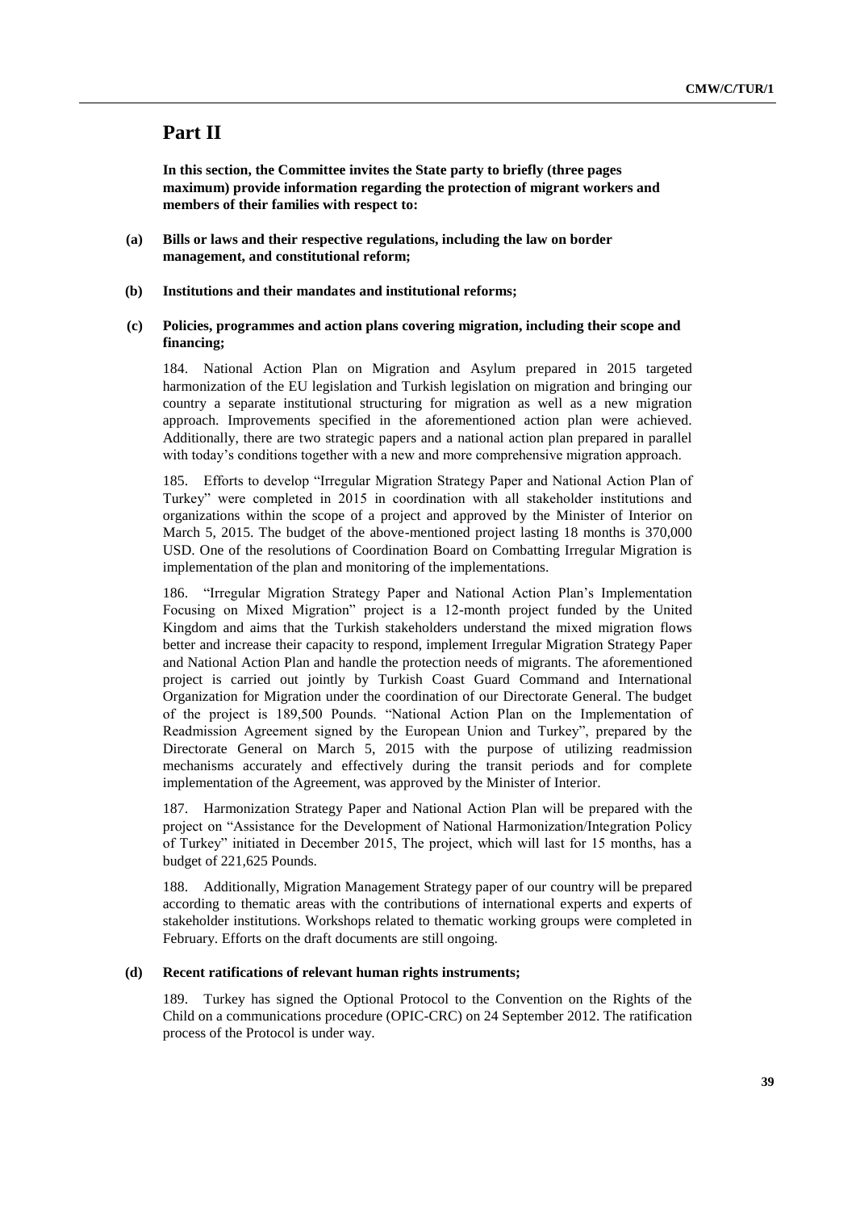# Part II

**In this section, the Committee invites the State party to briefly (three pages maximum) provide information regarding the protection of migrant workers and members of their families with respect to:**

**(a) Bills or laws and their respective regulations, including the law on border management, and constitutional reform;**

**(b) Institutions and their mandates and institutional reforms;**

**(c) Policies, programmes and action plans covering migration, including their scope and financing;**

184. National Action Plan on Migration and Asylum prepared in 2015 targeted harmonization of the EU legislation and Turkish legislation on migration and bringing our country a separate institutional structuring for migration as well as a new migration approach. Improvements specified in the aforementioned action plan were achieved. Additionally, there are two strategic papers and a national action plan prepared in parallel with today's conditions together with a new and more comprehensive migration approach.

185. Efforts to develop "Irregular Migration Strategy Paper and National Action Plan of Turkey" were completed in 2015 in coordination with all stakeholder institutions and organizations within the scope of a project and approved by the Minister of Interior on March 5, 2015. The budget of the above-mentioned project lasting 18 months is 370,000 USD. One of the resolutions of Coordination Board on Combatting Irregular Migration is implementation of the plan and monitoring of the implementations.

186. "Irregular Migration Strategy Paper and National Action Plan's Implementation Focusing on Mixed Migration" project is a 12-month project funded by the United Kingdom and aims that the Turkish stakeholders understand the mixed migration flows better and increase their capacity to respond, implement Irregular Migration Strategy Paper and National Action Plan and handle the protection needs of migrants. The aforementioned project is carried out jointly by Turkish Coast Guard Command and International Organization for Migration under the coordination of our Directorate General. The budget of the project is 189,500 Pounds. "National Action Plan on the Implementation of Readmission Agreement signed by the European Union and Turkey", prepared by the Directorate General on March 5, 2015 with the purpose of utilizing readmission mechanisms accurately and effectively during the transit periods and for complete implementation of the Agreement, was approved by the Minister of Interior.

187. Harmonization Strategy Paper and National Action Plan will be prepared with the project on "Assistance for the Development of National Harmonization/Integration Policy of Turkey" initiated in December 2015, The project, which will last for 15 months, has a budget of 221,625 Pounds.

188. Additionally, Migration Management Strategy paper of our country will be prepared according to thematic areas with the contributions of international experts and experts of stakeholder institutions. Workshops related to thematic working groups were completed in February. Efforts on the draft documents are still ongoing.

**(d) Recent ratifications of relevant human rights instruments;**

189. Turkey has signed the Optional Protocol to the Convention on the Rights of the Child on a communications procedure (OPIC-CRC) on 24 September 2012. The ratification process of the Protocol is under way.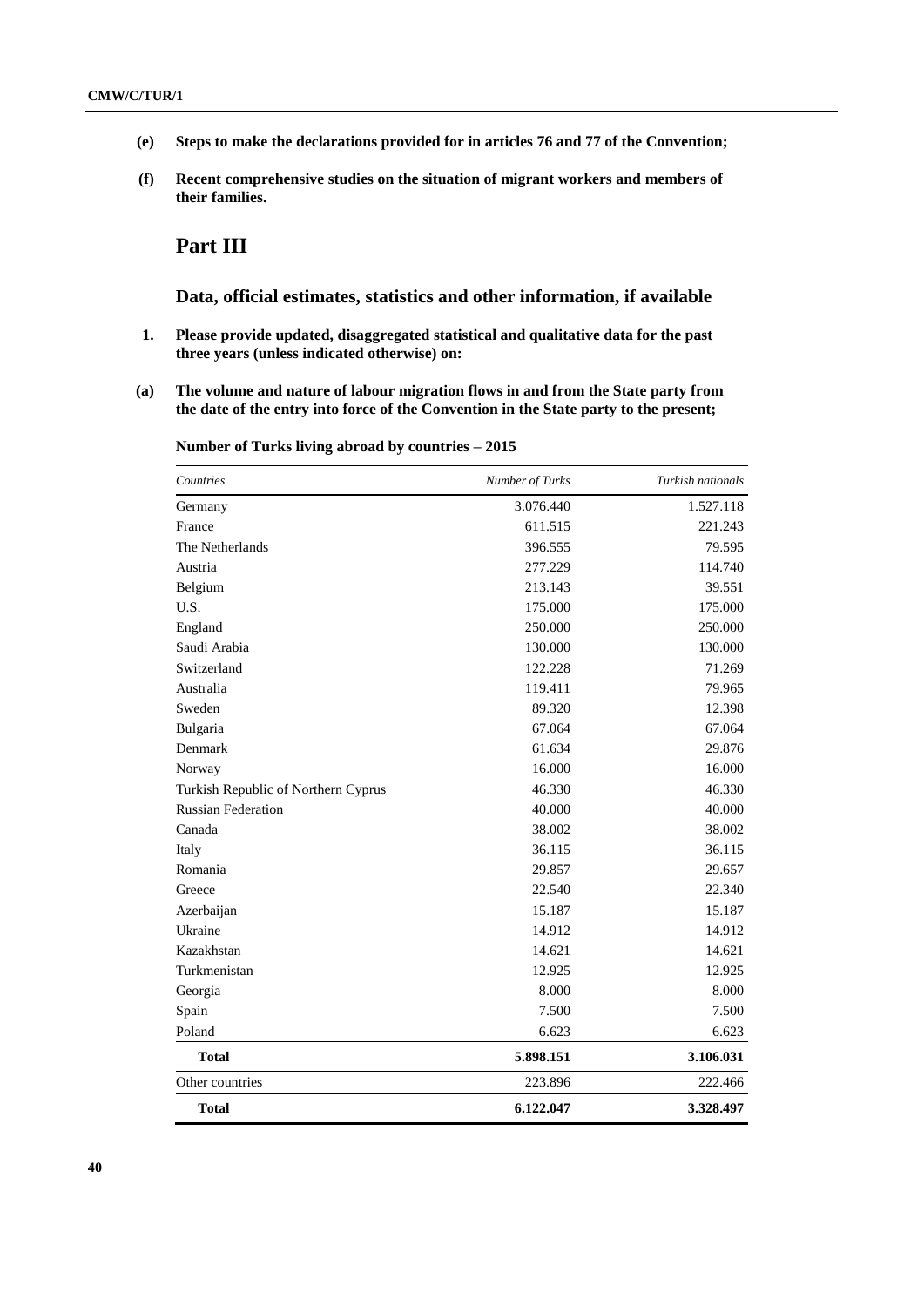**(e) Steps to make the declarations provided for in articles 76 and 77 of the Convention;**

**(f) Recent comprehensive studies on the situation of migrant workers and members of their families.**

## Part III

### Data, official estimates, statistics and other information, if available

**1. Please provide updated, disaggregated statistical and qualitative data for the past three years (unless indicated otherwise) on:**

**(a) The volume and nature of labour migration flows in and from the State party from the date of the entry into force of the Convention in the State party to the present;**

**Number of Turks living abroad by countries – 2015**

| *Countries* | *Number of Turks* | *Turkish nationals* |
|---|---|---|
| Germany | 3.076.440 | 1.527.118 |
| France | 611.515 | 221.243 |
| The Netherlands | 396.555 | 79.595 |
| Austria | 277.229 | 114.740 |
| Belgium | 213.143 | 39.551 |
| U.S. | 175.000 | 175.000 |
| England | 250.000 | 250.000 |
| Saudi Arabia | 130.000 | 130.000 |
| Switzerland | 122.228 | 71.269 |
| Australia | 119.411 | 79.965 |
| Sweden | 89.320 | 12.398 |
| Bulgaria | 67.064 | 67.064 |
| Denmark | 61.634 | 29.876 |
| Norway | 16.000 | 16.000 |
| Turkish Republic of Northern Cyprus | 46.330 | 46.330 |
| Russian Federation | 40.000 | 40.000 |
| Canada | 38.002 | 38.002 |
| Italy | 36.115 | 36.115 |
| Romania | 29.857 | 29.657 |
| Greece | 22.540 | 22.340 |
| Azerbaijan | 15.187 | 15.187 |
| Ukraine | 14.912 | 14.912 |
| Kazakhstan | 14.621 | 14.621 |
| Turkmenistan | 12.925 | 12.925 |
| Georgia | 8.000 | 8.000 |
| Spain | 7.500 | 7.500 |
| Poland | 6.623 | 6.623 |
| **Total** | **5.898.151** | **3.106.031** |
| Other countries | 223.896 | 222.466 |
| **Total** | **6.122.047** | **3.328.497** |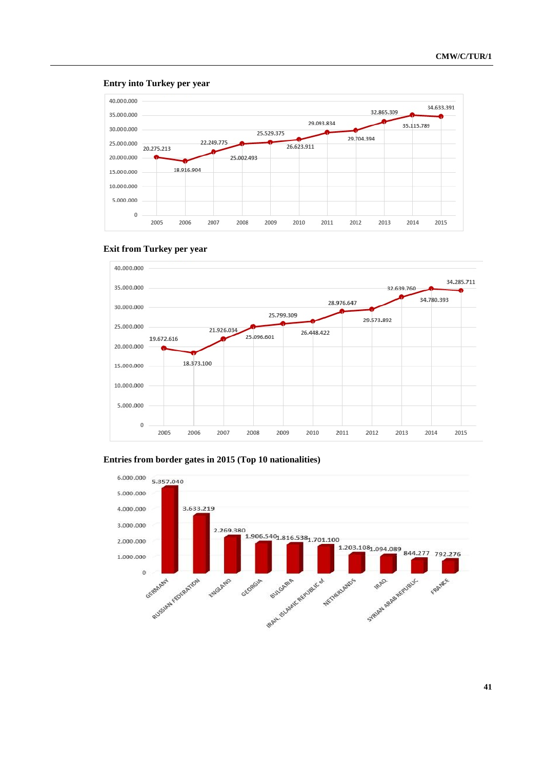**Entry into Turkey per year**

| Year | Entries |
|---|---|
| 2005 | 20.275.213 |
| 2006 | 18.916.904 |
| 2007 | 22.249.775 |
| 2008 | 25.002.493 |
| 2009 | 25.529.375 |
| 2010 | 26.623.911 |
| 2011 | 29.093.834 |
| 2012 | 29.704.394 |
| 2013 | 32.865.309 |
| 2014 | 35.115.789 |
| 2015 | 34.633.391 |

**Exit from Turkey per year**

| Year | Exits |
|---|---|
| 2005 | 19.672.616 |
| 2006 | 18.373.100 |
| 2007 | 21.926.034 |
| 2008 | 25.096.601 |
| 2009 | 25.799.309 |
| 2010 | 26.448.422 |
| 2011 | 28.976.647 |
| 2012 | 29.573.892 |
| 2013 | 32.639.760 |
| 2014 | 34.780.393 |
| 2015 | 34.285.711 |

**Entries from border gates in 2015 (Top 10 nationalities)**

| Nationality | Entries |
|---|---|
| GERMANY | 5.357.040 |
| RUSSIAN FEDERATION | 3.633.219 |
| ENGLAND | 2.269.380 |
| GEORGIA | 1.906.540 |
| BULGARIA | 1.816.538 |
| IRAN, ISLAMIC REPUBLIC of | 1.701.100 |
| NETHERLANDS | 1.203.108 |
| IRAQ | 1.094.089 |
| SYRIAN ARAB REPUBLIC | 844.277 |
| FRANCE | 792.276 |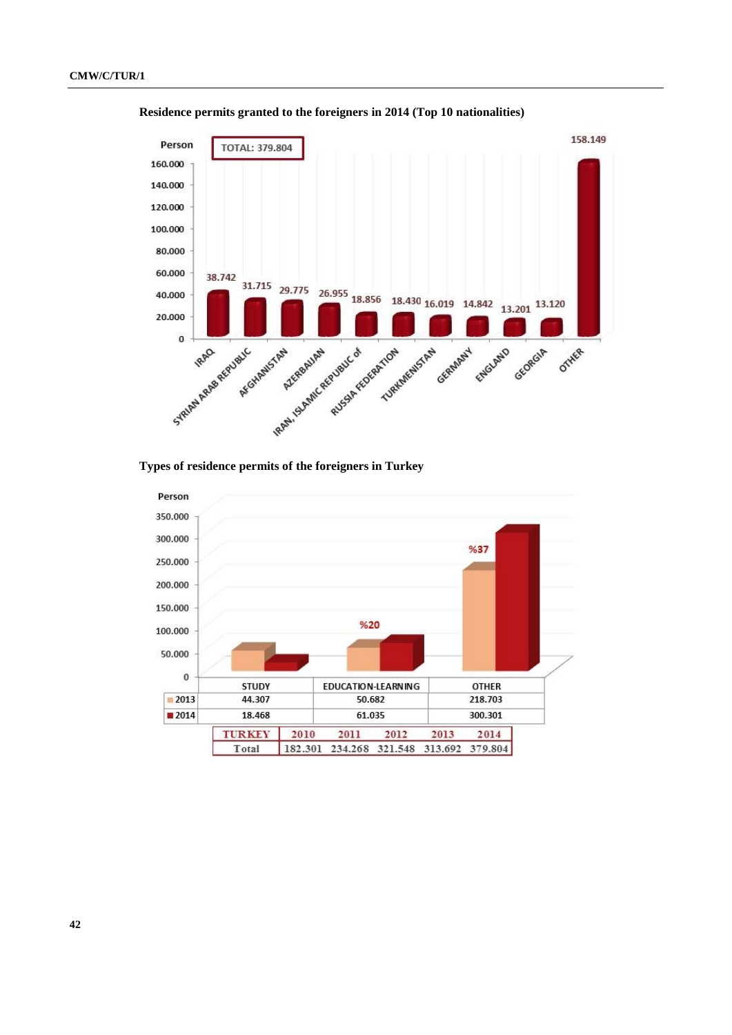**Residence permits granted to the foreigners in 2014 (Top 10 nationalities)**

TOTAL: 379.804

| Nationality | Person |
|---|---|
| IRAQ | 38.742 |
| SYRIAN ARAB REPUBLIC | 31.715 |
| AFGHANISTAN | 29.775 |
| AZERBAIJAN | 26.955 |
| IRAN, ISLAMIC REPUBLIC of | 18.856 |
| RUSSIA FEDERATION | 18.430 |
| TURKMENISTAN | 16.019 |
| GERMANY | 14.842 |
| ENGLAND | 13.201 |
| GEORGIA | 13.120 |
| OTHER | 158.149 |

**Types of residence permits of the foreigners in Turkey**

| | STUDY | EDUCATION-LEARNING | OTHER |
|---|---|---|---|
| 2013 | 44.307 | 50.682 | 218.703 |
| 2014 | 18.468 | 61.035 | 300.301 |
| | | %20 | %37 |

| TURKEY | 2010 | 2011 | 2012 | 2013 | 2014 |
|---|---|---|---|---|---|
| Total | 182.301 | 234.268 | 321.548 | 313.692 | 379.804 |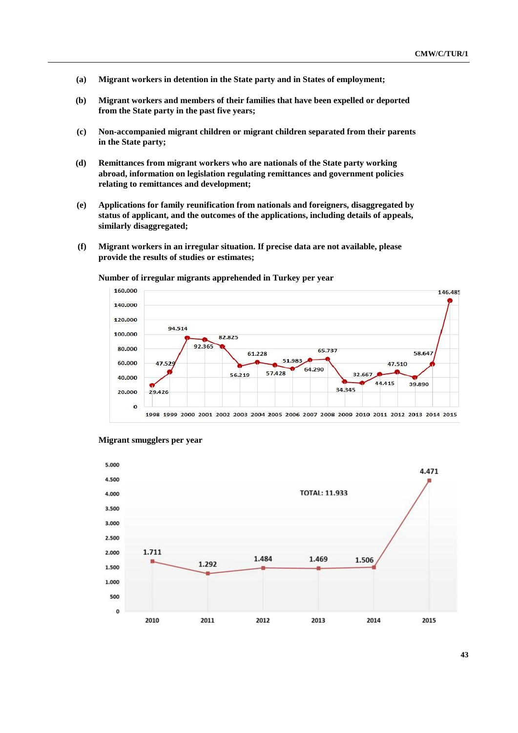**(a) Migrant workers in detention in the State party and in States of employment;**

**(b) Migrant workers and members of their families that have been expelled or deported from the State party in the past five years;**

**(c) Non-accompanied migrant children or migrant children separated from their parents in the State party;**

**(d) Remittances from migrant workers who are nationals of the State party working abroad, information on legislation regulating remittances and government policies relating to remittances and development;**

**(e) Applications for family reunification from nationals and foreigners, disaggregated by status of applicant, and the outcomes of the applications, including details of appeals, similarly disaggregated;**

**(f) Migrant workers in an irregular situation. If precise data are not available, please provide the results of studies or estimates;**

**Number of irregular migrants apprehended in Turkey per year**

| Year | Number |
|---|---|
| 1998 | 29.426 |
| 1999 | 47.529 |
| 2000 | 94.514 |
| 2001 | 92.365 |
| 2002 | 82.825 |
| 2003 | 56.219 |
| 2004 | 61.228 |
| 2005 | 57.428 |
| 2006 | 51.983 |
| 2007 | 64.290 |
| 2008 | 65.737 |
| 2009 | 34.345 |
| 2010 | 32.667 |
| 2011 | 44.415 |
| 2012 | 47.510 |
| 2013 | 39.890 |
| 2014 | 58.647 |
| 2015 | 146.485 |

**Migrant smugglers per year**

| Year | Number |
|---|---|
| 2010 | 1.711 |
| 2011 | 1.292 |
| 2012 | 1.484 |
| 2013 | 1.469 |
| 2014 | 1.506 |
| 2015 | 4.471 |

TOTAL: 11.933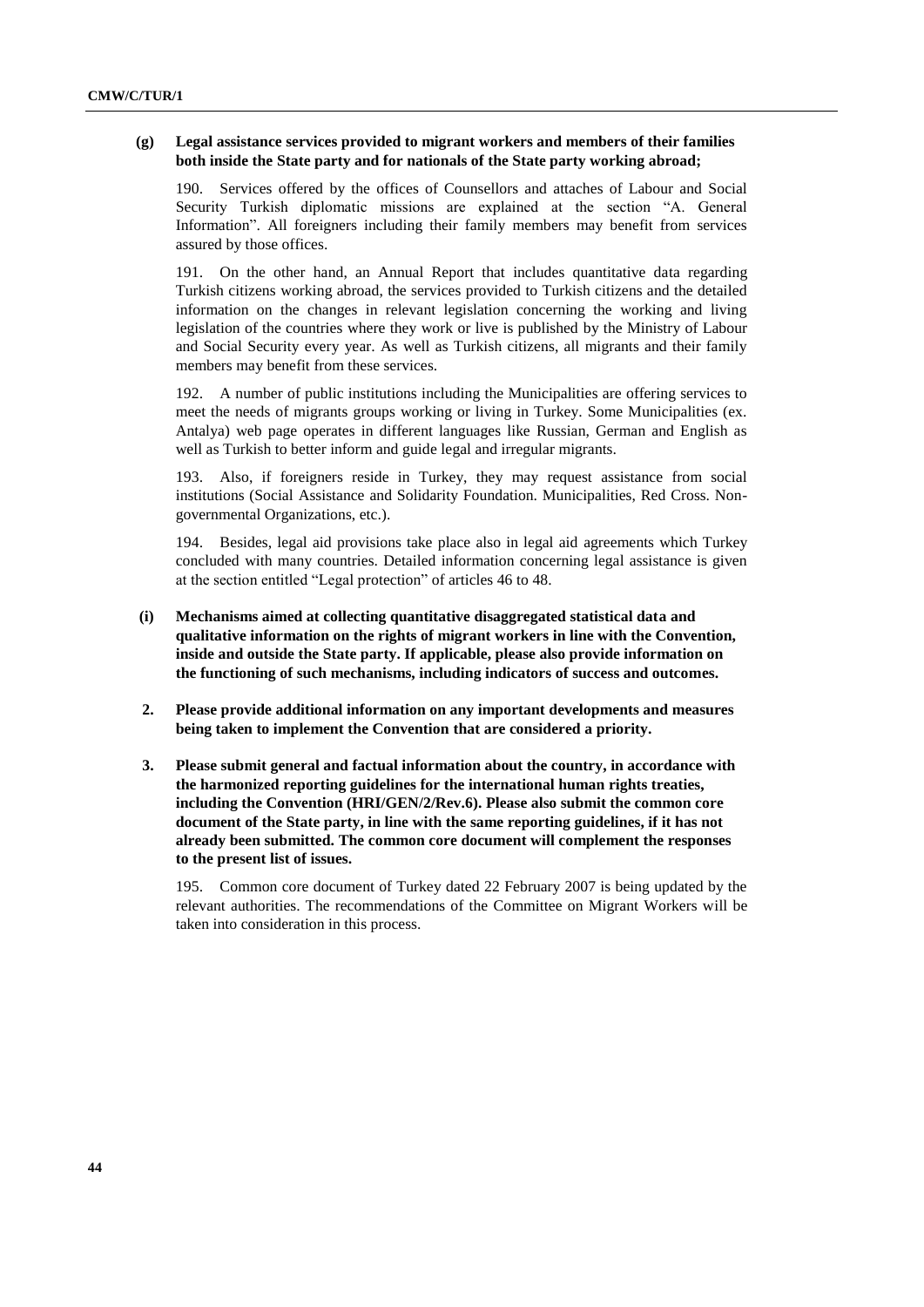**(g) Legal assistance services provided to migrant workers and members of their families both inside the State party and for nationals of the State party working abroad;**

190. Services offered by the offices of Counsellors and attaches of Labour and Social Security Turkish diplomatic missions are explained at the section "A. General Information". All foreigners including their family members may benefit from services assured by those offices.

191. On the other hand, an Annual Report that includes quantitative data regarding Turkish citizens working abroad, the services provided to Turkish citizens and the detailed information on the changes in relevant legislation concerning the working and living legislation of the countries where they work or live is published by the Ministry of Labour and Social Security every year. As well as Turkish citizens, all migrants and their family members may benefit from these services.

192. A number of public institutions including the Municipalities are offering services to meet the needs of migrants groups working or living in Turkey. Some Municipalities (ex. Antalya) web page operates in different languages like Russian, German and English as well as Turkish to better inform and guide legal and irregular migrants.

193. Also, if foreigners reside in Turkey, they may request assistance from social institutions (Social Assistance and Solidarity Foundation. Municipalities, Red Cross. Non-governmental Organizations, etc.).

194. Besides, legal aid provisions take place also in legal aid agreements which Turkey concluded with many countries. Detailed information concerning legal assistance is given at the section entitled "Legal protection" of articles 46 to 48.

**(i) Mechanisms aimed at collecting quantitative disaggregated statistical data and qualitative information on the rights of migrant workers in line with the Convention, inside and outside the State party. If applicable, please also provide information on the functioning of such mechanisms, including indicators of success and outcomes.**

**2. Please provide additional information on any important developments and measures being taken to implement the Convention that are considered a priority.**

**3. Please submit general and factual information about the country, in accordance with the harmonized reporting guidelines for the international human rights treaties, including the Convention (HRI/GEN/2/Rev.6). Please also submit the common core document of the State party, in line with the same reporting guidelines, if it has not already been submitted. The common core document will complement the responses to the present list of issues.**

195. Common core document of Turkey dated 22 February 2007 is being updated by the relevant authorities. The recommendations of the Committee on Migrant Workers will be taken into consideration in this process.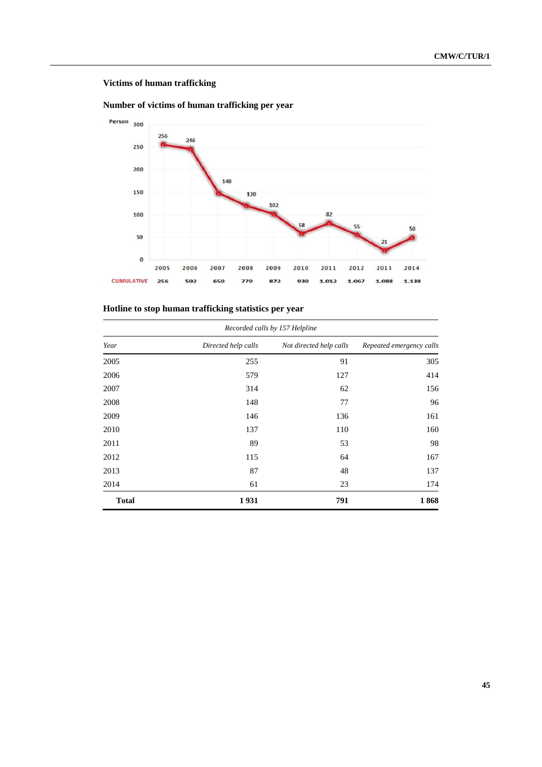### Victims of human trafficking

### Number of victims of human trafficking per year

| Person | 2005 | 2006 | 2007 | 2008 | 2009 | 2010 | 2011 | 2012 | 2013 | 2014 |
|---|---|---|---|---|---|---|---|---|---|---|
| | 256 | 246 | 148 | 120 | 102 | 58 | 82 | 55 | 21 | 50 |
| CUMULATIVE | 256 | 502 | 650 | 770 | 872 | 930 | 1.012 | 1.067 | 1.088 | 1.138 |

### Hotline to stop human trafficking statistics per year

| | *Recorded calls by 157 Helpline* | | |
|---|---|---|---|
| *Year* | *Directed help calls* | *Not directed help calls* | *Repeated emergency calls* |
| 2005 | 255 | 91 | 305 |
| 2006 | 579 | 127 | 414 |
| 2007 | 314 | 62 | 156 |
| 2008 | 148 | 77 | 96 |
| 2009 | 146 | 136 | 161 |
| 2010 | 137 | 110 | 160 |
| 2011 | 89 | 53 | 98 |
| 2012 | 115 | 64 | 167 |
| 2013 | 87 | 48 | 137 |
| 2014 | 61 | 23 | 174 |
| **Total** | **1 931** | **791** | **1 868** |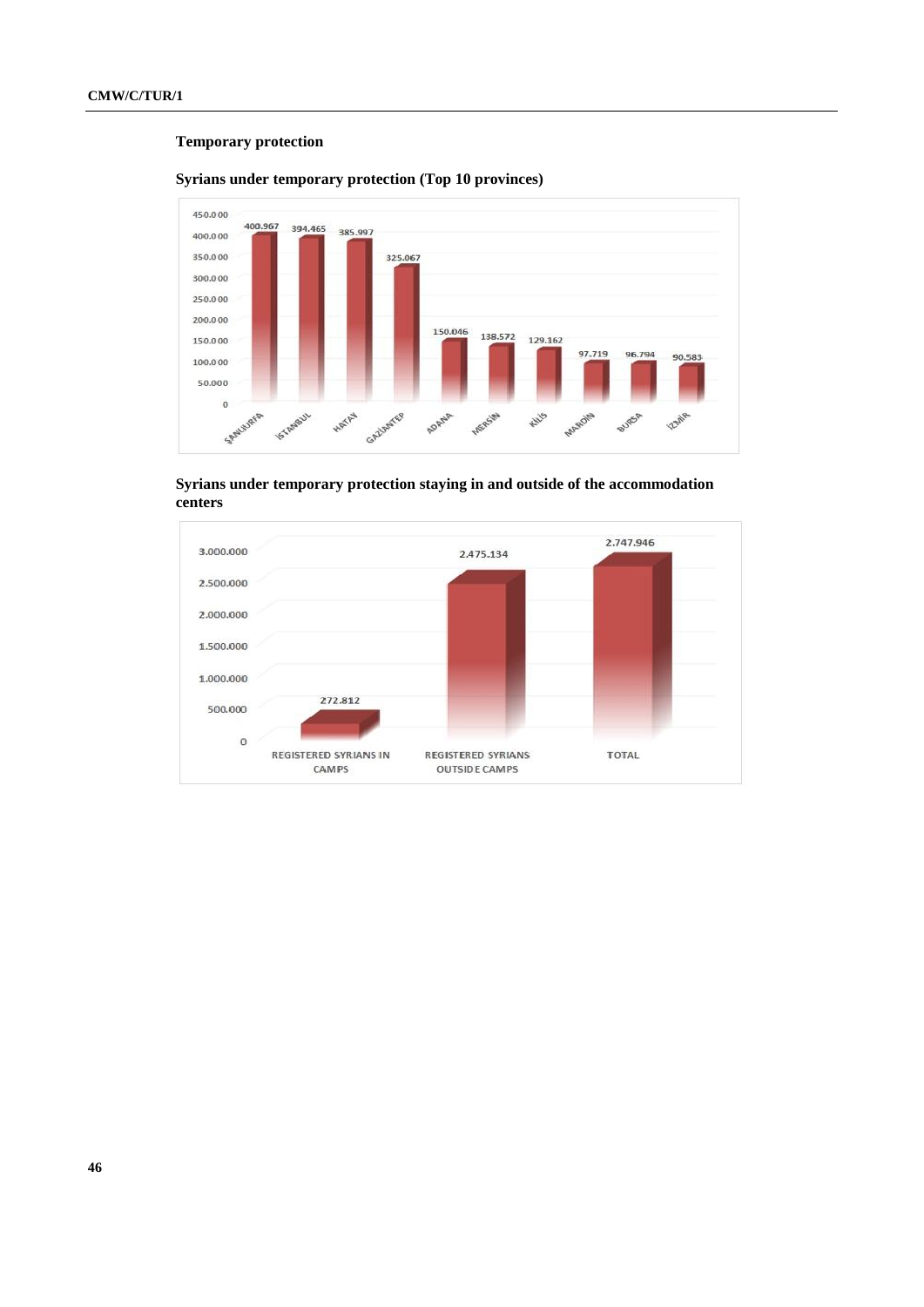**Temporary protection**

**Syrians under temporary protection (Top 10 provinces)**

| Province | Number |
|---|---|
| ŞANLIURFA | 400.967 |
| İSTANBUL | 394.465 |
| HATAY | 385.997 |
| GAZİANTEP | 325.067 |
| ADANA | 150.046 |
| MERSİN | 138.572 |
| KİLİS | 129.162 |
| MARDİN | 97.719 |
| BURSA | 96.794 |
| İZMİR | 90.583 |

**Syrians under temporary protection staying in and outside of the accommodation centers**

| Category | Number |
|---|---|
| REGISTERED SYRIANS IN CAMPS | 272.812 |
| REGISTERED SYRIANS OUTSIDE CAMPS | 2.475.134 |
| TOTAL | 2.747.946 |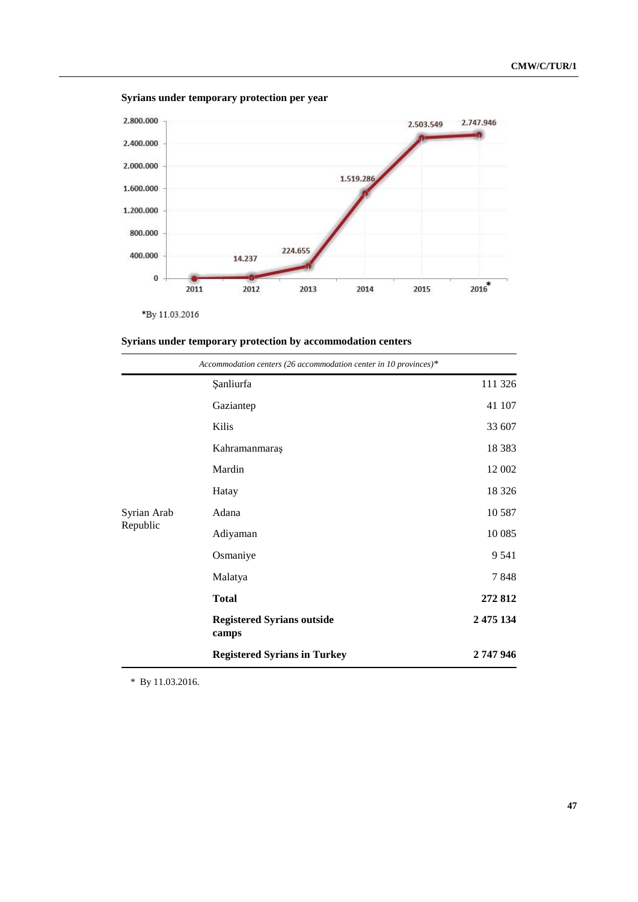**Syrians under temporary protection per year**

| Year | Syrians under temporary protection |
|---|---|
| 2011 | 0 |
| 2012 | 14.237 |
| 2013 | 224.655 |
| 2014 | 1.519.286 |
| 2015 | 2.503.549 |
| 2016* | 2.747.946 |

*By 11.03.2016

**Syrians under temporary protection by accommodation centers**

| | *Accommodation centers (26 accommodation center in 10 provinces)** | |
|---|---|---|
| Syrian Arab Republic | Şanliurfa | 111 326 |
| | Gaziantep | 41 107 |
| | Kilis | 33 607 |
| | Kahramanmaraş | 18 383 |
| | Mardin | 12 002 |
| | Hatay | 18 326 |
| | Adana | 10 587 |
| | Adiyaman | 10 085 |
| | Osmaniye | 9 541 |
| | Malatya | 7 848 |
| | **Total** | **272 812** |
| | **Registered Syrians outside camps** | **2 475 134** |
| | **Registered Syrians in Turkey** | **2 747 946** |

\* By 11.03.2016.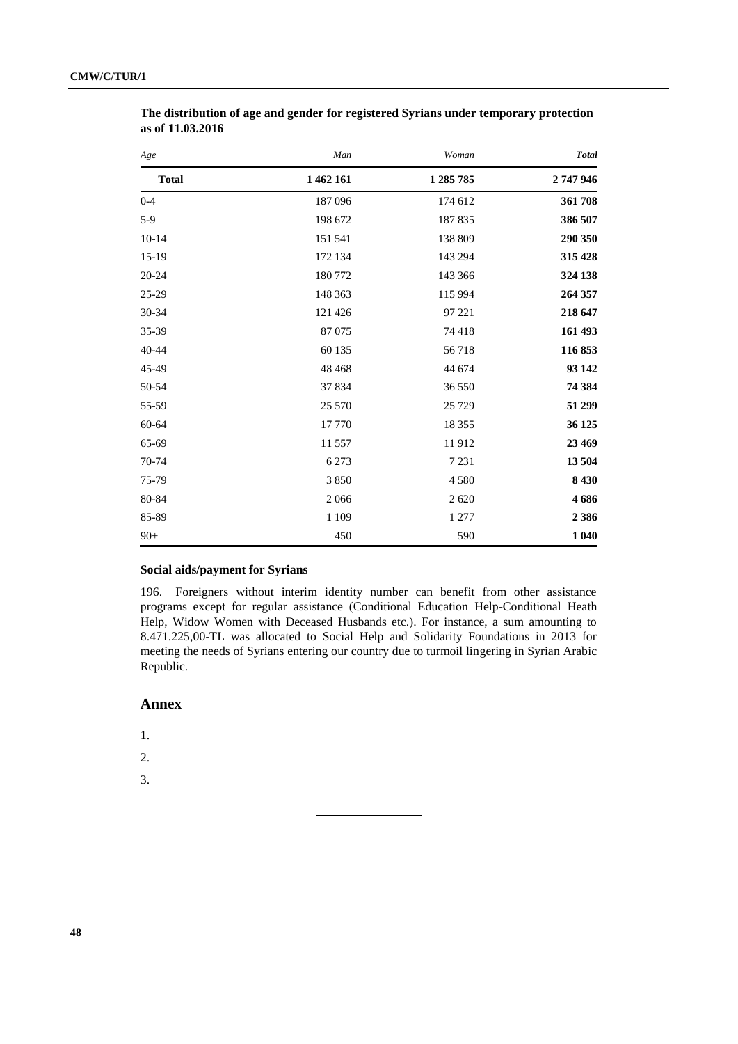**The distribution of age and gender for registered Syrians under temporary protection as of 11.03.2016**

| *Age* | *Man* | *Woman* | ***Total*** |
|---|---|---|---|
| **Total** | **1 462 161** | **1 285 785** | **2 747 946** |
| 0-4 | 187 096 | 174 612 | **361 708** |
| 5-9 | 198 672 | 187 835 | **386 507** |
| 10-14 | 151 541 | 138 809 | **290 350** |
| 15-19 | 172 134 | 143 294 | **315 428** |
| 20-24 | 180 772 | 143 366 | **324 138** |
| 25-29 | 148 363 | 115 994 | **264 357** |
| 30-34 | 121 426 | 97 221 | **218 647** |
| 35-39 | 87 075 | 74 418 | **161 493** |
| 40-44 | 60 135 | 56 718 | **116 853** |
| 45-49 | 48 468 | 44 674 | **93 142** |
| 50-54 | 37 834 | 36 550 | **74 384** |
| 55-59 | 25 570 | 25 729 | **51 299** |
| 60-64 | 17 770 | 18 355 | **36 125** |
| 65-69 | 11 557 | 11 912 | **23 469** |
| 70-74 | 6 273 | 7 231 | **13 504** |
| 75-79 | 3 850 | 4 580 | **8 430** |
| 80-84 | 2 066 | 2 620 | **4 686** |
| 85-89 | 1 109 | 1 277 | **2 386** |
| 90+ | 450 | 590 | **1 040** |

**Social aids/payment for Syrians**

196. Foreigners without interim identity number can benefit from other assistance programs except for regular assistance (Conditional Education Help-Conditional Heath Help, Widow Women with Deceased Husbands etc.). For instance, a sum amounting to 8.471.225,00-TL was allocated to Social Help and Solidarity Foundations in 2013 for meeting the needs of Syrians entering our country due to turmoil lingering in Syrian Arabic Republic.

## Annex

1.

2.

3.